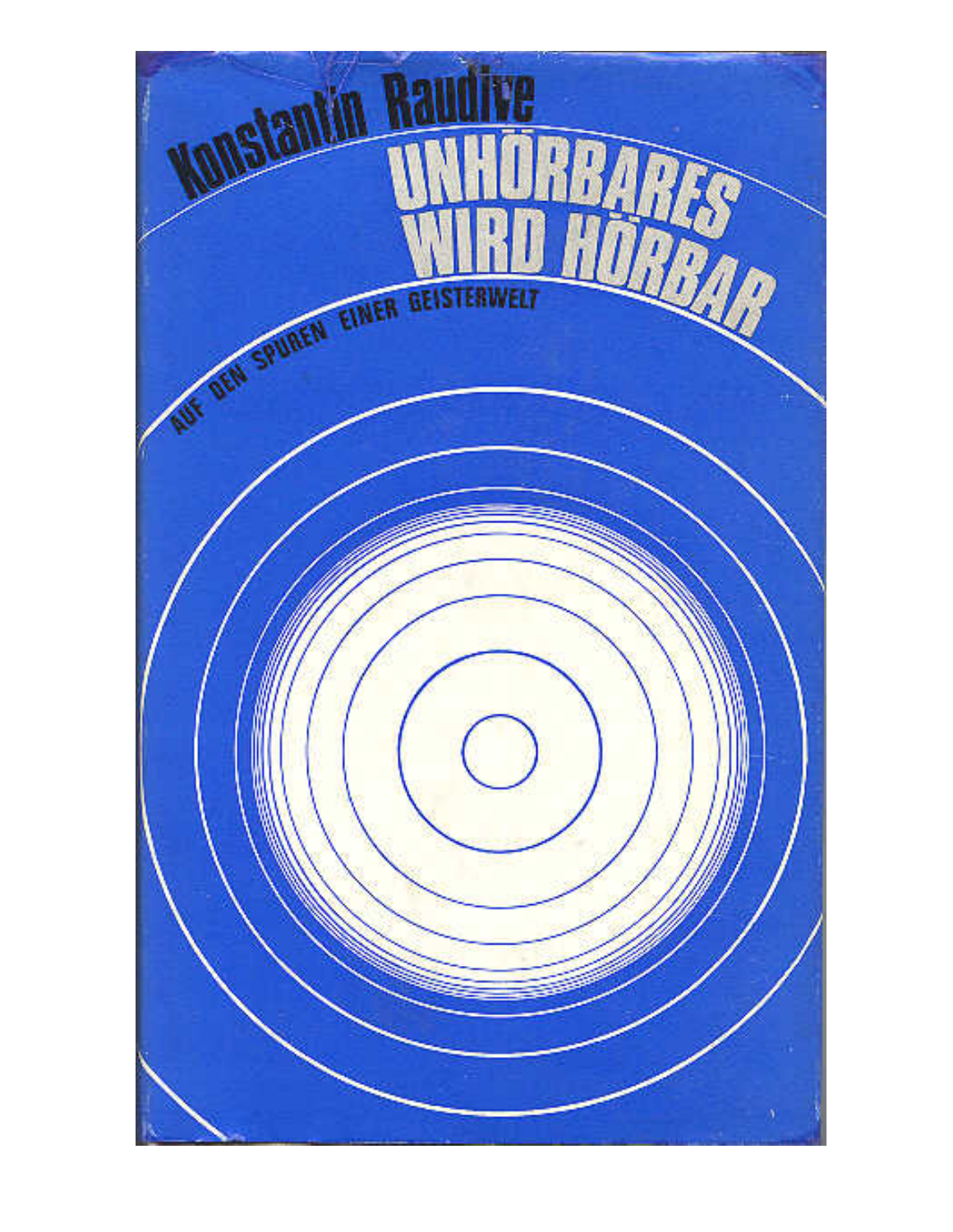Konstantin Raudive

# UNHÖRBARES WIRD HÖRBAR

AUF DEN SPUREN EINER GEISTERWELT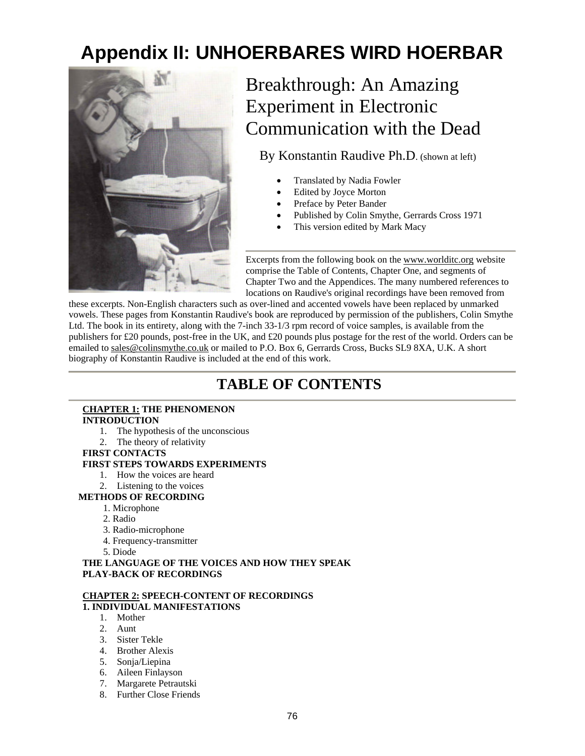# Appendix II: UNHOERBARES WIRD HOERBAR

## Breakthrough: An Amazing Experiment in Electronic Communication with the Dead

By Konstantin Raudive Ph.D. (shown at left)

- Translated by Nadia Fowler
- Edited by Joyce Morton
- Preface by Peter Bander
- Published by Colin Smythe, Gerrards Cross 1971
- This version edited by Mark Macy

---

Excerpts from the following book on the www.worlditc.org website comprise the Table of Contents, Chapter One, and segments of Chapter Two and the Appendices. The many numbered references to locations on Raudive's original recordings have been removed from these excerpts. Non-English characters such as over-lined and accented vowels have been replaced by unmarked vowels. These pages from Konstantin Raudive's book are reproduced by permission of the publishers, Colin Smythe Ltd. The book in its entirety, along with the 7-inch 33-1/3 rpm record of voice samples, is available from the publishers for £20 pounds, post-free in the UK, and £20 pounds plus postage for the rest of the world. Orders can be emailed to sales@colinsmythe.co.uk or mailed to P.O. Box 6, Gerrards Cross, Bucks SL9 8XA, U.K. A short biography of Konstantin Raudive is included at the end of this work.

---

## TABLE OF CONTENTS

**CHAPTER 1: THE PHENOMENON**

**INTRODUCTION**

1. The hypothesis of the unconscious
2. The theory of relativity

**FIRST CONTACTS**

**FIRST STEPS TOWARDS EXPERIMENTS**

1. How the voices are heard
2. Listening to the voices

**METHODS OF RECORDING**

1. Microphone
2. Radio
3. Radio-microphone
4. Frequency-transmitter
5. Diode

**THE LANGUAGE OF THE VOICES AND HOW THEY SPEAK**

**PLAY-BACK OF RECORDINGS**

**CHAPTER 2: SPEECH-CONTENT OF RECORDINGS**

**1. INDIVIDUAL MANIFESTATIONS**

1. Mother
2. Aunt
3. Sister Tekle
4. Brother Alexis
5. Sonja/Liepina
6. Aileen Finlayson
7. Margarete Petrautski
8. Further Close Friends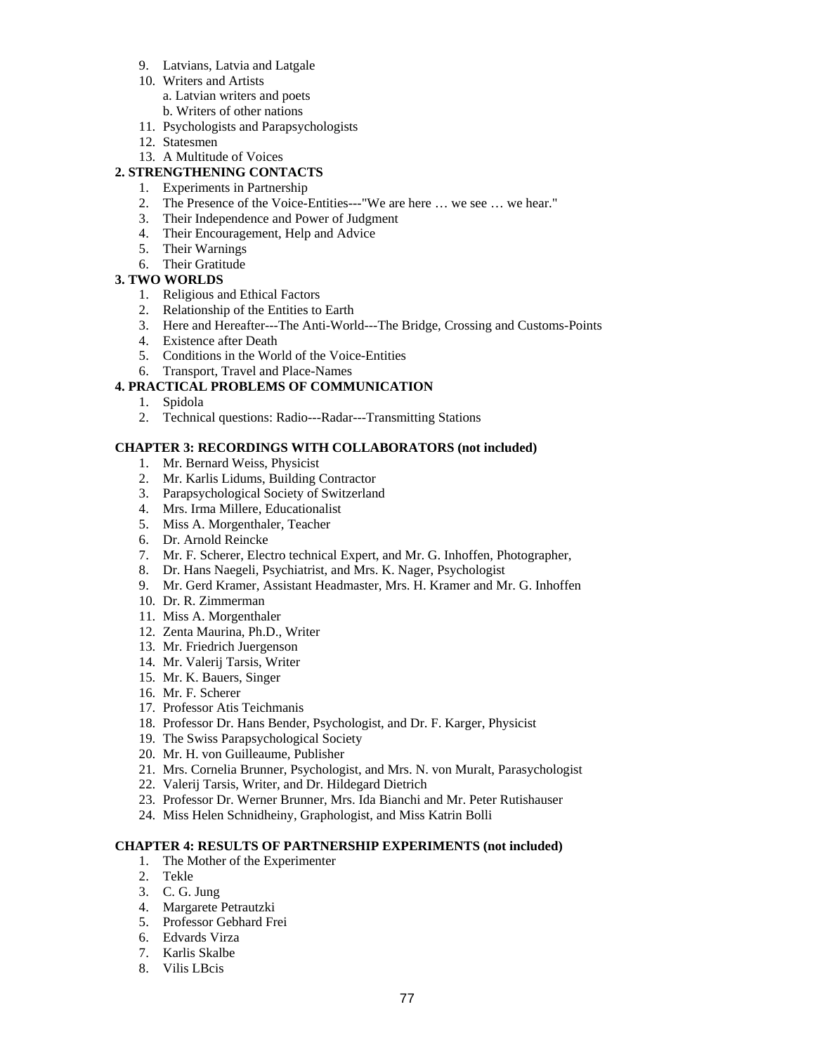9. Latvians, Latvia and Latgale
10. Writers and Artists
    a. Latvian writers and poets
    b. Writers of other nations
11. Psychologists and Parapsychologists
12. Statesmen
13. A Multitude of Voices

**2. STRENGTHENING CONTACTS**

1. Experiments in Partnership
2. The Presence of the Voice-Entities---"We are here … we see … we hear."
3. Their Independence and Power of Judgment
4. Their Encouragement, Help and Advice
5. Their Warnings
6. Their Gratitude

**3. TWO WORLDS**

1. Religious and Ethical Factors
2. Relationship of the Entities to Earth
3. Here and Hereafter---The Anti-World---The Bridge, Crossing and Customs-Points
4. Existence after Death
5. Conditions in the World of the Voice-Entities
6. Transport, Travel and Place-Names

**4. PRACTICAL PROBLEMS OF COMMUNICATION**

1. Spidola
2. Technical questions: Radio---Radar---Transmitting Stations

**CHAPTER 3: RECORDINGS WITH COLLABORATORS (not included)**

1. Mr. Bernard Weiss, Physicist
2. Mr. Karlis Lidums, Building Contractor
3. Parapsychological Society of Switzerland
4. Mrs. Irma Millere, Educationalist
5. Miss A. Morgenthaler, Teacher
6. Dr. Arnold Reincke
7. Mr. F. Scherer, Electro technical Expert, and Mr. G. Inhoffen, Photographer,
8. Dr. Hans Naegeli, Psychiatrist, and Mrs. K. Nager, Psychologist
9. Mr. Gerd Kramer, Assistant Headmaster, Mrs. H. Kramer and Mr. G. Inhoffen
10. Dr. R. Zimmerman
11. Miss A. Morgenthaler
12. Zenta Maurina, Ph.D., Writer
13. Mr. Friedrich Juergenson
14. Mr. Valerij Tarsis, Writer
15. Mr. K. Bauers, Singer
16. Mr. F. Scherer
17. Professor Atis Teichmanis
18. Professor Dr. Hans Bender, Psychologist, and Dr. F. Karger, Physicist
19. The Swiss Parapsychological Society
20. Mr. H. von Guilleaume, Publisher
21. Mrs. Cornelia Brunner, Psychologist, and Mrs. N. von Muralt, Parasychologist
22. Valerij Tarsis, Writer, and Dr. Hildegard Dietrich
23. Professor Dr. Werner Brunner, Mrs. Ida Bianchi and Mr. Peter Rutishauser
24. Miss Helen Schnidheiny, Graphologist, and Miss Katrin Bolli

**CHAPTER 4: RESULTS OF PARTNERSHIP EXPERIMENTS (not included)**

1. The Mother of the Experimenter
2. Tekle
3. C. G. Jung
4. Margarete Petrautzki
5. Professor Gebhard Frei
6. Edvards Virza
7. Karlis Skalbe
8. Vilis LBcis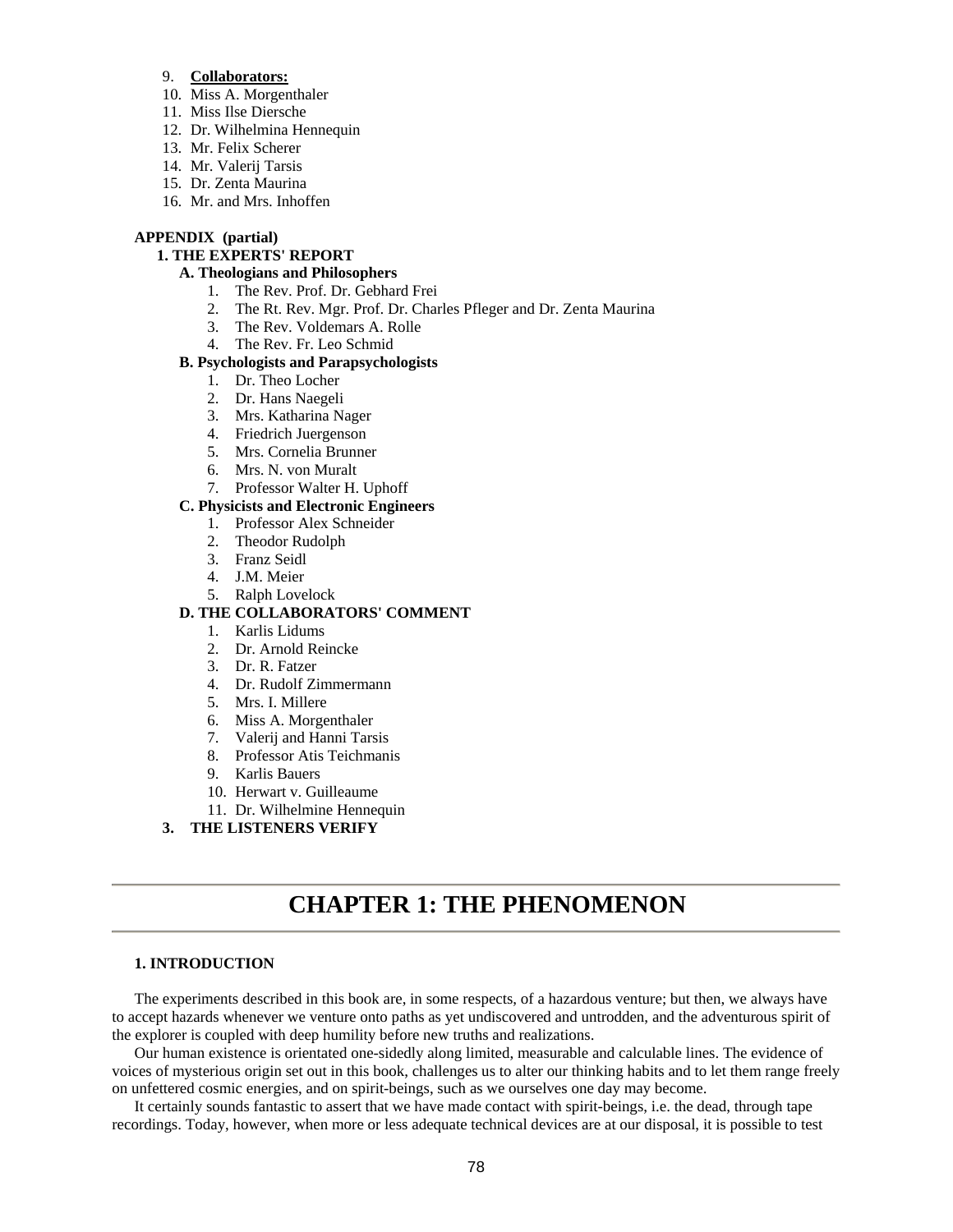9. **Collaborators:**
10. Miss A. Morgenthaler
11. Miss Ilse Diersche
12. Dr. Wilhelmina Hennequin
13. Mr. Felix Scherer
14. Mr. Valerij Tarsis
15. Dr. Zenta Maurina
16. Mr. and Mrs. Inhoffen

**APPENDIX (partial)**

**1. THE EXPERTS' REPORT**

**A. Theologians and Philosophers**

1. The Rev. Prof. Dr. Gebhard Frei
2. The Rt. Rev. Mgr. Prof. Dr. Charles Pfleger and Dr. Zenta Maurina
3. The Rev. Voldemars A. Rolle
4. The Rev. Fr. Leo Schmid

**B. Psychologists and Parapsychologists**

1. Dr. Theo Locher
2. Dr. Hans Naegeli
3. Mrs. Katharina Nager
4. Friedrich Juergenson
5. Mrs. Cornelia Brunner
6. Mrs. N. von Muralt
7. Professor Walter H. Uphoff

**C. Physicists and Electronic Engineers**

1. Professor Alex Schneider
2. Theodor Rudolph
3. Franz Seidl
4. J.M. Meier
5. Ralph Lovelock

**D. THE COLLABORATORS' COMMENT**

1. Karlis Lidums
2. Dr. Arnold Reincke
3. Dr. R. Fatzer
4. Dr. Rudolf Zimmermann
5. Mrs. I. Millere
6. Miss A. Morgenthaler
7. Valerij and Hanni Tarsis
8. Professor Atis Teichmanis
9. Karlis Bauers
10. Herwart v. Guilleaume
11. Dr. Wilhelmine Hennequin

**3. THE LISTENERS VERIFY**

# CHAPTER 1: THE PHENOMENON

### 1. INTRODUCTION

The experiments described in this book are, in some respects, of a hazardous venture; but then, we always have to accept hazards whenever we venture onto paths as yet undiscovered and untrodden, and the adventurous spirit of the explorer is coupled with deep humility before new truths and realizations.

Our human existence is orientated one-sidedly along limited, measurable and calculable lines. The evidence of voices of mysterious origin set out in this book, challenges us to alter our thinking habits and to let them range freely on unfettered cosmic energies, and on spirit-beings, such as we ourselves one day may become.

It certainly sounds fantastic to assert that we have made contact with spirit-beings, i.e. the dead, through tape recordings. Today, however, when more or less adequate technical devices are at our disposal, it is possible to test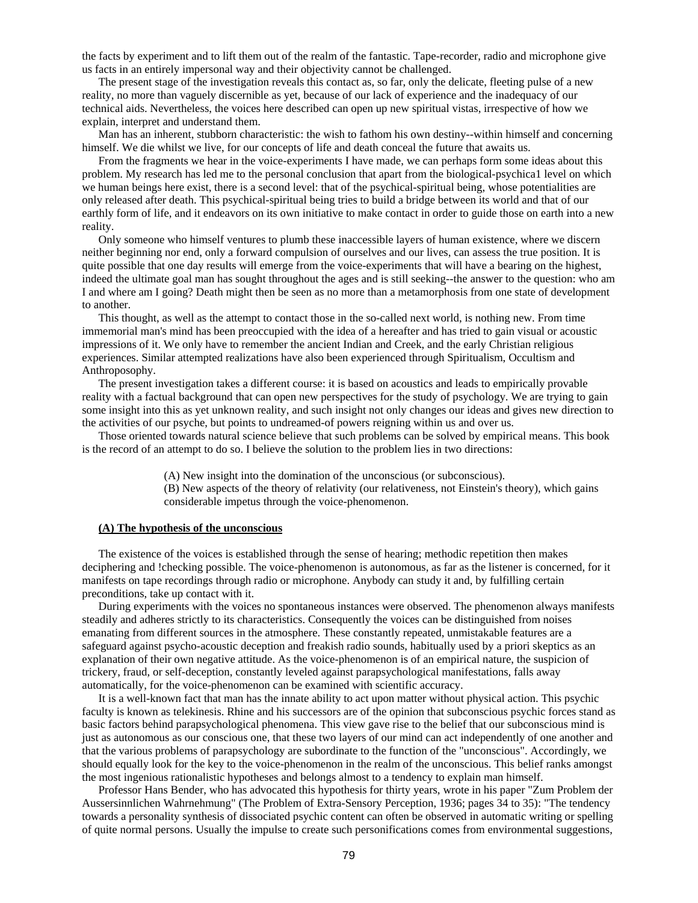the facts by experiment and to lift them out of the realm of the fantastic. Tape-recorder, radio and microphone give us facts in an entirely impersonal way and their objectivity cannot be challenged.

The present stage of the investigation reveals this contact as, so far, only the delicate, fleeting pulse of a new reality, no more than vaguely discernible as yet, because of our lack of experience and the inadequacy of our technical aids. Nevertheless, the voices here described can open up new spiritual vistas, irrespective of how we explain, interpret and understand them.

Man has an inherent, stubborn characteristic: the wish to fathom his own destiny--within himself and concerning himself. We die whilst we live, for our concepts of life and death conceal the future that awaits us.

From the fragments we hear in the voice-experiments I have made, we can perhaps form some ideas about this problem. My research has led me to the personal conclusion that apart from the biological-psychica1 level on which we human beings here exist, there is a second level: that of the psychical-spiritual being, whose potentialities are only released after death. This psychical-spiritual being tries to build a bridge between its world and that of our earthly form of life, and it endeavors on its own initiative to make contact in order to guide those on earth into a new reality.

Only someone who himself ventures to plumb these inaccessible layers of human existence, where we discern neither beginning nor end, only a forward compulsion of ourselves and our lives, can assess the true position. It is quite possible that one day results will emerge from the voice-experiments that will have a bearing on the highest, indeed the ultimate goal man has sought throughout the ages and is still seeking--the answer to the question: who am I and where am I going? Death might then be seen as no more than a metamorphosis from one state of development to another.

This thought, as well as the attempt to contact those in the so-called next world, is nothing new. From time immemorial man's mind has been preoccupied with the idea of a hereafter and has tried to gain visual or acoustic impressions of it. We only have to remember the ancient Indian and Creek, and the early Christian religious experiences. Similar attempted realizations have also been experienced through Spiritualism, Occultism and Anthroposophy.

The present investigation takes a different course: it is based on acoustics and leads to empirically provable reality with a factual background that can open new perspectives for the study of psychology. We are trying to gain some insight into this as yet unknown reality, and such insight not only changes our ideas and gives new direction to the activities of our psyche, but points to undreamed-of powers reigning within us and over us.

Those oriented towards natural science believe that such problems can be solved by empirical means. This book is the record of an attempt to do so. I believe the solution to the problem lies in two directions:

> (A) New insight into the domination of the unconscious (or subconscious).
> (B) New aspects of the theory of relativity (our relativeness, not Einstein's theory), which gains considerable impetus through the voice-phenomenon.

### (A) The hypothesis of the unconscious

The existence of the voices is established through the sense of hearing; methodic repetition then makes deciphering and !checking possible. The voice-phenomenon is autonomous, as far as the listener is concerned, for it manifests on tape recordings through radio or microphone. Anybody can study it and, by fulfilling certain preconditions, take up contact with it.

During experiments with the voices no spontaneous instances were observed. The phenomenon always manifests steadily and adheres strictly to its characteristics. Consequently the voices can be distinguished from noises emanating from different sources in the atmosphere. These constantly repeated, unmistakable features are a safeguard against psycho-acoustic deception and freakish radio sounds, habitually used by a priori skeptics as an explanation of their own negative attitude. As the voice-phenomenon is of an empirical nature, the suspicion of trickery, fraud, or self-deception, constantly leveled against parapsychological manifestations, falls away automatically, for the voice-phenomenon can be examined with scientific accuracy.

It is a well-known fact that man has the innate ability to act upon matter without physical action. This psychic faculty is known as telekinesis. Rhine and his successors are of the opinion that subconscious psychic forces stand as basic factors behind parapsychological phenomena. This view gave rise to the belief that our subconscious mind is just as autonomous as our conscious one, that these two layers of our mind can act independently of one another and that the various problems of parapsychology are subordinate to the function of the "unconscious". Accordingly, we should equally look for the key to the voice-phenomenon in the realm of the unconscious. This belief ranks amongst the most ingenious rationalistic hypotheses and belongs almost to a tendency to explain man himself.

Professor Hans Bender, who has advocated this hypothesis for thirty years, wrote in his paper "Zum Problem der Aussersinnlichen Wahrnehmung" (The Problem of Extra-Sensory Perception, 1936; pages 34 to 35): "The tendency towards a personality synthesis of dissociated psychic content can often be observed in automatic writing or spelling of quite normal persons. Usually the impulse to create such personifications comes from environmental suggestions,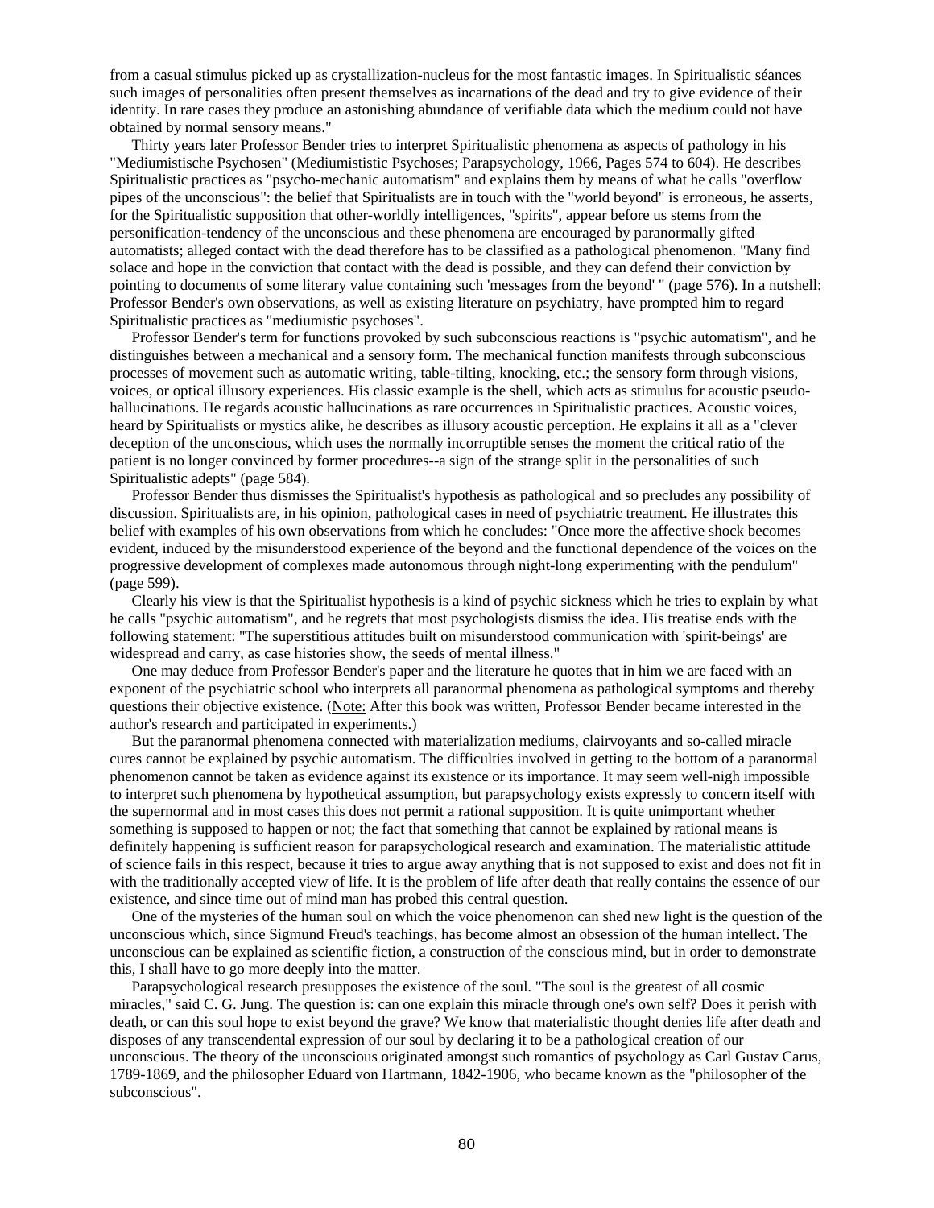from a casual stimulus picked up as crystallization-nucleus for the most fantastic images. In Spiritualistic séances such images of personalities often present themselves as incarnations of the dead and try to give evidence of their identity. In rare cases they produce an astonishing abundance of verifiable data which the medium could not have obtained by normal sensory means."

Thirty years later Professor Bender tries to interpret Spiritualistic phenomena as aspects of pathology in his "Mediumistische Psychosen" (Mediumististic Psychoses; Parapsychology, 1966, Pages 574 to 604). He describes Spiritualistic practices as "psycho-mechanic automatism" and explains them by means of what he calls "overflow pipes of the unconscious": the belief that Spiritualists are in touch with the "world beyond" is erroneous, he asserts, for the Spiritualistic supposition that other-worldly intelligences, "spirits", appear before us stems from the personification-tendency of the unconscious and these phenomena are encouraged by paranormally gifted automatists; alleged contact with the dead therefore has to be classified as a pathological phenomenon. "Many find solace and hope in the conviction that contact with the dead is possible, and they can defend their conviction by pointing to documents of some literary value containing such 'messages from the beyond' " (page 576). In a nutshell: Professor Bender's own observations, as well as existing literature on psychiatry, have prompted him to regard Spiritualistic practices as "mediumistic psychoses".

Professor Bender's term for functions provoked by such subconscious reactions is "psychic automatism", and he distinguishes between a mechanical and a sensory form. The mechanical function manifests through subconscious processes of movement such as automatic writing, table-tilting, knocking, etc.; the sensory form through visions, voices, or optical illusory experiences. His classic example is the shell, which acts as stimulus for acoustic pseudo-hallucinations. He regards acoustic hallucinations as rare occurrences in Spiritualistic practices. Acoustic voices, heard by Spiritualists or mystics alike, he describes as illusory acoustic perception. He explains it all as a "clever deception of the unconscious, which uses the normally incorruptible senses the moment the critical ratio of the patient is no longer convinced by former procedures--a sign of the strange split in the personalities of such Spiritualistic adepts" (page 584).

Professor Bender thus dismisses the Spiritualist's hypothesis as pathological and so precludes any possibility of discussion. Spiritualists are, in his opinion, pathological cases in need of psychiatric treatment. He illustrates this belief with examples of his own observations from which he concludes: "Once more the affective shock becomes evident, induced by the misunderstood experience of the beyond and the functional dependence of the voices on the progressive development of complexes made autonomous through night-long experimenting with the pendulum" (page 599).

Clearly his view is that the Spiritualist hypothesis is a kind of psychic sickness which he tries to explain by what he calls "psychic automatism", and he regrets that most psychologists dismiss the idea. His treatise ends with the following statement: "The superstitious attitudes built on misunderstood communication with 'spirit-beings' are widespread and carry, as case histories show, the seeds of mental illness."

One may deduce from Professor Bender's paper and the literature he quotes that in him we are faced with an exponent of the psychiatric school who interprets all paranormal phenomena as pathological symptoms and thereby questions their objective existence. (Note: After this book was written, Professor Bender became interested in the author's research and participated in experiments.)

But the paranormal phenomena connected with materialization mediums, clairvoyants and so-called miracle cures cannot be explained by psychic automatism. The difficulties involved in getting to the bottom of a paranormal phenomenon cannot be taken as evidence against its existence or its importance. It may seem well-nigh impossible to interpret such phenomena by hypothetical assumption, but parapsychology exists expressly to concern itself with the supernormal and in most cases this does not permit a rational supposition. It is quite unimportant whether something is supposed to happen or not; the fact that something that cannot be explained by rational means is definitely happening is sufficient reason for parapsychological research and examination. The materialistic attitude of science fails in this respect, because it tries to argue away anything that is not supposed to exist and does not fit in with the traditionally accepted view of life. It is the problem of life after death that really contains the essence of our existence, and since time out of mind man has probed this central question.

One of the mysteries of the human soul on which the voice phenomenon can shed new light is the question of the unconscious which, since Sigmund Freud's teachings, has become almost an obsession of the human intellect. The unconscious can be explained as scientific fiction, a construction of the conscious mind, but in order to demonstrate this, I shall have to go more deeply into the matter.

Parapsychological research presupposes the existence of the soul. "The soul is the greatest of all cosmic miracles," said C. G. Jung. The question is: can one explain this miracle through one's own self? Does it perish with death, or can this soul hope to exist beyond the grave? We know that materialistic thought denies life after death and disposes of any transcendental expression of our soul by declaring it to be a pathological creation of our unconscious. The theory of the unconscious originated amongst such romantics of psychology as Carl Gustav Carus, 1789-1869, and the philosopher Eduard von Hartmann, 1842-1906, who became known as the "philosopher of the subconscious".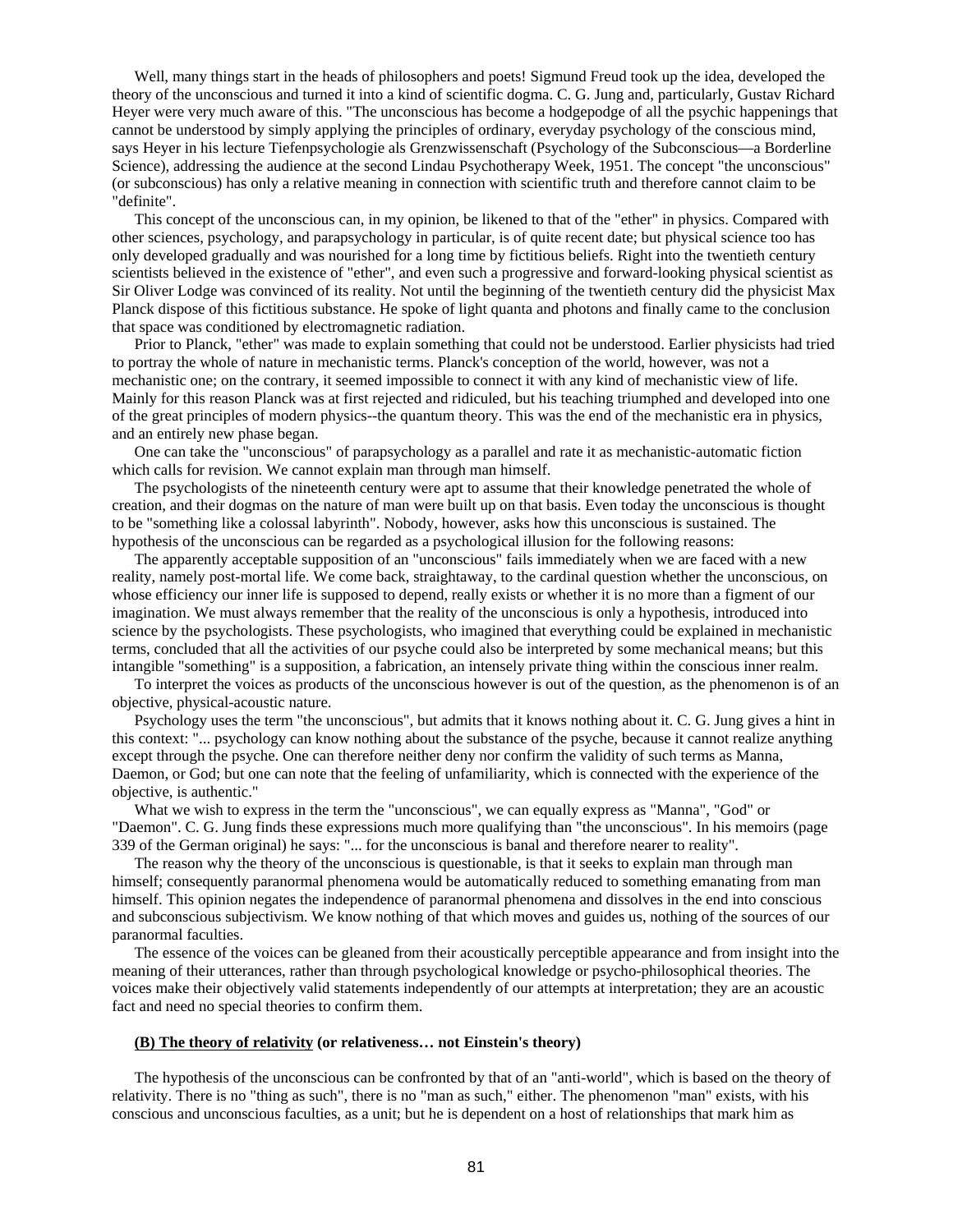Well, many things start in the heads of philosophers and poets! Sigmund Freud took up the idea, developed the theory of the unconscious and turned it into a kind of scientific dogma. C. G. Jung and, particularly, Gustav Richard Heyer were very much aware of this. "The unconscious has become a hodgepodge of all the psychic happenings that cannot be understood by simply applying the principles of ordinary, everyday psychology of the conscious mind, says Heyer in his lecture Tiefenpsychologie als Grenzwissenschaft (Psychology of the Subconscious—a Borderline Science), addressing the audience at the second Lindau Psychotherapy Week, 1951. The concept "the unconscious" (or subconscious) has only a relative meaning in connection with scientific truth and therefore cannot claim to be "definite".

This concept of the unconscious can, in my opinion, be likened to that of the "ether" in physics. Compared with other sciences, psychology, and parapsychology in particular, is of quite recent date; but physical science too has only developed gradually and was nourished for a long time by fictitious beliefs. Right into the twentieth century scientists believed in the existence of "ether", and even such a progressive and forward-looking physical scientist as Sir Oliver Lodge was convinced of its reality. Not until the beginning of the twentieth century did the physicist Max Planck dispose of this fictitious substance. He spoke of light quanta and photons and finally came to the conclusion that space was conditioned by electromagnetic radiation.

Prior to Planck, "ether" was made to explain something that could not be understood. Earlier physicists had tried to portray the whole of nature in mechanistic terms. Planck's conception of the world, however, was not a mechanistic one; on the contrary, it seemed impossible to connect it with any kind of mechanistic view of life. Mainly for this reason Planck was at first rejected and ridiculed, but his teaching triumphed and developed into one of the great principles of modern physics--the quantum theory. This was the end of the mechanistic era in physics, and an entirely new phase began.

One can take the "unconscious" of parapsychology as a parallel and rate it as mechanistic-automatic fiction which calls for revision. We cannot explain man through man himself.

The psychologists of the nineteenth century were apt to assume that their knowledge penetrated the whole of creation, and their dogmas on the nature of man were built up on that basis. Even today the unconscious is thought to be "something like a colossal labyrinth". Nobody, however, asks how this unconscious is sustained. The hypothesis of the unconscious can be regarded as a psychological illusion for the following reasons:

The apparently acceptable supposition of an "unconscious" fails immediately when we are faced with a new reality, namely post-mortal life. We come back, straightaway, to the cardinal question whether the unconscious, on whose efficiency our inner life is supposed to depend, really exists or whether it is no more than a figment of our imagination. We must always remember that the reality of the unconscious is only a hypothesis, introduced into science by the psychologists. These psychologists, who imagined that everything could be explained in mechanistic terms, concluded that all the activities of our psyche could also be interpreted by some mechanical means; but this intangible "something" is a supposition, a fabrication, an intensely private thing within the conscious inner realm.

To interpret the voices as products of the unconscious however is out of the question, as the phenomenon is of an objective, physical-acoustic nature.

Psychology uses the term "the unconscious", but admits that it knows nothing about it. C. G. Jung gives a hint in this context: "... psychology can know nothing about the substance of the psyche, because it cannot realize anything except through the psyche. One can therefore neither deny nor confirm the validity of such terms as Manna, Daemon, or God; but one can note that the feeling of unfamiliarity, which is connected with the experience of the objective, is authentic."

What we wish to express in the term the "unconscious", we can equally express as "Manna", "God" or "Daemon". C. G. Jung finds these expressions much more qualifying than "the unconscious". In his memoirs (page 339 of the German original) he says: "... for the unconscious is banal and therefore nearer to reality".

The reason why the theory of the unconscious is questionable, is that it seeks to explain man through man himself; consequently paranormal phenomena would be automatically reduced to something emanating from man himself. This opinion negates the independence of paranormal phenomena and dissolves in the end into conscious and subconscious subjectivism. We know nothing of that which moves and guides us, nothing of the sources of our paranormal faculties.

The essence of the voices can be gleaned from their acoustically perceptible appearance and from insight into the meaning of their utterances, rather than through psychological knowledge or psycho-philosophical theories. The voices make their objectively valid statements independently of our attempts at interpretation; they are an acoustic fact and need no special theories to confirm them.

#### **(B) The theory of relativity** (or relativeness… not Einstein's theory)

The hypothesis of the unconscious can be confronted by that of an "anti-world", which is based on the theory of relativity. There is no "thing as such", there is no "man as such," either. The phenomenon "man" exists, with his conscious and unconscious faculties, as a unit; but he is dependent on a host of relationships that mark him as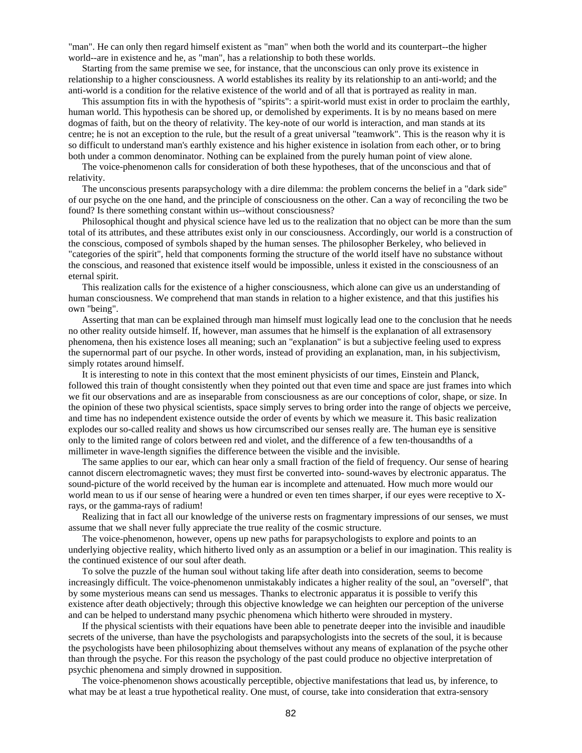"man". He can only then regard himself existent as "man" when both the world and its counterpart--the higher world--are in existence and he, as "man", has a relationship to both these worlds.

Starting from the same premise we see, for instance, that the unconscious can only prove its existence in relationship to a higher consciousness. A world establishes its reality by its relationship to an anti-world; and the anti-world is a condition for the relative existence of the world and of all that is portrayed as reality in man.

This assumption fits in with the hypothesis of "spirits": a spirit-world must exist in order to proclaim the earthly, human world. This hypothesis can be shored up, or demolished by experiments. It is by no means based on mere dogmas of faith, but on the theory of relativity. The key-note of our world is interaction, and man stands at its centre; he is not an exception to the rule, but the result of a great universal "teamwork". This is the reason why it is so difficult to understand man's earthly existence and his higher existence in isolation from each other, or to bring both under a common denominator. Nothing can be explained from the purely human point of view alone.

The voice-phenomenon calls for consideration of both these hypotheses, that of the unconscious and that of relativity.

The unconscious presents parapsychology with a dire dilemma: the problem concerns the belief in a "dark side" of our psyche on the one hand, and the principle of consciousness on the other. Can a way of reconciling the two be found? Is there something constant within us--without consciousness?

Philosophical thought and physical science have led us to the realization that no object can be more than the sum total of its attributes, and these attributes exist only in our consciousness. Accordingly, our world is a construction of the conscious, composed of symbols shaped by the human senses. The philosopher Berkeley, who believed in "categories of the spirit", held that components forming the structure of the world itself have no substance without the conscious, and reasoned that existence itself would be impossible, unless it existed in the consciousness of an eternal spirit.

This realization calls for the existence of a higher consciousness, which alone can give us an understanding of human consciousness. We comprehend that man stands in relation to a higher existence, and that this justifies his own "being".

Asserting that man can be explained through man himself must logically lead one to the conclusion that he needs no other reality outside himself. If, however, man assumes that he himself is the explanation of all extrasensory phenomena, then his existence loses all meaning; such an "explanation" is but a subjective feeling used to express the supernormal part of our psyche. In other words, instead of providing an explanation, man, in his subjectivism, simply rotates around himself.

It is interesting to note in this context that the most eminent physicists of our times, Einstein and Planck, followed this train of thought consistently when they pointed out that even time and space are just frames into which we fit our observations and are as inseparable from consciousness as are our conceptions of color, shape, or size. In the opinion of these two physical scientists, space simply serves to bring order into the range of objects we perceive, and time has no independent existence outside the order of events by which we measure it. This basic realization explodes our so-called reality and shows us how circumscribed our senses really are. The human eye is sensitive only to the limited range of colors between red and violet, and the difference of a few ten-thousandths of a millimeter in wave-length signifies the difference between the visible and the invisible.

The same applies to our ear, which can hear only a small fraction of the field of frequency. Our sense of hearing cannot discern electromagnetic waves; they must first be converted into- sound-waves by electronic apparatus. The sound-picture of the world received by the human ear is incomplete and attenuated. How much more would our world mean to us if our sense of hearing were a hundred or even ten times sharper, if our eyes were receptive to X-rays, or the gamma-rays of radium!

Realizing that in fact all our knowledge of the universe rests on fragmentary impressions of our senses, we must assume that we shall never fully appreciate the true reality of the cosmic structure.

The voice-phenomenon, however, opens up new paths for parapsychologists to explore and points to an underlying objective reality, which hitherto lived only as an assumption or a belief in our imagination. This reality is the continued existence of our soul after death.

To solve the puzzle of the human soul without taking life after death into consideration, seems to become increasingly difficult. The voice-phenomenon unmistakably indicates a higher reality of the soul, an "overself", that by some mysterious means can send us messages. Thanks to electronic apparatus it is possible to verify this existence after death objectively; through this objective knowledge we can heighten our perception of the universe and can be helped to understand many psychic phenomena which hitherto were shrouded in mystery.

If the physical scientists with their equations have been able to penetrate deeper into the invisible and inaudible secrets of the universe, than have the psychologists and parapsychologists into the secrets of the soul, it is because the psychologists have been philosophizing about themselves without any means of explanation of the psyche other than through the psyche. For this reason the psychology of the past could produce no objective interpretation of psychic phenomena and simply drowned in supposition.

The voice-phenomenon shows acoustically perceptible, objective manifestations that lead us, by inference, to what may be at least a true hypothetical reality. One must, of course, take into consideration that extra-sensory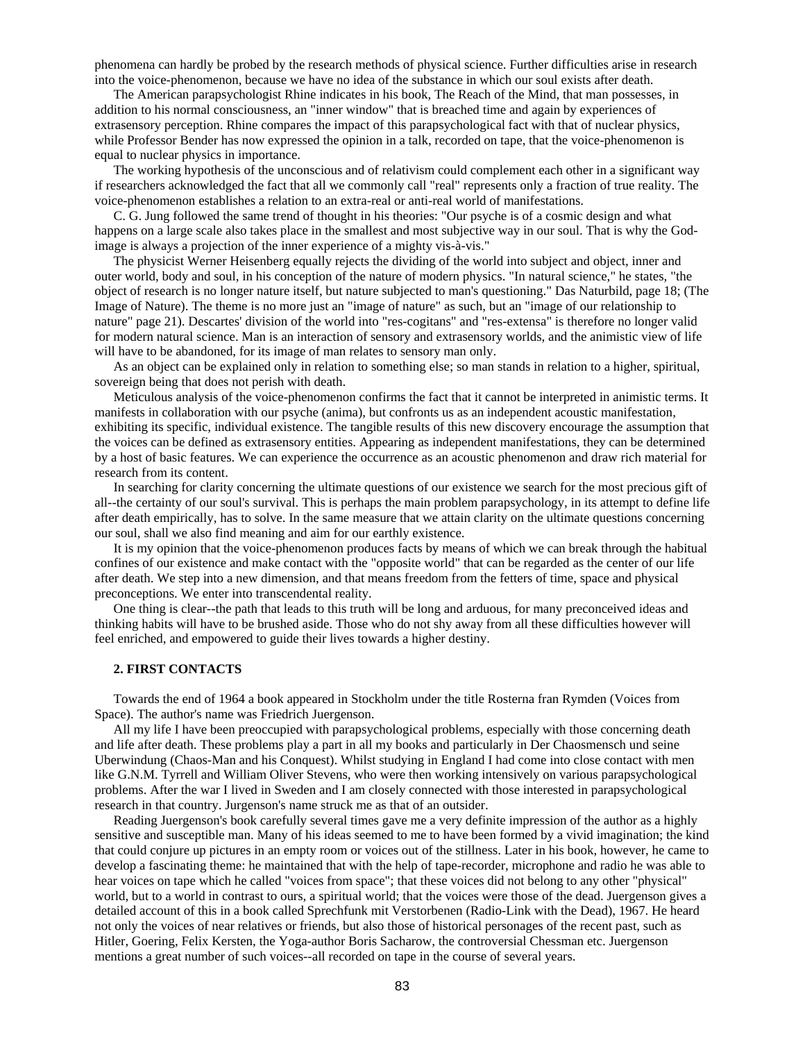phenomena can hardly be probed by the research methods of physical science. Further difficulties arise in research into the voice-phenomenon, because we have no idea of the substance in which our soul exists after death.

The American parapsychologist Rhine indicates in his book, The Reach of the Mind, that man possesses, in addition to his normal consciousness, an "inner window" that is breached time and again by experiences of extrasensory perception. Rhine compares the impact of this parapsychological fact with that of nuclear physics, while Professor Bender has now expressed the opinion in a talk, recorded on tape, that the voice-phenomenon is equal to nuclear physics in importance.

The working hypothesis of the unconscious and of relativism could complement each other in a significant way if researchers acknowledged the fact that all we commonly call "real" represents only a fraction of true reality. The voice-phenomenon establishes a relation to an extra-real or anti-real world of manifestations.

C. G. Jung followed the same trend of thought in his theories: "Our psyche is of a cosmic design and what happens on a large scale also takes place in the smallest and most subjective way in our soul. That is why the God-image is always a projection of the inner experience of a mighty vis-à-vis."

The physicist Werner Heisenberg equally rejects the dividing of the world into subject and object, inner and outer world, body and soul, in his conception of the nature of modern physics. "In natural science," he states, "the object of research is no longer nature itself, but nature subjected to man's questioning." Das Naturbild, page 18; (The Image of Nature). The theme is no more just an "image of nature" as such, but an "image of our relationship to nature" page 21). Descartes' division of the world into "res-cogitans" and "res-extensa" is therefore no longer valid for modern natural science. Man is an interaction of sensory and extrasensory worlds, and the animistic view of life will have to be abandoned, for its image of man relates to sensory man only.

As an object can be explained only in relation to something else; so man stands in relation to a higher, spiritual, sovereign being that does not perish with death.

Meticulous analysis of the voice-phenomenon confirms the fact that it cannot be interpreted in animistic terms. It manifests in collaboration with our psyche (anima), but confronts us as an independent acoustic manifestation, exhibiting its specific, individual existence. The tangible results of this new discovery encourage the assumption that the voices can be defined as extrasensory entities. Appearing as independent manifestations, they can be determined by a host of basic features. We can experience the occurrence as an acoustic phenomenon and draw rich material for research from its content.

In searching for clarity concerning the ultimate questions of our existence we search for the most precious gift of all--the certainty of our soul's survival. This is perhaps the main problem parapsychology, in its attempt to define life after death empirically, has to solve. In the same measure that we attain clarity on the ultimate questions concerning our soul, shall we also find meaning and aim for our earthly existence.

It is my opinion that the voice-phenomenon produces facts by means of which we can break through the habitual confines of our existence and make contact with the "opposite world" that can be regarded as the center of our life after death. We step into a new dimension, and that means freedom from the fetters of time, space and physical preconceptions. We enter into transcendental reality.

One thing is clear--the path that leads to this truth will be long and arduous, for many preconceived ideas and thinking habits will have to be brushed aside. Those who do not shy away from all these difficulties however will feel enriched, and empowered to guide their lives towards a higher destiny.

## 2. FIRST CONTACTS

Towards the end of 1964 a book appeared in Stockholm under the title Rosterna fran Rymden (Voices from Space). The author's name was Friedrich Juergenson.

All my life I have been preoccupied with parapsychological problems, especially with those concerning death and life after death. These problems play a part in all my books and particularly in Der Chaosmensch und seine Uberwindung (Chaos-Man and his Conquest). Whilst studying in England I had come into close contact with men like G.N.M. Tyrrell and William Oliver Stevens, who were then working intensively on various parapsychological problems. After the war I lived in Sweden and I am closely connected with those interested in parapsychological research in that country. Jurgenson's name struck me as that of an outsider.

Reading Juergenson's book carefully several times gave me a very definite impression of the author as a highly sensitive and susceptible man. Many of his ideas seemed to me to have been formed by a vivid imagination; the kind that could conjure up pictures in an empty room or voices out of the stillness. Later in his book, however, he came to develop a fascinating theme: he maintained that with the help of tape-recorder, microphone and radio he was able to hear voices on tape which he called "voices from space"; that these voices did not belong to any other "physical" world, but to a world in contrast to ours, a spiritual world; that the voices were those of the dead. Juergenson gives a detailed account of this in a book called Sprechfunk mit Verstorbenen (Radio-Link with the Dead), 1967. He heard not only the voices of near relatives or friends, but also those of historical personages of the recent past, such as Hitler, Goering, Felix Kersten, the Yoga-author Boris Sacharow, the controversial Chessman etc. Juergenson mentions a great number of such voices--all recorded on tape in the course of several years.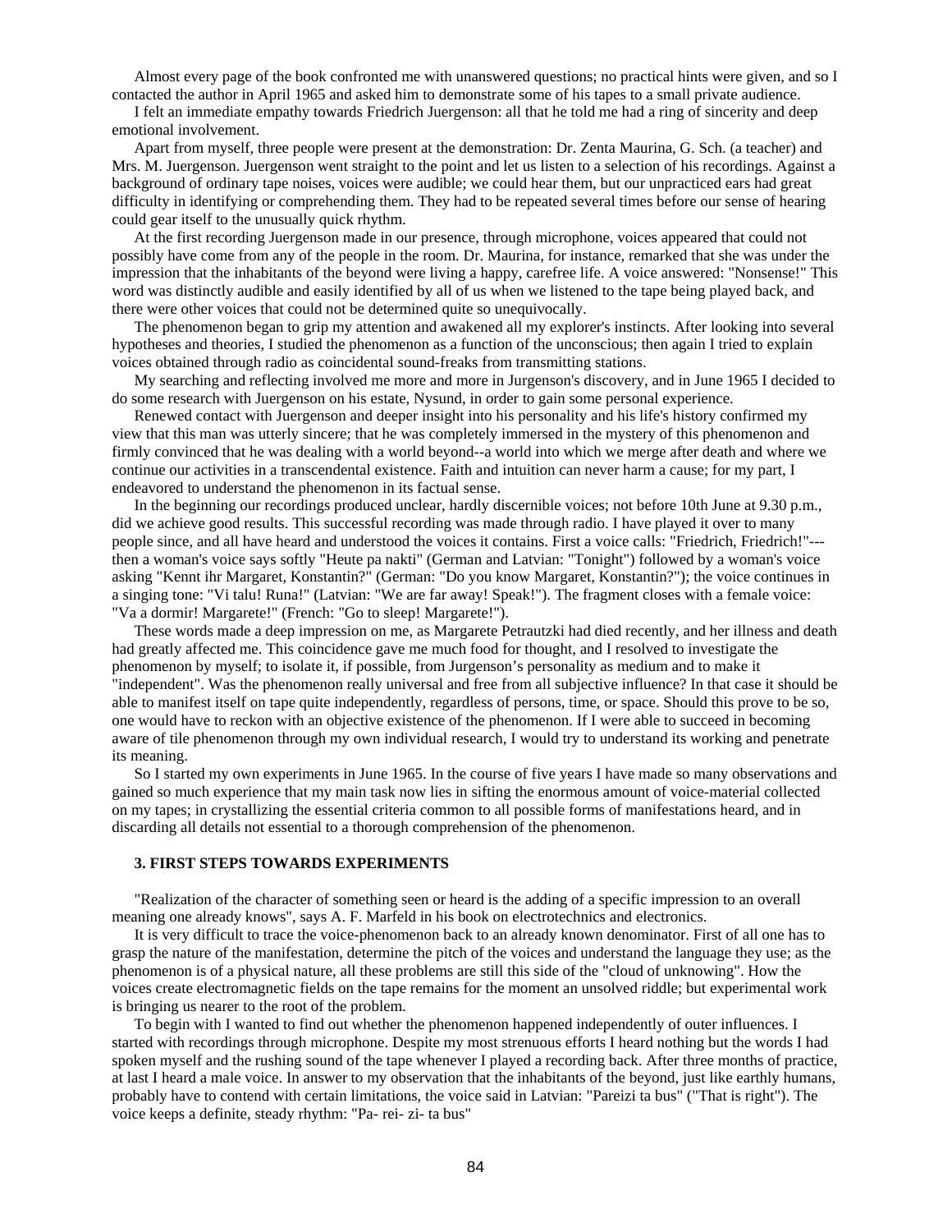Almost every page of the book confronted me with unanswered questions; no practical hints were given, and so I contacted the author in April 1965 and asked him to demonstrate some of his tapes to a small private audience.

I felt an immediate empathy towards Friedrich Juergenson: all that he told me had a ring of sincerity and deep emotional involvement.

Apart from myself, three people were present at the demonstration: Dr. Zenta Maurina, G. Sch. (a teacher) and Mrs. M. Juergenson. Juergenson went straight to the point and let us listen to a selection of his recordings. Against a background of ordinary tape noises, voices were audible; we could hear them, but our unpracticed ears had great difficulty in identifying or comprehending them. They had to be repeated several times before our sense of hearing could gear itself to the unusually quick rhythm.

At the first recording Juergenson made in our presence, through microphone, voices appeared that could not possibly have come from any of the people in the room. Dr. Maurina, for instance, remarked that she was under the impression that the inhabitants of the beyond were living a happy, carefree life. A voice answered: "Nonsense!" This word was distinctly audible and easily identified by all of us when we listened to the tape being played back, and there were other voices that could not be determined quite so unequivocally.

The phenomenon began to grip my attention and awakened all my explorer's instincts. After looking into several hypotheses and theories, I studied the phenomenon as a function of the unconscious; then again I tried to explain voices obtained through radio as coincidental sound-freaks from transmitting stations.

My searching and reflecting involved me more and more in Jurgenson's discovery, and in June 1965 I decided to do some research with Juergenson on his estate, Nysund, in order to gain some personal experience.

Renewed contact with Juergenson and deeper insight into his personality and his life's history confirmed my view that this man was utterly sincere; that he was completely immersed in the mystery of this phenomenon and firmly convinced that he was dealing with a world beyond--a world into which we merge after death and where we continue our activities in a transcendental existence. Faith and intuition can never harm a cause; for my part, I endeavored to understand the phenomenon in its factual sense.

In the beginning our recordings produced unclear, hardly discernible voices; not before 10th June at 9.30 p.m., did we achieve good results. This successful recording was made through radio. I have played it over to many people since, and all have heard and understood the voices it contains. First a voice calls: "Friedrich, Friedrich!"---then a woman's voice says softly "Heute pa nakti" (German and Latvian: "Tonight") followed by a woman's voice asking "Kennt ihr Margaret, Konstantin?" (German: "Do you know Margaret, Konstantin?"); the voice continues in a singing tone: "Vi talu! Runa!" (Latvian: "We are far away! Speak!"). The fragment closes with a female voice: "Va a dormir! Margarete!" (French: "Go to sleep! Margarete!").

These words made a deep impression on me, as Margarete Petrautzki had died recently, and her illness and death had greatly affected me. This coincidence gave me much food for thought, and I resolved to investigate the phenomenon by myself; to isolate it, if possible, from Jurgenson's personality as medium and to make it "independent". Was the phenomenon really universal and free from all subjective influence? In that case it should be able to manifest itself on tape quite independently, regardless of persons, time, or space. Should this prove to be so, one would have to reckon with an objective existence of the phenomenon. If I were able to succeed in becoming aware of tile phenomenon through my own individual research, I would try to understand its working and penetrate its meaning.

So I started my own experiments in June 1965. In the course of five years I have made so many observations and gained so much experience that my main task now lies in sifting the enormous amount of voice-material collected on my tapes; in crystallizing the essential criteria common to all possible forms of manifestations heard, and in discarding all details not essential to a thorough comprehension of the phenomenon.

### 3. FIRST STEPS TOWARDS EXPERIMENTS

"Realization of the character of something seen or heard is the adding of a specific impression to an overall meaning one already knows", says A. F. Marfeld in his book on electrotechnics and electronics.

It is very difficult to trace the voice-phenomenon back to an already known denominator. First of all one has to grasp the nature of the manifestation, determine the pitch of the voices and understand the language they use; as the phenomenon is of a physical nature, all these problems are still this side of the "cloud of unknowing". How the voices create electromagnetic fields on the tape remains for the moment an unsolved riddle; but experimental work is bringing us nearer to the root of the problem.

To begin with I wanted to find out whether the phenomenon happened independently of outer influences. I started with recordings through microphone. Despite my most strenuous efforts I heard nothing but the words I had spoken myself and the rushing sound of the tape whenever I played a recording back. After three months of practice, at last I heard a male voice. In answer to my observation that the inhabitants of the beyond, just like earthly humans, probably have to contend with certain limitations, the voice said in Latvian: "Pareizi ta bus" ("That is right"). The voice keeps a definite, steady rhythm: "Pa- rei- zi- ta bus"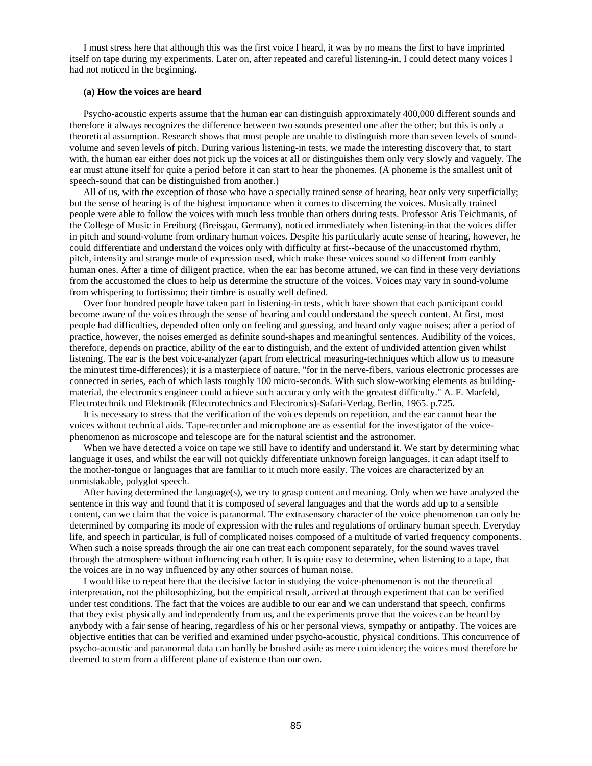I must stress here that although this was the first voice I heard, it was by no means the first to have imprinted itself on tape during my experiments. Later on, after repeated and careful listening-in, I could detect many voices I had not noticed in the beginning.

### (a) How the voices are heard

Psycho-acoustic experts assume that the human ear can distinguish approximately 400,000 different sounds and therefore it always recognizes the difference between two sounds presented one after the other; but this is only a theoretical assumption. Research shows that most people are unable to distinguish more than seven levels of sound-volume and seven levels of pitch. During various listening-in tests, we made the interesting discovery that, to start with, the human ear either does not pick up the voices at all or distinguishes them only very slowly and vaguely. The ear must attune itself for quite a period before it can start to hear the phonemes. (A phoneme is the smallest unit of speech-sound that can be distinguished from another.)

All of us, with the exception of those who have a specially trained sense of hearing, hear only very superficially; but the sense of hearing is of the highest importance when it comes to discerning the voices. Musically trained people were able to follow the voices with much less trouble than others during tests. Professor Atis Teichmanis, of the College of Music in Freiburg (Breisgau, Germany), noticed immediately when listening-in that the voices differ in pitch and sound-volume from ordinary human voices. Despite his particularly acute sense of hearing, however, he could differentiate and understand the voices only with difficulty at first--because of the unaccustomed rhythm, pitch, intensity and strange mode of expression used, which make these voices sound so different from earthly human ones. After a time of diligent practice, when the ear has become attuned, we can find in these very deviations from the accustomed the clues to help us determine the structure of the voices. Voices may vary in sound-volume from whispering to fortissimo; their timbre is usually well defined.

Over four hundred people have taken part in listening-in tests, which have shown that each participant could become aware of the voices through the sense of hearing and could understand the speech content. At first, most people had difficulties, depended often only on feeling and guessing, and heard only vague noises; after a period of practice, however, the noises emerged as definite sound-shapes and meaningful sentences. Audibility of the voices, therefore, depends on practice, ability of the ear to distinguish, and the extent of undivided attention given whilst listening. The ear is the best voice-analyzer (apart from electrical measuring-techniques which allow us to measure the minutest time-differences); it is a masterpiece of nature, "for in the nerve-fibers, various electronic processes are connected in series, each of which lasts roughly 100 micro-seconds. With such slow-working elements as building-material, the electronics engineer could achieve such accuracy only with the greatest difficulty." A. F. Marfeld, Electrotechnik und Elektronik (Electrotechnics and Electronics)-Safari-Verlag, Berlin, 1965. p.725.

It is necessary to stress that the verification of the voices depends on repetition, and the ear cannot hear the voices without technical aids. Tape-recorder and microphone are as essential for the investigator of the voice-phenomenon as microscope and telescope are for the natural scientist and the astronomer.

When we have detected a voice on tape we still have to identify and understand it. We start by determining what language it uses, and whilst the ear will not quickly differentiate unknown foreign languages, it can adapt itself to the mother-tongue or languages that are familiar to it much more easily. The voices are characterized by an unmistakable, polyglot speech.

After having determined the language(s), we try to grasp content and meaning. Only when we have analyzed the sentence in this way and found that it is composed of several languages and that the words add up to a sensible content, can we claim that the voice is paranormal. The extrasensory character of the voice phenomenon can only be determined by comparing its mode of expression with the rules and regulations of ordinary human speech. Everyday life, and speech in particular, is full of complicated noises composed of a multitude of varied frequency components. When such a noise spreads through the air one can treat each component separately, for the sound waves travel through the atmosphere without influencing each other. It is quite easy to determine, when listening to a tape, that the voices are in no way influenced by any other sources of human noise.

I would like to repeat here that the decisive factor in studying the voice-phenomenon is not the theoretical interpretation, not the philosophizing, but the empirical result, arrived at through experiment that can be verified under test conditions. The fact that the voices are audible to our ear and we can understand that speech, confirms that they exist physically and independently from us, and the experiments prove that the voices can be heard by anybody with a fair sense of hearing, regardless of his or her personal views, sympathy or antipathy. The voices are objective entities that can be verified and examined under psycho-acoustic, physical conditions. This concurrence of psycho-acoustic and paranormal data can hardly be brushed aside as mere coincidence; the voices must therefore be deemed to stem from a different plane of existence than our own.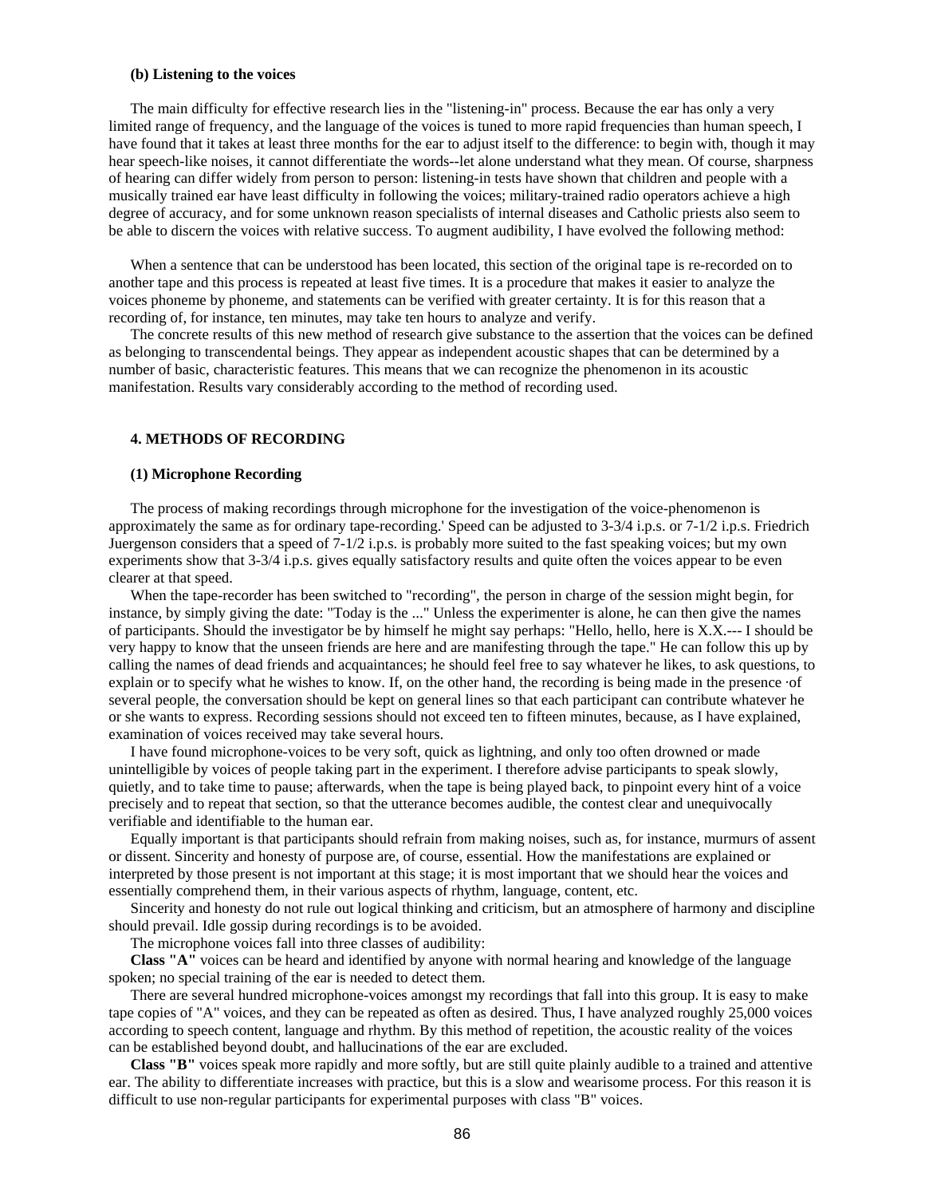**(b) Listening to the voices**

The main difficulty for effective research lies in the "listening-in" process. Because the ear has only a very limited range of frequency, and the language of the voices is tuned to more rapid frequencies than human speech, I have found that it takes at least three months for the ear to adjust itself to the difference: to begin with, though it may hear speech-like noises, it cannot differentiate the words--let alone understand what they mean. Of course, sharpness of hearing can differ widely from person to person: listening-in tests have shown that children and people with a musically trained ear have least difficulty in following the voices; military-trained radio operators achieve a high degree of accuracy, and for some unknown reason specialists of internal diseases and Catholic priests also seem to be able to discern the voices with relative success. To augment audibility, I have evolved the following method:

When a sentence that can be understood has been located, this section of the original tape is re-recorded on to another tape and this process is repeated at least five times. It is a procedure that makes it easier to analyze the voices phoneme by phoneme, and statements can be verified with greater certainty. It is for this reason that a recording of, for instance, ten minutes, may take ten hours to analyze and verify.

The concrete results of this new method of research give substance to the assertion that the voices can be defined as belonging to transcendental beings. They appear as independent acoustic shapes that can be determined by a number of basic, characteristic features. This means that we can recognize the phenomenon in its acoustic manifestation. Results vary considerably according to the method of recording used.

**4. METHODS OF RECORDING**

**(1) Microphone Recording**

The process of making recordings through microphone for the investigation of the voice-phenomenon is approximately the same as for ordinary tape-recording.' Speed can be adjusted to 3-3/4 i.p.s. or 7-1/2 i.p.s. Friedrich Juergenson considers that a speed of 7-1/2 i.p.s. is probably more suited to the fast speaking voices; but my own experiments show that 3-3/4 i.p.s. gives equally satisfactory results and quite often the voices appear to be even clearer at that speed.

When the tape-recorder has been switched to "recording", the person in charge of the session might begin, for instance, by simply giving the date: "Today is the ..." Unless the experimenter is alone, he can then give the names of participants. Should the investigator be by himself he might say perhaps: "Hello, hello, here is X.X.--- I should be very happy to know that the unseen friends are here and are manifesting through the tape." He can follow this up by calling the names of dead friends and acquaintances; he should feel free to say whatever he likes, to ask questions, to explain or to specify what he wishes to know. If, on the other hand, the recording is being made in the presence ·of several people, the conversation should be kept on general lines so that each participant can contribute whatever he or she wants to express. Recording sessions should not exceed ten to fifteen minutes, because, as I have explained, examination of voices received may take several hours.

I have found microphone-voices to be very soft, quick as lightning, and only too often drowned or made unintelligible by voices of people taking part in the experiment. I therefore advise participants to speak slowly, quietly, and to take time to pause; afterwards, when the tape is being played back, to pinpoint every hint of a voice precisely and to repeat that section, so that the utterance becomes audible, the contest clear and unequivocally verifiable and identifiable to the human ear.

Equally important is that participants should refrain from making noises, such as, for instance, murmurs of assent or dissent. Sincerity and honesty of purpose are, of course, essential. How the manifestations are explained or interpreted by those present is not important at this stage; it is most important that we should hear the voices and essentially comprehend them, in their various aspects of rhythm, language, content, etc.

Sincerity and honesty do not rule out logical thinking and criticism, but an atmosphere of harmony and discipline should prevail. Idle gossip during recordings is to be avoided.

The microphone voices fall into three classes of audibility:

**Class "A"** voices can be heard and identified by anyone with normal hearing and knowledge of the language spoken; no special training of the ear is needed to detect them.

There are several hundred microphone-voices amongst my recordings that fall into this group. It is easy to make tape copies of "A" voices, and they can be repeated as often as desired. Thus, I have analyzed roughly 25,000 voices according to speech content, language and rhythm. By this method of repetition, the acoustic reality of the voices can be established beyond doubt, and hallucinations of the ear are excluded.

**Class "B"** voices speak more rapidly and more softly, but are still quite plainly audible to a trained and attentive ear. The ability to differentiate increases with practice, but this is a slow and wearisome process. For this reason it is difficult to use non-regular participants for experimental purposes with class "B" voices.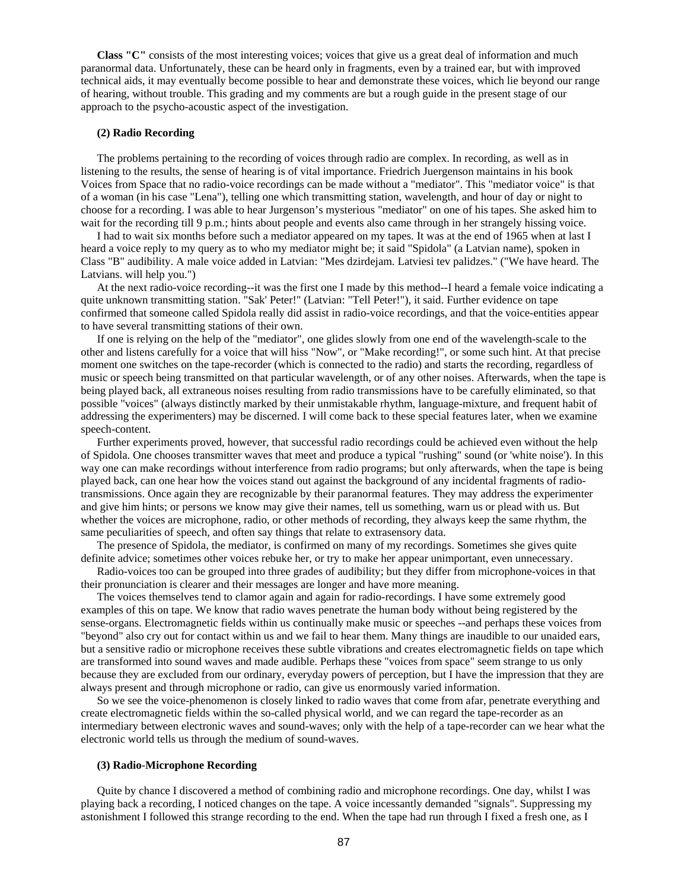**Class "C"** consists of the most interesting voices; voices that give us a great deal of information and much paranormal data. Unfortunately, these can be heard only in fragments, even by a trained ear, but with improved technical aids, it may eventually become possible to hear and demonstrate these voices, which lie beyond our range of hearing, without trouble. This grading and my comments are but a rough guide in the present stage of our approach to the psycho-acoustic aspect of the investigation.

### (2) Radio Recording

The problems pertaining to the recording of voices through radio are complex. In recording, as well as in listening to the results, the sense of hearing is of vital importance. Friedrich Juergenson maintains in his book Voices from Space that no radio-voice recordings can be made without a "mediator". This "mediator voice" is that of a woman (in his case "Lena"), telling one which transmitting station, wavelength, and hour of day or night to choose for a recording. I was able to hear Jurgenson's mysterious "mediator" on one of his tapes. She asked him to wait for the recording till 9 p.m.; hints about people and events also came through in her strangely hissing voice.

I had to wait six months before such a mediator appeared on my tapes. It was at the end of 1965 when at last I heard a voice reply to my query as to who my mediator might be; it said "Spidola" (a Latvian name), spoken in Class "B" audibility. A male voice added in Latvian: "Mes dzirdejam. Latviesi tev palidzes." ("We have heard. The Latvians. will help you.")

At the next radio-voice recording--it was the first one I made by this method--I heard a female voice indicating a quite unknown transmitting station. "Sak' Peter!" (Latvian: "Tell Peter!"), it said. Further evidence on tape confirmed that someone called Spidola really did assist in radio-voice recordings, and that the voice-entities appear to have several transmitting stations of their own.

If one is relying on the help of the "mediator", one glides slowly from one end of the wavelength-scale to the other and listens carefully for a voice that will hiss "Now", or "Make recording!", or some such hint. At that precise moment one switches on the tape-recorder (which is connected to the radio) and starts the recording, regardless of music or speech being transmitted on that particular wavelength, or of any other noises. Afterwards, when the tape is being played back, all extraneous noises resulting from radio transmissions have to be carefully eliminated, so that possible "voices" (always distinctly marked by their unmistakable rhythm, language-mixture, and frequent habit of addressing the experimenters) may be discerned. I will come back to these special features later, when we examine speech-content.

Further experiments proved, however, that successful radio recordings could be achieved even without the help of Spidola. One chooses transmitter waves that meet and produce a typical "rushing" sound (or 'white noise'). In this way one can make recordings without interference from radio programs; but only afterwards, when the tape is being played back, can one hear how the voices stand out against the background of any incidental fragments of radio-transmissions. Once again they are recognizable by their paranormal features. They may address the experimenter and give him hints; or persons we know may give their names, tell us something, warn us or plead with us. But whether the voices are microphone, radio, or other methods of recording, they always keep the same rhythm, the same peculiarities of speech, and often say things that relate to extrasensory data.

The presence of Spidola, the mediator, is confirmed on many of my recordings. Sometimes she gives quite definite advice; sometimes other voices rebuke her, or try to make her appear unimportant, even unnecessary.

Radio-voices too can be grouped into three grades of audibility; but they differ from microphone-voices in that their pronunciation is clearer and their messages are longer and have more meaning.

The voices themselves tend to clamor again and again for radio-recordings. I have some extremely good examples of this on tape. We know that radio waves penetrate the human body without being registered by the sense-organs. Electromagnetic fields within us continually make music or speeches --and perhaps these voices from "beyond" also cry out for contact within us and we fail to hear them. Many things are inaudible to our unaided ears, but a sensitive radio or microphone receives these subtle vibrations and creates electromagnetic fields on tape which are transformed into sound waves and made audible. Perhaps these "voices from space" seem strange to us only because they are excluded from our ordinary, everyday powers of perception, but I have the impression that they are always present and through microphone or radio, can give us enormously varied information.

So we see the voice-phenomenon is closely linked to radio waves that come from afar, penetrate everything and create electromagnetic fields within the so-called physical world, and we can regard the tape-recorder as an intermediary between electronic waves and sound-waves; only with the help of a tape-recorder can we hear what the electronic world tells us through the medium of sound-waves.

### (3) Radio-Microphone Recording

Quite by chance I discovered a method of combining radio and microphone recordings. One day, whilst I was playing back a recording, I noticed changes on the tape. A voice incessantly demanded "signals". Suppressing my astonishment I followed this strange recording to the end. When the tape had run through I fixed a fresh one, as I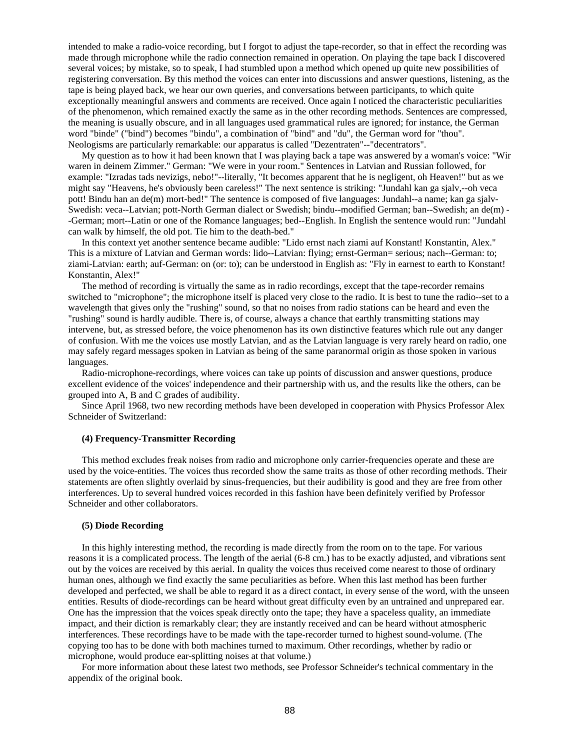intended to make a radio-voice recording, but I forgot to adjust the tape-recorder, so that in effect the recording was made through microphone while the radio connection remained in operation. On playing the tape back I discovered several voices; by mistake, so to speak, I had stumbled upon a method which opened up quite new possibilities of registering conversation. By this method the voices can enter into discussions and answer questions, listening, as the tape is being played back, we hear our own queries, and conversations between participants, to which quite exceptionally meaningful answers and comments are received. Once again I noticed the characteristic peculiarities of the phenomenon, which remained exactly the same as in the other recording methods. Sentences are compressed, the meaning is usually obscure, and in all languages used grammatical rules are ignored; for instance, the German word "binde" ("bind") becomes "bindu", a combination of "bind" and "du", the German word for "thou". Neologisms are particularly remarkable: our apparatus is called "Dezentraten"--"decentrators".

My question as to how it had been known that I was playing back a tape was answered by a woman's voice: "Wir waren in deinem Zimmer." German: "We were in your room." Sentences in Latvian and Russian followed, for example: "Izradas tads nevizigs, nebo!"--literally, "It becomes apparent that he is negligent, oh Heaven!" but as we might say "Heavens, he's obviously been careless!" The next sentence is striking: "Jundahl kan ga sjalv,--oh veca pott! Bindu han an de(m) mort-bed!" The sentence is composed of five languages: Jundahl--a name; kan ga sjalv-Swedish: veca--Latvian; pott-North German dialect or Swedish; bindu--modified German; ban--Swedish; an de(m) --German; mort--Latin or one of the Romance languages; bed--English. In English the sentence would run: "Jundahl can walk by himself, the old pot. Tie him to the death-bed."

In this context yet another sentence became audible: "Lido ernst nach ziami auf Konstant! Konstantin, Alex." This is a mixture of Latvian and German words: lido--Latvian: flying; ernst-German= serious; nach--German: to; ziami-Latvian: earth; auf-German: on (or: to); can be understood in English as: "Fly in earnest to earth to Konstant! Konstantin, Alex!"

The method of recording is virtually the same as in radio recordings, except that the tape-recorder remains switched to "microphone"; the microphone itself is placed very close to the radio. It is best to tune the radio--set to a wavelength that gives only the "rushing" sound, so that no noises from radio stations can be heard and even the "rushing" sound is hardly audible. There is, of course, always a chance that earthly transmitting stations may intervene, but, as stressed before, the voice phenomenon has its own distinctive features which rule out any danger of confusion. With me the voices use mostly Latvian, and as the Latvian language is very rarely heard on radio, one may safely regard messages spoken in Latvian as being of the same paranormal origin as those spoken in various languages.

Radio-microphone-recordings, where voices can take up points of discussion and answer questions, produce excellent evidence of the voices' independence and their partnership with us, and the results like the others, can be grouped into A, B and C grades of audibility.

Since April 1968, two new recording methods have been developed in cooperation with Physics Professor Alex Schneider of Switzerland:

**(4) Frequency-Transmitter Recording**

This method excludes freak noises from radio and microphone only carrier-frequencies operate and these are used by the voice-entities. The voices thus recorded show the same traits as those of other recording methods. Their statements are often slightly overlaid by sinus-frequencies, but their audibility is good and they are free from other interferences. Up to several hundred voices recorded in this fashion have been definitely verified by Professor Schneider and other collaborators.

**(5) Diode Recording**

In this highly interesting method, the recording is made directly from the room on to the tape. For various reasons it is a complicated process. The length of the aerial (6-8 cm.) has to be exactly adjusted, and vibrations sent out by the voices are received by this aerial. In quality the voices thus received come nearest to those of ordinary human ones, although we find exactly the same peculiarities as before. When this last method has been further developed and perfected, we shall be able to regard it as a direct contact, in every sense of the word, with the unseen entities. Results of diode-recordings can be heard without great difficulty even by an untrained and unprepared ear. One has the impression that the voices speak directly onto the tape; they have a spaceless quality, an immediate impact, and their diction is remarkably clear; they are instantly received and can be heard without atmospheric interferences. These recordings have to be made with the tape-recorder turned to highest sound-volume. (The copying too has to be done with both machines turned to maximum. Other recordings, whether by radio or microphone, would produce ear-splitting noises at that volume.)

For more information about these latest two methods, see Professor Schneider's technical commentary in the appendix of the original book.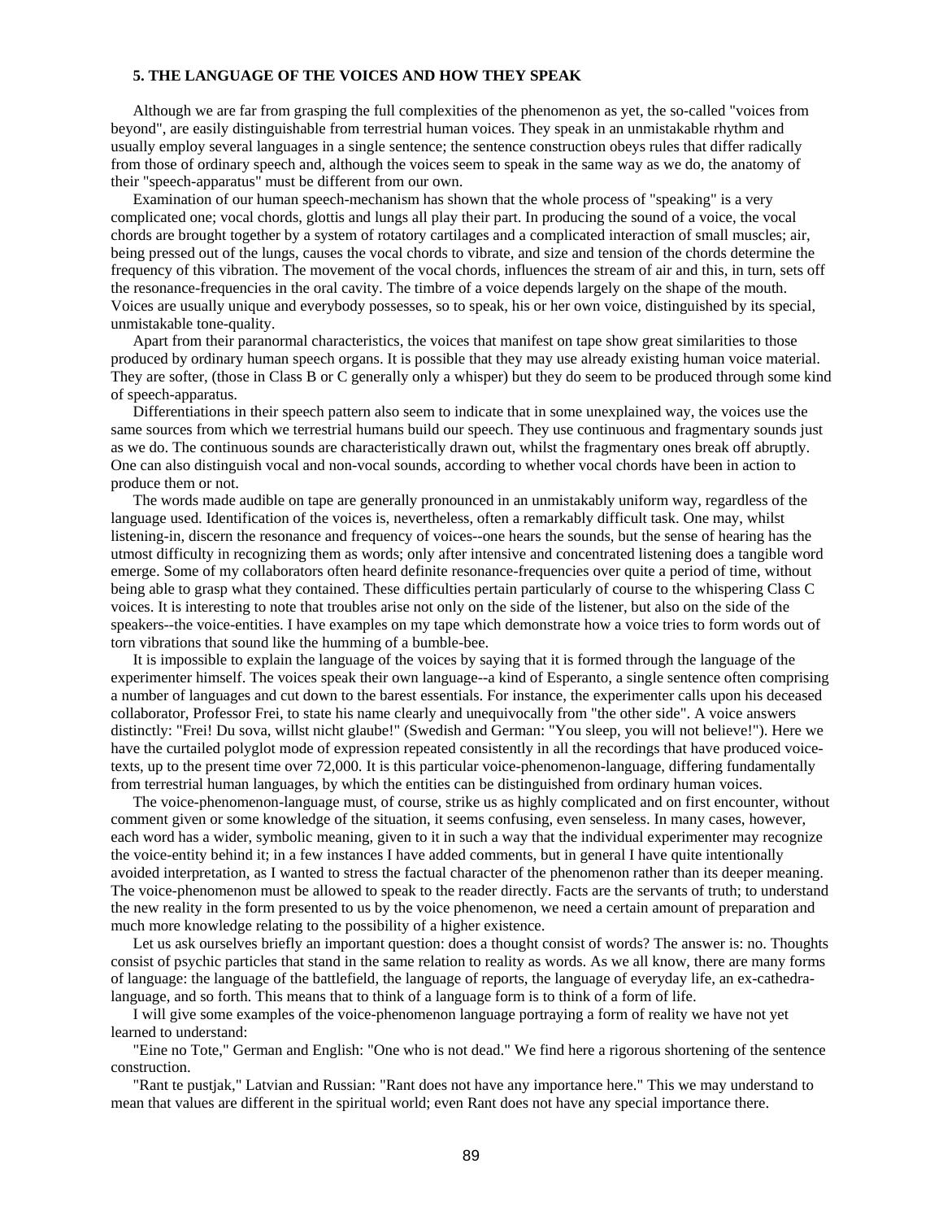### 5. THE LANGUAGE OF THE VOICES AND HOW THEY SPEAK

Although we are far from grasping the full complexities of the phenomenon as yet, the so-called "voices from beyond", are easily distinguishable from terrestrial human voices. They speak in an unmistakable rhythm and usually employ several languages in a single sentence; the sentence construction obeys rules that differ radically from those of ordinary speech and, although the voices seem to speak in the same way as we do, the anatomy of their "speech-apparatus" must be different from our own.

Examination of our human speech-mechanism has shown that the whole process of "speaking" is a very complicated one; vocal chords, glottis and lungs all play their part. In producing the sound of a voice, the vocal chords are brought together by a system of rotatory cartilages and a complicated interaction of small muscles; air, being pressed out of the lungs, causes the vocal chords to vibrate, and size and tension of the chords determine the frequency of this vibration. The movement of the vocal chords, influences the stream of air and this, in turn, sets off the resonance-frequencies in the oral cavity. The timbre of a voice depends largely on the shape of the mouth. Voices are usually unique and everybody possesses, so to speak, his or her own voice, distinguished by its special, unmistakable tone-quality.

Apart from their paranormal characteristics, the voices that manifest on tape show great similarities to those produced by ordinary human speech organs. It is possible that they may use already existing human voice material. They are softer, (those in Class B or C generally only a whisper) but they do seem to be produced through some kind of speech-apparatus.

Differentiations in their speech pattern also seem to indicate that in some unexplained way, the voices use the same sources from which we terrestrial humans build our speech. They use continuous and fragmentary sounds just as we do. The continuous sounds are characteristically drawn out, whilst the fragmentary ones break off abruptly. One can also distinguish vocal and non-vocal sounds, according to whether vocal chords have been in action to produce them or not.

The words made audible on tape are generally pronounced in an unmistakably uniform way, regardless of the language used. Identification of the voices is, nevertheless, often a remarkably difficult task. One may, whilst listening-in, discern the resonance and frequency of voices--one hears the sounds, but the sense of hearing has the utmost difficulty in recognizing them as words; only after intensive and concentrated listening does a tangible word emerge. Some of my collaborators often heard definite resonance-frequencies over quite a period of time, without being able to grasp what they contained. These difficulties pertain particularly of course to the whispering Class C voices. It is interesting to note that troubles arise not only on the side of the listener, but also on the side of the speakers--the voice-entities. I have examples on my tape which demonstrate how a voice tries to form words out of torn vibrations that sound like the humming of a bumble-bee.

It is impossible to explain the language of the voices by saying that it is formed through the language of the experimenter himself. The voices speak their own language--a kind of Esperanto, a single sentence often comprising a number of languages and cut down to the barest essentials. For instance, the experimenter calls upon his deceased collaborator, Professor Frei, to state his name clearly and unequivocally from "the other side". A voice answers distinctly: "Frei! Du sova, willst nicht glaube!" (Swedish and German: "You sleep, you will not believe!"). Here we have the curtailed polyglot mode of expression repeated consistently in all the recordings that have produced voice-texts, up to the present time over 72,000. It is this particular voice-phenomenon-language, differing fundamentally from terrestrial human languages, by which the entities can be distinguished from ordinary human voices.

The voice-phenomenon-language must, of course, strike us as highly complicated and on first encounter, without comment given or some knowledge of the situation, it seems confusing, even senseless. In many cases, however, each word has a wider, symbolic meaning, given to it in such a way that the individual experimenter may recognize the voice-entity behind it; in a few instances I have added comments, but in general I have quite intentionally avoided interpretation, as I wanted to stress the factual character of the phenomenon rather than its deeper meaning. The voice-phenomenon must be allowed to speak to the reader directly. Facts are the servants of truth; to understand the new reality in the form presented to us by the voice phenomenon, we need a certain amount of preparation and much more knowledge relating to the possibility of a higher existence.

Let us ask ourselves briefly an important question: does a thought consist of words? The answer is: no. Thoughts consist of psychic particles that stand in the same relation to reality as words. As we all know, there are many forms of language: the language of the battlefield, the language of reports, the language of everyday life, an ex-cathedra-language, and so forth. This means that to think of a language form is to think of a form of life.

I will give some examples of the voice-phenomenon language portraying a form of reality we have not yet learned to understand:

"Eine no Tote," German and English: "One who is not dead." We find here a rigorous shortening of the sentence construction.

"Rant te pustjak," Latvian and Russian: "Rant does not have any importance here." This we may understand to mean that values are different in the spiritual world; even Rant does not have any special importance there.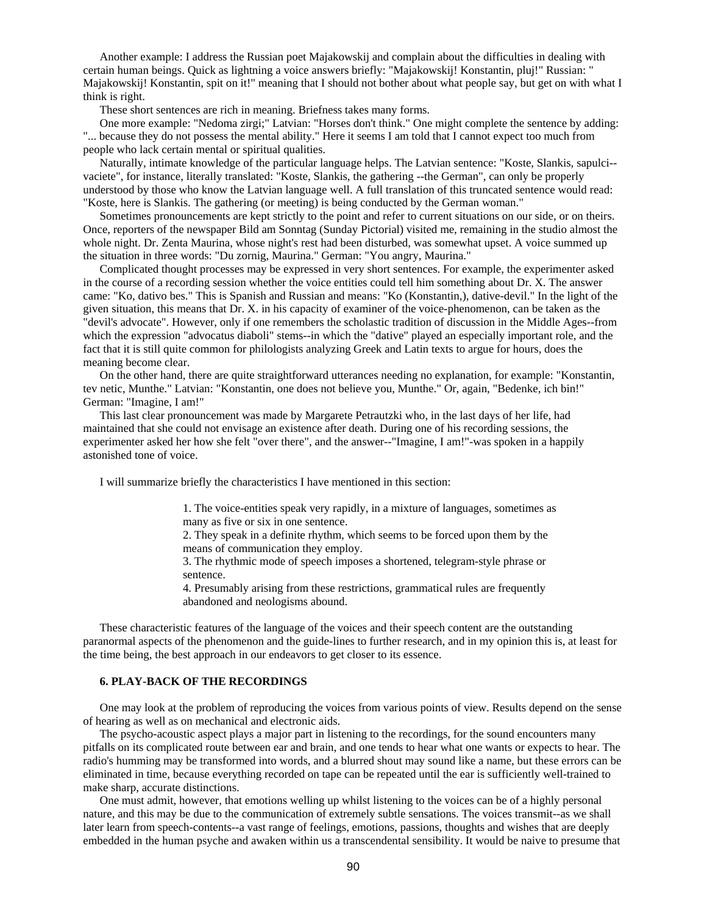Another example: I address the Russian poet Majakowskij and complain about the difficulties in dealing with certain human beings. Quick as lightning a voice answers briefly: "Majakowskij! Konstantin, pluj!" Russian: " Majakowskij! Konstantin, spit on it!" meaning that I should not bother about what people say, but get on with what I think is right.

These short sentences are rich in meaning. Briefness takes many forms.

One more example: "Nedoma zirgi;" Latvian: "Horses don't think." One might complete the sentence by adding: "... because they do not possess the mental ability." Here it seems I am told that I cannot expect too much from people who lack certain mental or spiritual qualities.

Naturally, intimate knowledge of the particular language helps. The Latvian sentence: "Koste, Slankis, sapulci--vaciete", for instance, literally translated: "Koste, Slankis, the gathering --the German", can only be properly understood by those who know the Latvian language well. A full translation of this truncated sentence would read: "Koste, here is Slankis. The gathering (or meeting) is being conducted by the German woman."

Sometimes pronouncements are kept strictly to the point and refer to current situations on our side, or on theirs. Once, reporters of the newspaper Bild am Sonntag (Sunday Pictorial) visited me, remaining in the studio almost the whole night. Dr. Zenta Maurina, whose night's rest had been disturbed, was somewhat upset. A voice summed up the situation in three words: "Du zornig, Maurina." German: "You angry, Maurina."

Complicated thought processes may be expressed in very short sentences. For example, the experimenter asked in the course of a recording session whether the voice entities could tell him something about Dr. X. The answer came: "Ko, dativo bes." This is Spanish and Russian and means: "Ko (Konstantin,), dative-devil." In the light of the given situation, this means that Dr. X. in his capacity of examiner of the voice-phenomenon, can be taken as the "devil's advocate". However, only if one remembers the scholastic tradition of discussion in the Middle Ages--from which the expression "advocatus diaboli" stems--in which the "dative" played an especially important role, and the fact that it is still quite common for philologists analyzing Greek and Latin texts to argue for hours, does the meaning become clear.

On the other hand, there are quite straightforward utterances needing no explanation, for example: "Konstantin, tev netic, Munthe." Latvian: "Konstantin, one does not believe you, Munthe." Or, again, "Bedenke, ich bin!" German: "Imagine, I am!"

This last clear pronouncement was made by Margarete Petrautzki who, in the last days of her life, had maintained that she could not envisage an existence after death. During one of his recording sessions, the experimenter asked her how she felt "over there", and the answer--"Imagine, I am!"-was spoken in a happily astonished tone of voice.

I will summarize briefly the characteristics I have mentioned in this section:

1. The voice-entities speak very rapidly, in a mixture of languages, sometimes as many as five or six in one sentence.
2. They speak in a definite rhythm, which seems to be forced upon them by the means of communication they employ.
3. The rhythmic mode of speech imposes a shortened, telegram-style phrase or sentence.
4. Presumably arising from these restrictions, grammatical rules are frequently abandoned and neologisms abound.

These characteristic features of the language of the voices and their speech content are the outstanding paranormal aspects of the phenomenon and the guide-lines to further research, and in my opinion this is, at least for the time being, the best approach in our endeavors to get closer to its essence.

### 6. PLAY-BACK OF THE RECORDINGS

One may look at the problem of reproducing the voices from various points of view. Results depend on the sense of hearing as well as on mechanical and electronic aids.

The psycho-acoustic aspect plays a major part in listening to the recordings, for the sound encounters many pitfalls on its complicated route between ear and brain, and one tends to hear what one wants or expects to hear. The radio's humming may be transformed into words, and a blurred shout may sound like a name, but these errors can be eliminated in time, because everything recorded on tape can be repeated until the ear is sufficiently well-trained to make sharp, accurate distinctions.

One must admit, however, that emotions welling up whilst listening to the voices can be of a highly personal nature, and this may be due to the communication of extremely subtle sensations. The voices transmit--as we shall later learn from speech-contents--a vast range of feelings, emotions, passions, thoughts and wishes that are deeply embedded in the human psyche and awaken within us a transcendental sensibility. It would be naive to presume that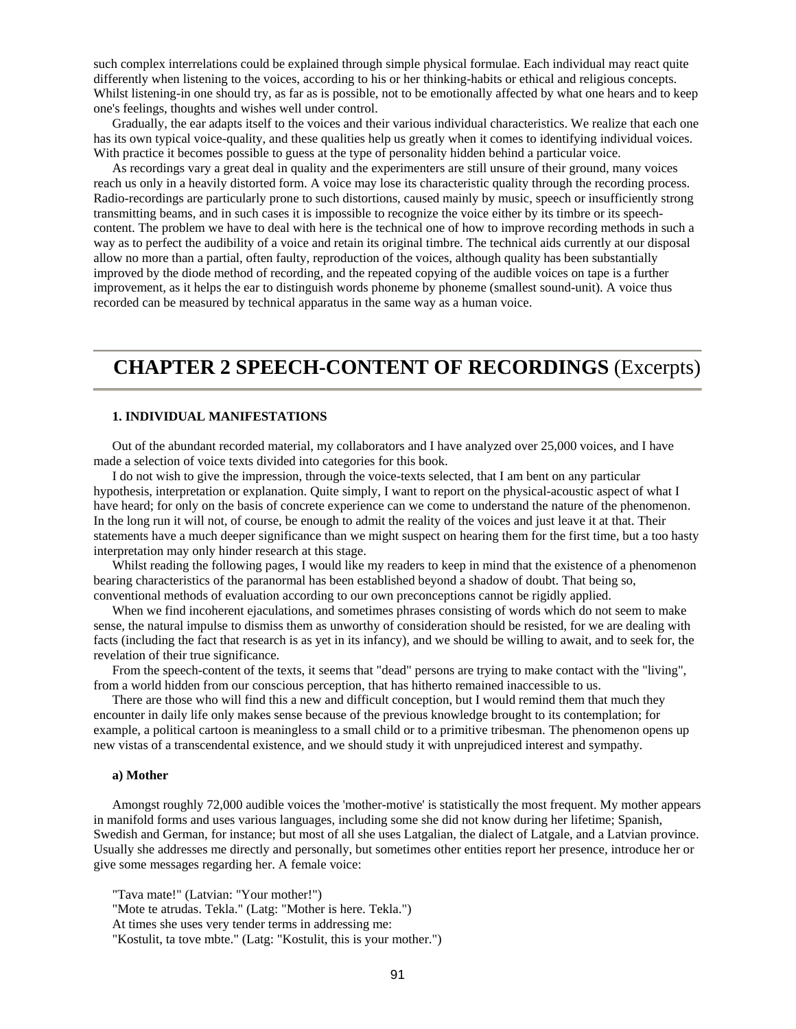such complex interrelations could be explained through simple physical formulae. Each individual may react quite differently when listening to the voices, according to his or her thinking-habits or ethical and religious concepts. Whilst listening-in one should try, as far as is possible, not to be emotionally affected by what one hears and to keep one's feelings, thoughts and wishes well under control.

Gradually, the ear adapts itself to the voices and their various individual characteristics. We realize that each one has its own typical voice-quality, and these qualities help us greatly when it comes to identifying individual voices. With practice it becomes possible to guess at the type of personality hidden behind a particular voice.

As recordings vary a great deal in quality and the experimenters are still unsure of their ground, many voices reach us only in a heavily distorted form. A voice may lose its characteristic quality through the recording process. Radio-recordings are particularly prone to such distortions, caused mainly by music, speech or insufficiently strong transmitting beams, and in such cases it is impossible to recognize the voice either by its timbre or its speech-content. The problem we have to deal with here is the technical one of how to improve recording methods in such a way as to perfect the audibility of a voice and retain its original timbre. The technical aids currently at our disposal allow no more than a partial, often faulty, reproduction of the voices, although quality has been substantially improved by the diode method of recording, and the repeated copying of the audible voices on tape is a further improvement, as it helps the ear to distinguish words phoneme by phoneme (smallest sound-unit). A voice thus recorded can be measured by technical apparatus in the same way as a human voice.

# CHAPTER 2 SPEECH-CONTENT OF RECORDINGS (Excerpts)

### 1. INDIVIDUAL MANIFESTATIONS

Out of the abundant recorded material, my collaborators and I have analyzed over 25,000 voices, and I have made a selection of voice texts divided into categories for this book.

I do not wish to give the impression, through the voice-texts selected, that I am bent on any particular hypothesis, interpretation or explanation. Quite simply, I want to report on the physical-acoustic aspect of what I have heard; for only on the basis of concrete experience can we come to understand the nature of the phenomenon. In the long run it will not, of course, be enough to admit the reality of the voices and just leave it at that. Their statements have a much deeper significance than we might suspect on hearing them for the first time, but a too hasty interpretation may only hinder research at this stage.

Whilst reading the following pages, I would like my readers to keep in mind that the existence of a phenomenon bearing characteristics of the paranormal has been established beyond a shadow of doubt. That being so, conventional methods of evaluation according to our own preconceptions cannot be rigidly applied.

When we find incoherent ejaculations, and sometimes phrases consisting of words which do not seem to make sense, the natural impulse to dismiss them as unworthy of consideration should be resisted, for we are dealing with facts (including the fact that research is as yet in its infancy), and we should be willing to await, and to seek for, the revelation of their true significance.

From the speech-content of the texts, it seems that "dead" persons are trying to make contact with the "living", from a world hidden from our conscious perception, that has hitherto remained inaccessible to us.

There are those who will find this a new and difficult conception, but I would remind them that much they encounter in daily life only makes sense because of the previous knowledge brought to its contemplation; for example, a political cartoon is meaningless to a small child or to a primitive tribesman. The phenomenon opens up new vistas of a transcendental existence, and we should study it with unprejudiced interest and sympathy.

#### a) Mother

Amongst roughly 72,000 audible voices the 'mother-motive' is statistically the most frequent. My mother appears in manifold forms and uses various languages, including some she did not know during her lifetime; Spanish, Swedish and German, for instance; but most of all she uses Latgalian, the dialect of Latgale, and a Latvian province. Usually she addresses me directly and personally, but sometimes other entities report her presence, introduce her or give some messages regarding her. A female voice:

"Tava mate!" (Latvian: "Your mother!")
"Mote te atrudas. Tekla." (Latg: "Mother is here. Tekla.")
At times she uses very tender terms in addressing me:
"Kostulit, ta tove mbte." (Latg: "Kostulit, this is your mother.")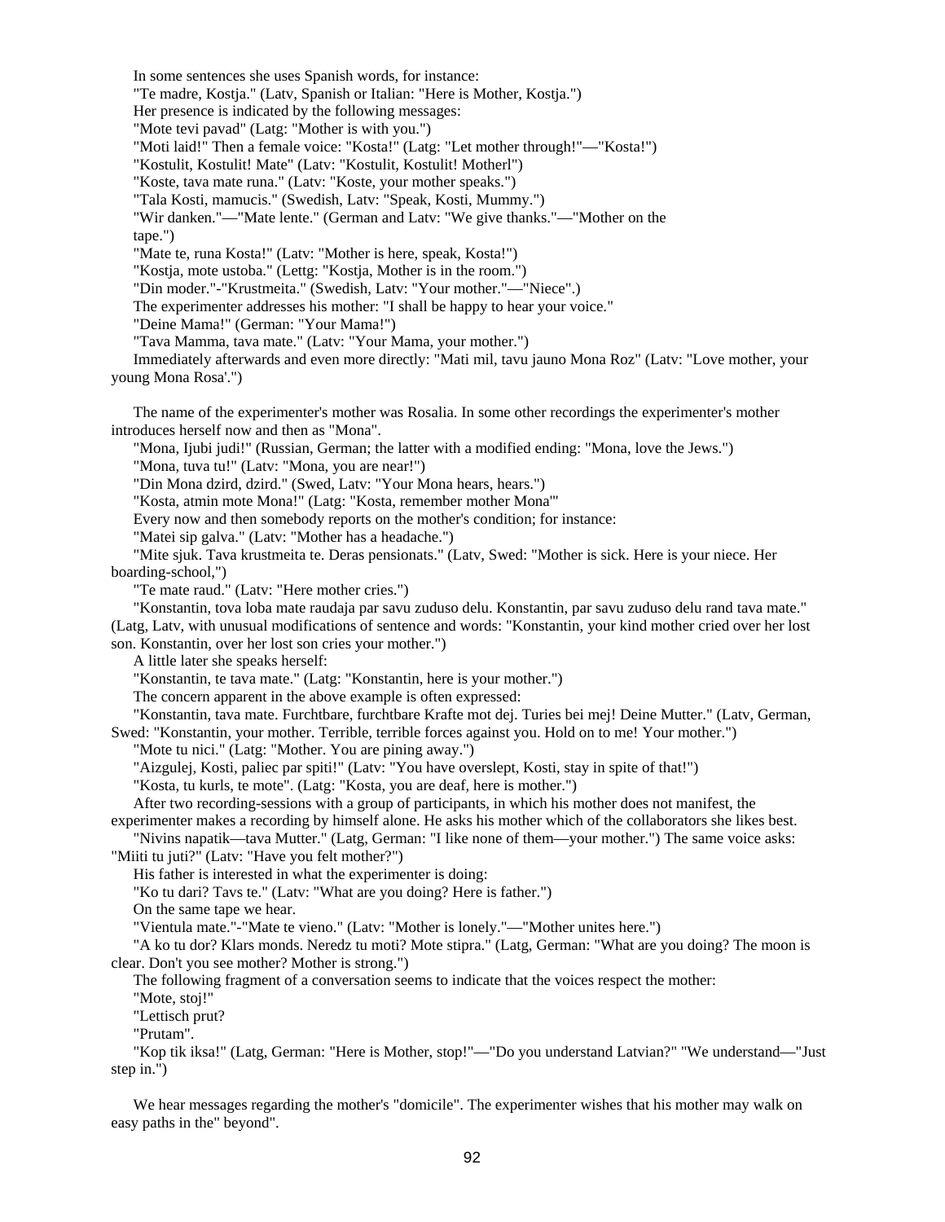In some sentences she uses Spanish words, for instance:

"Te madre, Kostja." (Latv, Spanish or Italian: "Here is Mother, Kostja.")

Her presence is indicated by the following messages:

"Mote tevi pavad" (Latg: "Mother is with you.")

"Moti laid!" Then a female voice: "Kosta!" (Latg: "Let mother through!"—"Kosta!")

"Kostulit, Kostulit, Kostulit! Mate" (Latv: "Kostulit, Kostulit! Motherl")

"Koste, tava mate runa." (Latv: "Koste, your mother speaks.")

"Tala Kosti, mamucis." (Swedish, Latv: "Speak, Kosti, Mummy.")

"Wir danken."—"Mate lente." (German and Latv: "We give thanks."—"Mother on the tape.")

"Mate te, runa Kosta!" (Latv: "Mother is here, speak, Kosta!")

"Kostja, mote ustoba." (Lettg: "Kostja, Mother is in the room.")

"Din moder."-"Krustmeita." (Swedish, Latv: "Your mother."—"Niece".)

The experimenter addresses his mother: "I shall be happy to hear your voice."

"Deine Mama!" (German: "Your Mama!")

"Tava Mamma, tava mate." (Latv: "Your Mama, your mother.")

Immediately afterwards and even more directly: "Mati mil, tavu jauno Mona Roz" (Latv: "Love mother, your young Mona Rosa'.")

The name of the experimenter's mother was Rosalia. In some other recordings the experimenter's mother introduces herself now and then as "Mona".

"Mona, Ijubi judi!" (Russian, German; the latter with a modified ending: "Mona, love the Jews.")

"Mona, tuva tu!" (Latv: "Mona, you are near!")

"Din Mona dzird, dzird." (Swed, Latv: "Your Mona hears, hears.")

"Kosta, atmin mote Mona!" (Latg: "Kosta, remember mother Mona'"

Every now and then somebody reports on the mother's condition; for instance:

"Matei sip galva." (Latv: "Mother has a headache.")

"Mite sjuk. Tava krustmeita te. Deras pensionats." (Latv, Swed: "Mother is sick. Here is your niece. Her boarding-school,")

"Te mate raud." (Latv: "Here mother cries.")

"Konstantin, tova loba mate raudaja par savu zuduso delu. Konstantin, par savu zuduso delu rand tava mate." (Latg, Latv, with unusual modifications of sentence and words: "Konstantin, your kind mother cried over her lost son. Konstantin, over her lost son cries your mother.")

A little later she speaks herself:

"Konstantin, te tava mate." (Latg: "Konstantin, here is your mother.")

The concern apparent in the above example is often expressed:

"Konstantin, tava mate. Furchtbare, furchtbare Krafte mot dej. Turies bei mej! Deine Mutter." (Latv, German, Swed: "Konstantin, your mother. Terrible, terrible forces against you. Hold on to me! Your mother.")

"Mote tu nici." (Latg: "Mother. You are pining away.")

"Aizgulej, Kosti, paliec par spiti!" (Latv: "You have overslept, Kosti, stay in spite of that!")

"Kosta, tu kurls, te mote". (Latg: "Kosta, you are deaf, here is mother.")

After two recording-sessions with a group of participants, in which his mother does not manifest, the experimenter makes a recording by himself alone. He asks his mother which of the collaborators she likes best.

"Nivins napatik—tava Mutter." (Latg, German: "I like none of them—your mother.") The same voice asks: "Miiti tu juti?" (Latv: "Have you felt mother?")

His father is interested in what the experimenter is doing:

"Ko tu dari? Tavs te." (Latv: "What are you doing? Here is father.")

On the same tape we hear.

"Vientula mate."-"Mate te vieno." (Latv: "Mother is lonely."—"Mother unites here.")

"A ko tu dor? Klars monds. Neredz tu moti? Mote stipra." (Latg, German: "What are you doing? The moon is clear. Don't you see mother? Mother is strong.")

The following fragment of a conversation seems to indicate that the voices respect the mother:

"Mote, stoj!"

"Lettisch prut?

"Prutam".

"Kop tik iksa!" (Latg, German: "Here is Mother, stop!"—"Do you understand Latvian?" "We understand—"Just step in.")

We hear messages regarding the mother's "domicile". The experimenter wishes that his mother may walk on easy paths in the" beyond".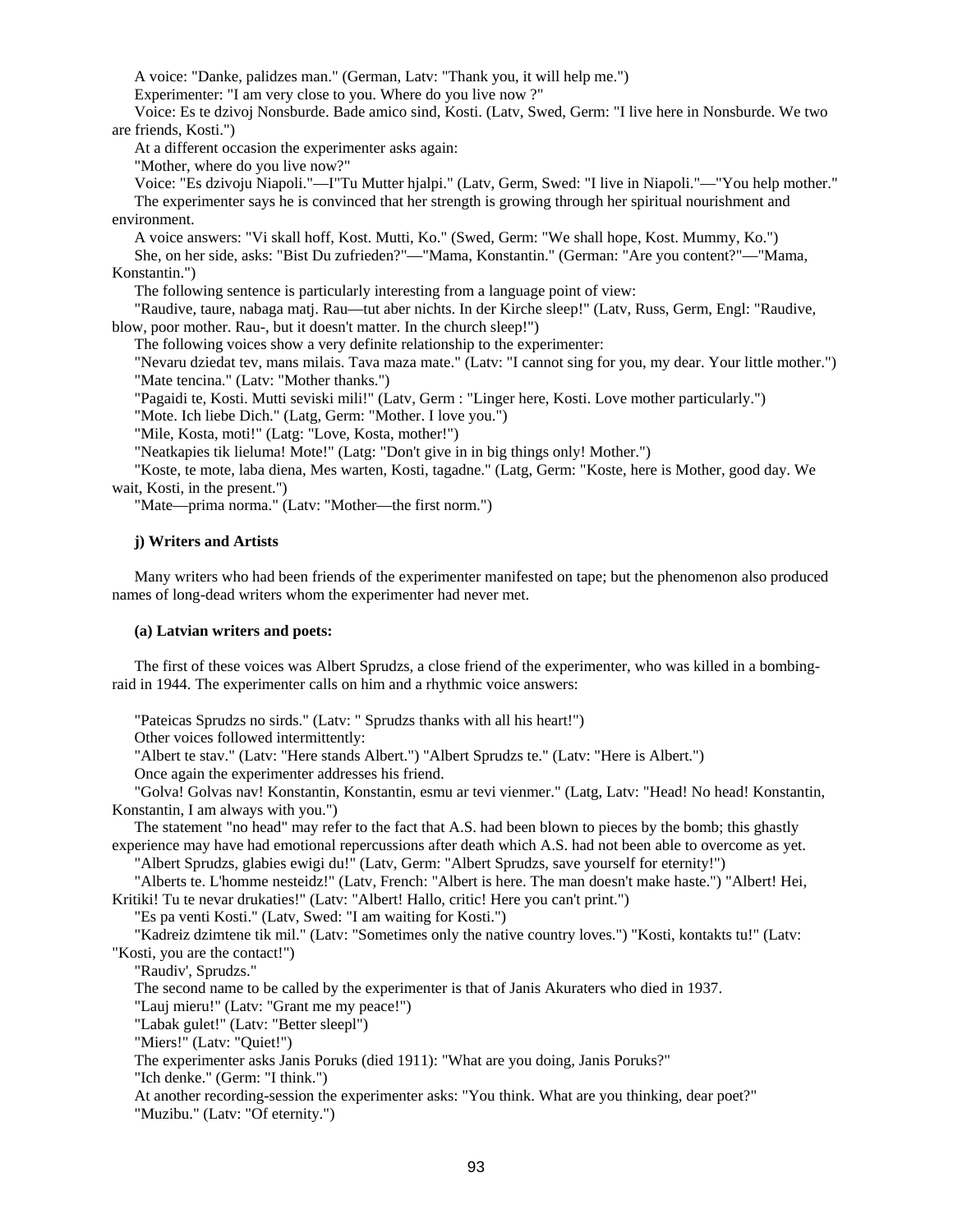A voice: "Danke, palidzes man." (German, Latv: "Thank you, it will help me.")

Experimenter: "I am very close to you. Where do you live now ?"

Voice: Es te dzivoj Nonsburde. Bade amico sind, Kosti. (Latv, Swed, Germ: "I live here in Nonsburde. We two are friends, Kosti.")

At a different occasion the experimenter asks again:

"Mother, where do you live now?"

Voice: "Es dzivoju Niapoli."—I"Tu Mutter hjalpi." (Latv, Germ, Swed: "I live in Niapoli."—"You help mother."

The experimenter says he is convinced that her strength is growing through her spiritual nourishment and environment.

A voice answers: "Vi skall hoff, Kost. Mutti, Ko." (Swed, Germ: "We shall hope, Kost. Mummy, Ko.")

She, on her side, asks: "Bist Du zufrieden?"—"Mama, Konstantin." (German: "Are you content?"—"Mama, Konstantin.")

The following sentence is particularly interesting from a language point of view:

"Raudive, taure, nabaga matj. Rau—tut aber nichts. In der Kirche sleep!" (Latv, Russ, Germ, Engl: "Raudive, blow, poor mother. Rau-, but it doesn't matter. In the church sleep!")

The following voices show a very definite relationship to the experimenter:

"Nevaru dziedat tev, mans milais. Tava maza mate." (Latv: "I cannot sing for you, my dear. Your little mother.")

"Mate tencina." (Latv: "Mother thanks.")

"Pagaidi te, Kosti. Mutti seviski mili!" (Latv, Germ : "Linger here, Kosti. Love mother particularly.")

"Mote. Ich liebe Dich." (Latg, Germ: "Mother. I love you.")

"Mile, Kosta, moti!" (Latg: "Love, Kosta, mother!")

"Neatkapies tik lieluma! Mote!" (Latg: "Don't give in in big things only! Mother.")

"Koste, te mote, laba diena, Mes warten, Kosti, tagadne." (Latg, Germ: "Koste, here is Mother, good day. We wait, Kosti, in the present.")

"Mate—prima norma." (Latv: "Mother—the first norm.")

#### j) Writers and Artists

Many writers who had been friends of the experimenter manifested on tape; but the phenomenon also produced names of long-dead writers whom the experimenter had never met.

##### (a) Latvian writers and poets:

The first of these voices was Albert Sprudzs, a close friend of the experimenter, who was killed in a bombing-raid in 1944. The experimenter calls on him and a rhythmic voice answers:

"Pateicas Sprudzs no sirds." (Latv: " Sprudzs thanks with all his heart!")

Other voices followed intermittently:

"Albert te stav." (Latv: "Here stands Albert.") "Albert Sprudzs te." (Latv: "Here is Albert.")

Once again the experimenter addresses his friend.

"Golva! Golvas nav! Konstantin, Konstantin, esmu ar tevi vienmer." (Latg, Latv: "Head! No head! Konstantin, Konstantin, I am always with you.")

The statement "no head" may refer to the fact that A.S. had been blown to pieces by the bomb; this ghastly experience may have had emotional repercussions after death which A.S. had not been able to overcome as yet.

"Albert Sprudzs, glabies ewigi du!" (Latv, Germ: "Albert Sprudzs, save yourself for eternity!")

"Alberts te. L'homme nesteidz!" (Latv, French: "Albert is here. The man doesn't make haste.") "Albert! Hei, Kritiki! Tu te nevar drukaties!" (Latv: "Albert! Hallo, critic! Here you can't print.")

"Es pa venti Kosti." (Latv, Swed: "I am waiting for Kosti.")

"Kadreiz dzimtene tik mil." (Latv: "Sometimes only the native country loves.") "Kosti, kontakts tu!" (Latv: "Kosti, you are the contact!")

"Raudiv', Sprudzs."

The second name to be called by the experimenter is that of Janis Akuraters who died in 1937.

"Lauj mieru!" (Latv: "Grant me my peace!")

"Labak gulet!" (Latv: "Better sleepl")

"Miers!" (Latv: "Quiet!")

The experimenter asks Janis Poruks (died 1911): "What are you doing, Janis Poruks?"

"Ich denke." (Germ: "I think.")

At another recording-session the experimenter asks: "You think. What are you thinking, dear poet?"

"Muzibu." (Latv: "Of eternity.")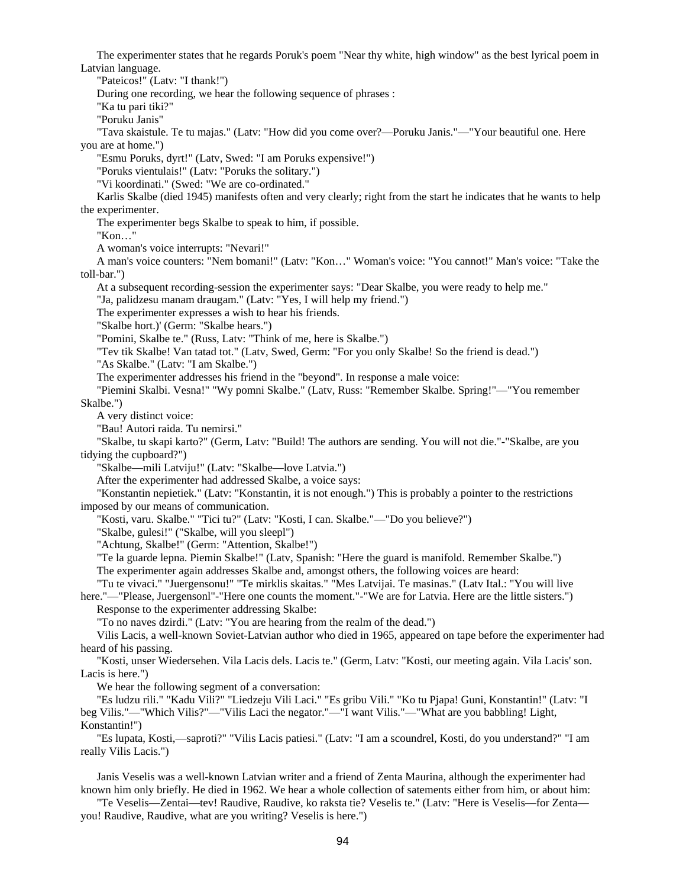The experimenter states that he regards Poruk's poem "Near thy white, high window" as the best lyrical poem in Latvian language.

"Pateicos!" (Latv: "I thank!")

During one recording, we hear the following sequence of phrases :

"Ka tu pari tiki?"

"Poruku Janis"

"Tava skaistule. Te tu majas." (Latv: "How did you come over?—Poruku Janis."—"Your beautiful one. Here you are at home.")

"Esmu Poruks, dyrt!" (Latv, Swed: "I am Poruks expensive!")

"Poruks vientulais!" (Latv: "Poruks the solitary.")

"Vi koordinati." (Swed: "We are co-ordinated."

Karlis Skalbe (died 1945) manifests often and very clearly; right from the start he indicates that he wants to help the experimenter.

The experimenter begs Skalbe to speak to him, if possible.

"Kon…"

A woman's voice interrupts: "Nevari!"

A man's voice counters: "Nem bomani!" (Latv: "Kon…" Woman's voice: "You cannot!" Man's voice: "Take the toll-bar.")

At a subsequent recording-session the experimenter says: "Dear Skalbe, you were ready to help me."

"Ja, palidzesu manam draugam." (Latv: "Yes, I will help my friend.")

The experimenter expresses a wish to hear his friends.

"Skalbe hort.)' (Germ: "Skalbe hears.")

"Pomini, Skalbe te." (Russ, Latv: "Think of me, here is Skalbe.")

"Tev tik Skalbe! Van tatad tot." (Latv, Swed, Germ: "For you only Skalbe! So the friend is dead.")

"As Skalbe." (Latv: "I am Skalbe.")

The experimenter addresses his friend in the "beyond". In response a male voice:

"Piemini Skalbi. Vesna!" "Wy pomni Skalbe." (Latv, Russ: "Remember Skalbe. Spring!"—"You remember Skalbe.")

A very distinct voice:

"Bau! Autori raida. Tu nemirsi."

"Skalbe, tu skapi karto?" (Germ, Latv: "Build! The authors are sending. You will not die."-"Skalbe, are you tidying the cupboard?")

"Skalbe—mili Latviju!" (Latv: "Skalbe—love Latvia.")

After the experimenter had addressed Skalbe, a voice says:

"Konstantin nepietiek." (Latv: "Konstantin, it is not enough.") This is probably a pointer to the restrictions imposed by our means of communication.

"Kosti, varu. Skalbe." "Tici tu?" (Latv: "Kosti, I can. Skalbe."—"Do you believe?")

"Skalbe, gulesi!" ("Skalbe, will you sleepl")

"Achtung, Skalbe!" (Germ: "Attention, Skalbe!")

"Te la guarde lepna. Piemin Skalbe!" (Latv, Spanish: "Here the guard is manifold. Remember Skalbe.")

The experimenter again addresses Skalbe and, amongst others, the following voices are heard:

"Tu te vivaci." "Juergensonu!" "Te mirklis skaitas." "Mes Latvijai. Te masinas." (Latv Ital.: "You will live here."—"Please, Juergensonl"-"Here one counts the moment."-"We are for Latvia. Here are the little sisters.")

Response to the experimenter addressing Skalbe:

"To no naves dzirdi." (Latv: "You are hearing from the realm of the dead.")

Vilis Lacis, a well-known Soviet-Latvian author who died in 1965, appeared on tape before the experimenter had heard of his passing.

"Kosti, unser Wiedersehen. Vila Lacis dels. Lacis te." (Germ, Latv: "Kosti, our meeting again. Vila Lacis' son. Lacis is here.")

We hear the following segment of a conversation:

"Es ludzu rili." "Kadu Vili?" "Liedzeju Vili Laci." "Es gribu Vili." "Ko tu Pjapa! Guni, Konstantin!" (Latv: "I beg Vilis."—"Which Vilis?"—"Vilis Laci the negator."—"I want Vilis."—"What are you babbling! Light, Konstantin!")

"Es lupata, Kosti,—saproti?" "Vilis Lacis patiesi." (Latv: "I am a scoundrel, Kosti, do you understand?" "I am really Vilis Lacis.")

Janis Veselis was a well-known Latvian writer and a friend of Zenta Maurina, although the experimenter had known him only briefly. He died in 1962. We hear a whole collection of satements either from him, or about him:

"Te Veselis—Zentai—tev! Raudive, Raudive, ko raksta tie? Veselis te." (Latv: "Here is Veselis—for Zenta—you! Raudive, Raudive, what are you writing? Veselis is here.")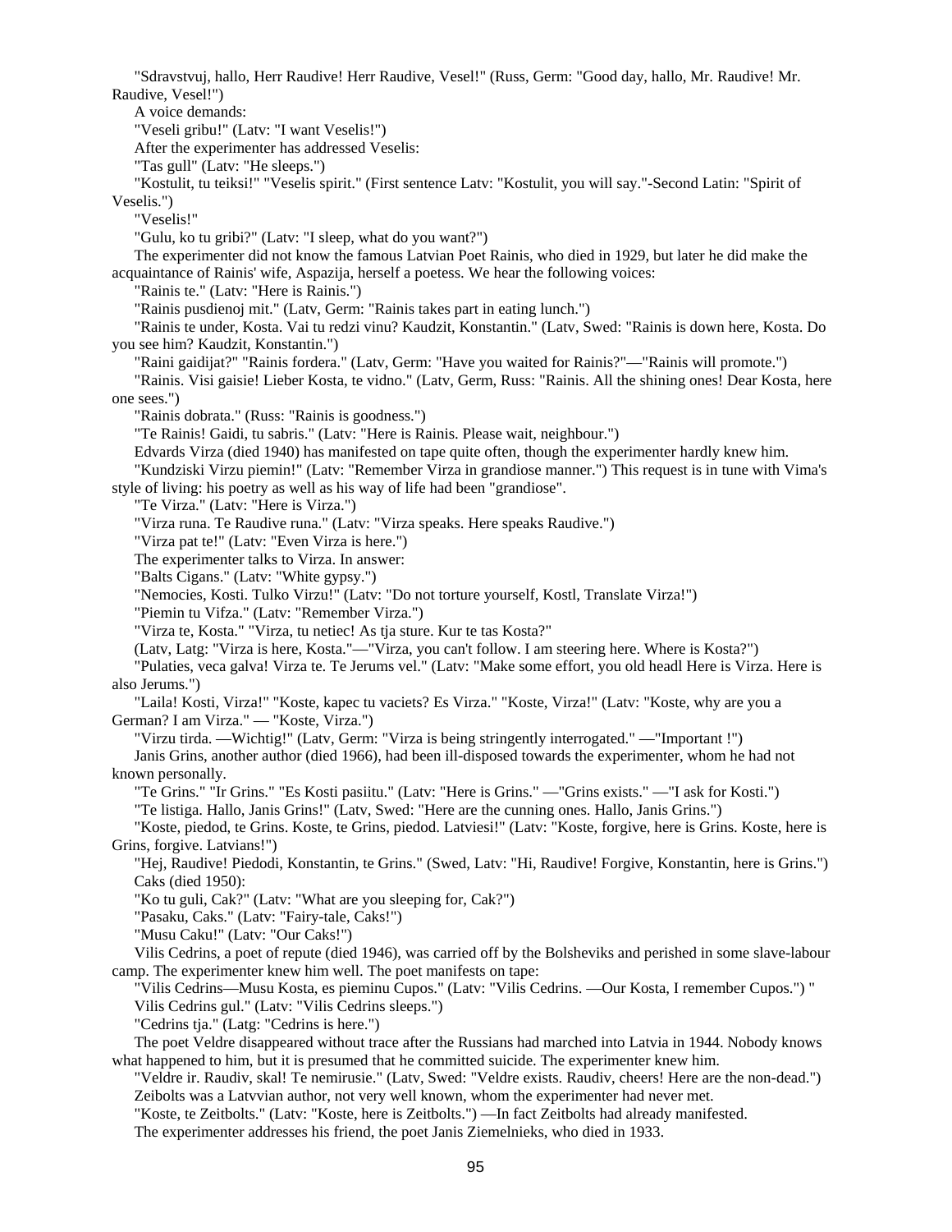"Sdravstvuj, hallo, Herr Raudive! Herr Raudive, Vesel!" (Russ, Germ: "Good day, hallo, Mr. Raudive! Mr. Raudive, Vesel!")

A voice demands:

"Veseli gribu!" (Latv: "I want Veselis!")

After the experimenter has addressed Veselis:

"Tas gull" (Latv: "He sleeps.")

"Kostulit, tu teiksi!" "Veselis spirit." (First sentence Latv: "Kostulit, you will say."-Second Latin: "Spirit of Veselis.")

"Veselis!"

"Gulu, ko tu gribi?" (Latv: "I sleep, what do you want?")

The experimenter did not know the famous Latvian Poet Rainis, who died in 1929, but later he did make the acquaintance of Rainis' wife, Aspazija, herself a poetess. We hear the following voices:

"Rainis te." (Latv: "Here is Rainis.")

"Rainis pusdienoj mit." (Latv, Germ: "Rainis takes part in eating lunch.")

"Rainis te under, Kosta. Vai tu redzi vinu? Kaudzit, Konstantin." (Latv, Swed: "Rainis is down here, Kosta. Do you see him? Kaudzit, Konstantin.")

"Raini gaidijat?" "Rainis fordera." (Latv, Germ: "Have you waited for Rainis?"—"Rainis will promote.")

"Rainis. Visi gaisie! Lieber Kosta, te vidno." (Latv, Germ, Russ: "Rainis. All the shining ones! Dear Kosta, here one sees.")

"Rainis dobrata." (Russ: "Rainis is goodness.")

"Te Rainis! Gaidi, tu sabris." (Latv: "Here is Rainis. Please wait, neighbour.")

Edvards Virza (died 1940) has manifested on tape quite often, though the experimenter hardly knew him.

"Kundziski Virzu piemin!" (Latv: "Remember Virza in grandiose manner.") This request is in tune with Vima's style of living: his poetry as well as his way of life had been "grandiose".

"Te Virza." (Latv: "Here is Virza.")

"Virza runa. Te Raudive runa." (Latv: "Virza speaks. Here speaks Raudive.")

"Virza pat te!" (Latv: "Even Virza is here.")

The experimenter talks to Virza. In answer:

"Balts Cigans." (Latv: "White gypsy.")

"Nemocies, Kosti. Tulko Virzu!" (Latv: "Do not torture yourself, Kostl, Translate Virza!")

"Piemin tu Vifza." (Latv: "Remember Virza.")

"Virza te, Kosta." "Virza, tu netiec! As tja sture. Kur te tas Kosta?"

(Latv, Latg: "Virza is here, Kosta."—"Virza, you can't follow. I am steering here. Where is Kosta?")

"Pulaties, veca galva! Virza te. Te Jerums vel." (Latv: "Make some effort, you old headl Here is Virza. Here is also Jerums.")

"Laila! Kosti, Virza!" "Koste, kapec tu vaciets? Es Virza." "Koste, Virza!" (Latv: "Koste, why are you a German? I am Virza." — "Koste, Virza.")

"Virzu tirda. —Wichtig!" (Latv, Germ: "Virza is being stringently interrogated." —"Important !")

Janis Grins, another author (died 1966), had been ill-disposed towards the experimenter, whom he had not known personally.

"Te Grins." "Ir Grins." "Es Kosti pasiitu." (Latv: "Here is Grins." —"Grins exists." —"I ask for Kosti.")

"Te listiga. Hallo, Janis Grins!" (Latv, Swed: "Here are the cunning ones. Hallo, Janis Grins.")

"Koste, piedod, te Grins. Koste, te Grins, piedod. Latviesi!" (Latv: "Koste, forgive, here is Grins. Koste, here is Grins, forgive. Latvians!")

"Hej, Raudive! Piedodi, Konstantin, te Grins." (Swed, Latv: "Hi, Raudive! Forgive, Konstantin, here is Grins.")

Caks (died 1950):

"Ko tu guli, Cak?" (Latv: "What are you sleeping for, Cak?")

"Pasaku, Caks." (Latv: "Fairy-tale, Caks!")

"Musu Caku!" (Latv: "Our Caks!")

Vilis Cedrins, a poet of repute (died 1946), was carried off by the Bolsheviks and perished in some slave-labour camp. The experimenter knew him well. The poet manifests on tape:

"Vilis Cedrins—Musu Kosta, es pieminu Cupos." (Latv: "Vilis Cedrins. —Our Kosta, I remember Cupos.") "

Vilis Cedrins gul." (Latv: "Vilis Cedrins sleeps.")

"Cedrins tja." (Latg: "Cedrins is here.")

The poet Veldre disappeared without trace after the Russians had marched into Latvia in 1944. Nobody knows what happened to him, but it is presumed that he committed suicide. The experimenter knew him.

"Veldre ir. Raudiv, skal! Te nemirusie." (Latv, Swed: "Veldre exists. Raudiv, cheers! Here are the non-dead.")

Zeibolts was a Latvvian author, not very well known, whom the experimenter had never met.

"Koste, te Zeitbolts." (Latv: "Koste, here is Zeitbolts.") —In fact Zeitbolts had already manifested.

The experimenter addresses his friend, the poet Janis Ziemelnieks, who died in 1933.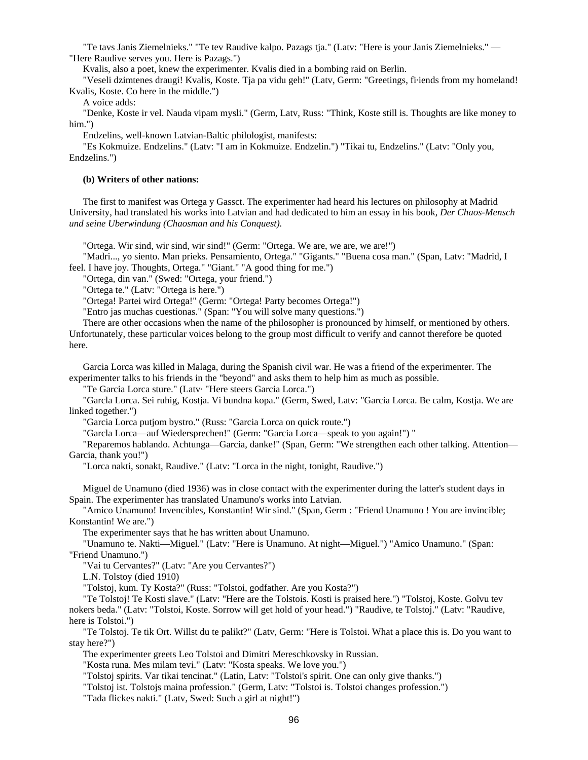"Te tavs Janis Ziemelnieks." "Te tev Raudive kalpo. Pazags tja." (Latv: "Here is your Janis Ziemelnieks." — "Here Raudive serves you. Here is Pazags.")

Kvalis, also a poet, knew the experimenter. Kvalis died in a bombing raid on Berlin.

"Veseli dzimtenes draugi! Kvalis, Koste. Tja pa vidu geh!" (Latv, Germ: "Greetings, fi·iends from my homeland! Kvalis, Koste. Co here in the middle.")

A voice adds:

"Denke, Koste ir vel. Nauda vipam mysli." (Germ, Latv, Russ: "Think, Koste still is. Thoughts are like money to him.")

Endzelins, well-known Latvian-Baltic philologist, manifests:

"Es Kokmuize. Endzelins." (Latv: "I am in Kokmuize. Endzelin.") "Tikai tu, Endzelins." (Latv: "Only you, Endzelins.")

**(b) Writers of other nations:**

The first to manifest was Ortega y Gassct. The experimenter had heard his lectures on philosophy at Madrid University, had translated his works into Latvian and had dedicated to him an essay in his book, *Der Chaos-Mensch und seine Uberwindung (Chaosman and his Conquest).*

"Ortega. Wir sind, wir sind, wir sind!" (Germ: "Ortega. We are, we are, we are!")

"Madri..., yo siento. Man prieks. Pensamiento, Ortega." "Gigants." "Buena cosa man." (Span, Latv: "Madrid, I feel. I have joy. Thoughts, Ortega." "Giant." "A good thing for me.")

"Ortega, din van." (Swed: "Ortega, your friend.")

"Ortega te." (Latv: "Ortega is here.")

"Ortega! Partei wird Ortega!" (Germ: "Ortega! Party becomes Ortega!")

"Entro jas muchas cuestionas." (Span: "You will solve many questions.")

There are other occasions when the name of the philosopher is pronounced by himself, or mentioned by others. Unfortunately, these particular voices belong to the group most difficult to verify and cannot therefore be quoted here.

Garcia Lorca was killed in Malaga, during the Spanish civil war. He was a friend of the experimenter. The experimenter talks to his friends in the "beyond" and asks them to help him as much as possible.

"Te Garcia Lorca sture." (Latv· "Here steers Garcia Lorca.")

"Garcla Lorca. Sei ruhig, Kostja. Vi bundna kopa." (Germ, Swed, Latv: "Garcia Lorca. Be calm, Kostja. We are linked together.")

"Garcia Lorca putjom bystro." (Russ: "Garcia Lorca on quick route.")

"Garcla Lorca—auf Wiedersprechen!" (Germ: "Garcia Lorca—speak to you again!") "

"Reparemos hablando. Achtunga—Garcia, danke!" (Span, Germ: "We strengthen each other talking. Attention—Garcia, thank you!")

"Lorca nakti, sonakt, Raudive." (Latv: "Lorca in the night, tonight, Raudive.")

Miguel de Unamuno (died 1936) was in close contact with the experimenter during the latter's student days in Spain. The experimenter has translated Unamuno's works into Latvian.

"Amico Unamuno! Invencibles, Konstantin! Wir sind." (Span, Germ : "Friend Unamuno ! You are invincible; Konstantin! We are.")

The experimenter says that he has written about Unamuno.

"Unamuno te. Nakti—Miguel." (Latv: "Here is Unamuno. At night—Miguel.") "Amico Unamuno." (Span: "Friend Unamuno.")

"Vai tu Cervantes?" (Latv: "Are you Cervantes?")

L.N. Tolstoy (died 1910)

"Tolstoj, kum. Ty Kosta?" (Russ: "Tolstoi, godfather. Are you Kosta?")

"Te Tolstoj! Te Kosti slave." (Latv: "Here are the Tolstois. Kosti is praised here.") "Tolstoj, Koste. Golvu tev nokers beda." (Latv: "Tolstoi, Koste. Sorrow will get hold of your head.") "Raudive, te Tolstoj." (Latv: "Raudive, here is Tolstoi.")

"Te Tolstoj. Te tik Ort. Willst du te palikt?" (Latv, Germ: "Here is Tolstoi. What a place this is. Do you want to stay here?")

The experimenter greets Leo Tolstoi and Dimitri Mereschkovsky in Russian.

"Kosta runa. Mes milam tevi." (Latv: "Kosta speaks. We love you.")

"Tolstoj spirits. Var tikai tencinat." (Latin, Latv: "Tolstoi's spirit. One can only give thanks.")

"Tolstoj ist. Tolstojs maina profession." (Germ, Latv: "Tolstoi is. Tolstoi changes profession.")

"Tada flickes nakti." (Latv, Swed: Such a girl at night!")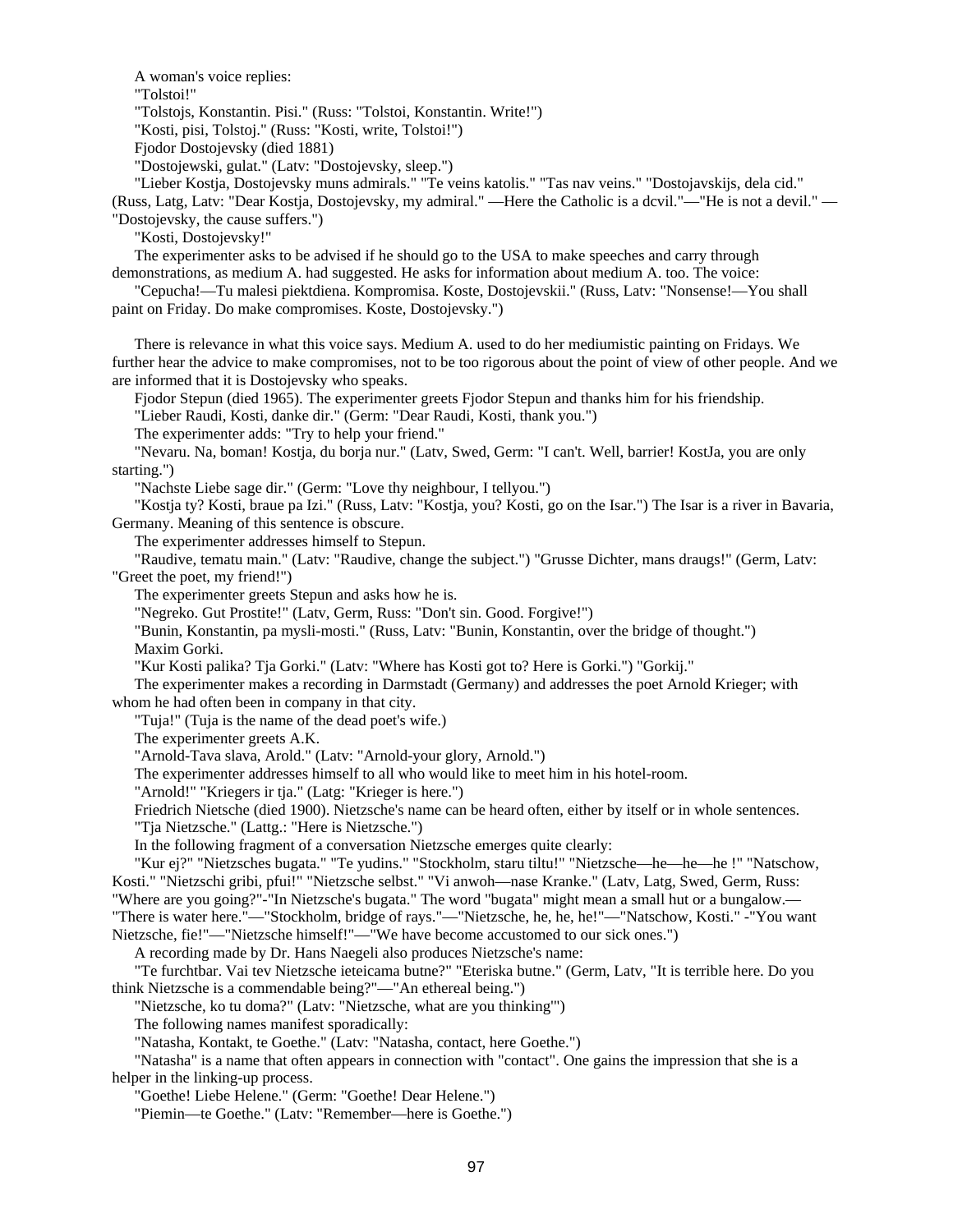A woman's voice replies:

"Tolstoi!"

"Tolstojs, Konstantin. Pisi." (Russ: "Tolstoi, Konstantin. Write!")

"Kosti, pisi, Tolstoj." (Russ: "Kosti, write, Tolstoi!")

Fjodor Dostojevsky (died 1881)

"Dostojewski, gulat." (Latv: "Dostojevsky, sleep.")

"Lieber Kostja, Dostojevsky muns admirals." "Te veins katolis." "Tas nav veins." "Dostojavskijs, dela cid." (Russ, Latg, Latv: "Dear Kostja, Dostojevsky, my admiral." —Here the Catholic is a dcvil."—"He is not a devil." —"Dostojevsky, the cause suffers.")

"Kosti, Dostojevsky!"

The experimenter asks to be advised if he should go to the USA to make speeches and carry through demonstrations, as medium A. had suggested. He asks for information about medium A. too. The voice:

"Cepucha!—Tu malesi piektdiena. Kompromisa. Koste, Dostojevskii." (Russ, Latv: "Nonsense!—You shall paint on Friday. Do make compromises. Koste, Dostojevsky.")

There is relevance in what this voice says. Medium A. used to do her mediumistic painting on Fridays. We further hear the advice to make compromises, not to be too rigorous about the point of view of other people. And we are informed that it is Dostojevsky who speaks.

Fjodor Stepun (died 1965). The experimenter greets Fjodor Stepun and thanks him for his friendship.

"Lieber Raudi, Kosti, danke dir." (Germ: "Dear Raudi, Kosti, thank you.")

The experimenter adds: "Try to help your friend."

"Nevaru. Na, boman! Kostja, du borja nur." (Latv, Swed, Germ: "I can't. Well, barrier! KostJa, you are only starting.")

"Nachste Liebe sage dir." (Germ: "Love thy neighbour, I tellyou.")

"Kostja ty? Kosti, braue pa Izi." (Russ, Latv: "Kostja, you? Kosti, go on the Isar.") The Isar is a river in Bavaria, Germany. Meaning of this sentence is obscure.

The experimenter addresses himself to Stepun.

"Raudive, tematu main." (Latv: "Raudive, change the subject.") "Grusse Dichter, mans draugs!" (Germ, Latv: "Greet the poet, my friend!")

The experimenter greets Stepun and asks how he is.

"Negreko. Gut Prostite!" (Latv, Germ, Russ: "Don't sin. Good. Forgive!")

"Bunin, Konstantin, pa mysli-mosti." (Russ, Latv: "Bunin, Konstantin, over the bridge of thought.")

Maxim Gorki.

"Kur Kosti palika? Tja Gorki." (Latv: "Where has Kosti got to? Here is Gorki.") "Gorkij."

The experimenter makes a recording in Darmstadt (Germany) and addresses the poet Arnold Krieger; with whom he had often been in company in that city.

"Tuja!" (Tuja is the name of the dead poet's wife.)

The experimenter greets A.K.

"Arnold-Tava slava, Arold." (Latv: "Arnold-your glory, Arnold.")

The experimenter addresses himself to all who would like to meet him in his hotel-room.

"Arnold!" "Kriegers ir tja." (Latg: "Krieger is here.")

Friedrich Nietsche (died 1900). Nietzsche's name can be heard often, either by itself or in whole sentences.

"Tja Nietzsche." (Lattg.: "Here is Nietzsche.")

In the following fragment of a conversation Nietzsche emerges quite clearly:

"Kur ej?" "Nietzsches bugata." "Te yudins." "Stockholm, staru tiltu!" "Nietzsche—he—he—he !" "Natschow, Kosti." "Nietzschi gribi, pfui!" "Nietzsche selbst." "Vi anwoh—nase Kranke." (Latv, Latg, Swed, Germ, Russ: "Where are you going?"-"In Nietzsche's bugata." The word "bugata" might mean a small hut or a bungalow.—"There is water here."—"Stockholm, bridge of rays."—"Nietzsche, he, he, he!"—"Natschow, Kosti." -"You want Nietzsche, fie!"—"Nietzsche himself!"—"We have become accustomed to our sick ones.")

A recording made by Dr. Hans Naegeli also produces Nietzsche's name:

"Te furchtbar. Vai tev Nietzsche ieteicama butne?" "Eteriska butne." (Germ, Latv, "It is terrible here. Do you think Nietzsche is a commendable being?"—"An ethereal being.")

"Nietzsche, ko tu doma?" (Latv: "Nietzsche, what are you thinking'")

The following names manifest sporadically:

"Natasha, Kontakt, te Goethe." (Latv: "Natasha, contact, here Goethe.")

"Natasha" is a name that often appears in connection with "contact". One gains the impression that she is a helper in the linking-up process.

"Goethe! Liebe Helene." (Germ: "Goethe! Dear Helene.")

"Piemin—te Goethe." (Latv: "Remember—here is Goethe.")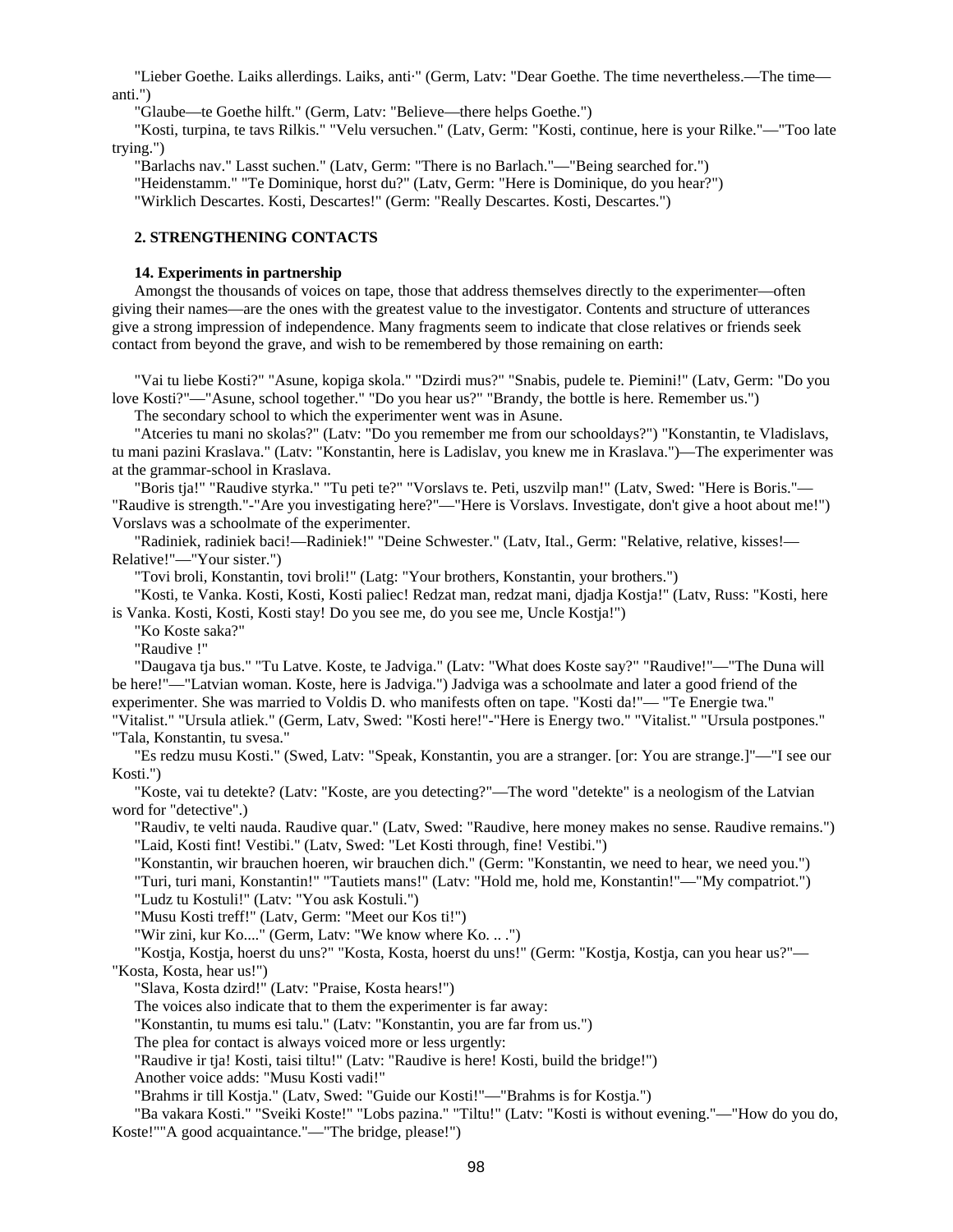"Lieber Goethe. Laiks allerdings. Laiks, anti·" (Germ, Latv: "Dear Goethe. The time nevertheless.—The time—anti.")

"Glaube—te Goethe hilft." (Germ, Latv: "Believe—there helps Goethe.")

"Kosti, turpina, te tavs Rilkis." "Velu versuchen." (Latv, Germ: "Kosti, continue, here is your Rilke."—"Too late trying.")

"Barlachs nav." Lasst suchen." (Latv, Germ: "There is no Barlach."—"Being searched for.")

"Heidenstamm." "Te Dominique, horst du?" (Latv, Germ: "Here is Dominique, do you hear?")

"Wirklich Descartes. Kosti, Descartes!" (Germ: "Really Descartes. Kosti, Descartes.")

**2. STRENGTHENING CONTACTS**

**14. Experiments in partnership**

Amongst the thousands of voices on tape, those that address themselves directly to the experimenter—often giving their names—are the ones with the greatest value to the investigator. Contents and structure of utterances give a strong impression of independence. Many fragments seem to indicate that close relatives or friends seek contact from beyond the grave, and wish to be remembered by those remaining on earth:

"Vai tu liebe Kosti?" "Asune, kopiga skola." "Dzirdi mus?" "Snabis, pudele te. Piemini!" (Latv, Germ: "Do you love Kosti?"—"Asune, school together." "Do you hear us?" "Brandy, the bottle is here. Remember us.")

The secondary school to which the experimenter went was in Asune.

"Atceries tu mani no skolas?" (Latv: "Do you remember me from our schooldays?") "Konstantin, te Vladislavs, tu mani pazini Kraslava." (Latv: "Konstantin, here is Ladislav, you knew me in Kraslava.")—The experimenter was at the grammar-school in Kraslava.

"Boris tja!" "Raudive styrka." "Tu peti te?" "Vorslavs te. Peti, uszvilp man!" (Latv, Swed: "Here is Boris."—"Raudive is strength."-"Are you investigating here?"—"Here is Vorslavs. Investigate, don't give a hoot about me!") Vorslavs was a schoolmate of the experimenter.

"Radiniek, radiniek baci!—Radiniek!" "Deine Schwester." (Latv, Ital., Germ: "Relative, relative, kisses!—Relative!"—"Your sister.")

"Tovi broli, Konstantin, tovi broli!" (Latg: "Your brothers, Konstantin, your brothers.")

"Kosti, te Vanka. Kosti, Kosti, Kosti paliec! Redzat man, redzat mani, djadja Kostja!" (Latv, Russ: "Kosti, here is Vanka. Kosti, Kosti, Kosti stay! Do you see me, do you see me, Uncle Kostja!")

"Ko Koste saka?"

"Raudive !"

"Daugava tja bus." "Tu Latve. Koste, te Jadviga." (Latv: "What does Koste say?" "Raudive!"—"The Duna will be here!"—"Latvian woman. Koste, here is Jadviga.") Jadviga was a schoolmate and later a good friend of the experimenter. She was married to Voldis D. who manifests often on tape. "Kosti da!"— "Te Energie twa." "Vitalist." "Ursula atliek." (Germ, Latv, Swed: "Kosti here!"-"Here is Energy two." "Vitalist." "Ursula postpones." "Tala, Konstantin, tu svesa."

"Es redzu musu Kosti." (Swed, Latv: "Speak, Konstantin, you are a stranger. [or: You are strange.]"—"I see our Kosti.")

"Koste, vai tu detekte? (Latv: "Koste, are you detecting?"—The word "detekte" is a neologism of the Latvian word for "detective".)

"Raudiv, te velti nauda. Raudive quar." (Latv, Swed: "Raudive, here money makes no sense. Raudive remains.")

"Laid, Kosti fint! Vestibi." (Latv, Swed: "Let Kosti through, fine! Vestibi.")

"Konstantin, wir brauchen hoeren, wir brauchen dich." (Germ: "Konstantin, we need to hear, we need you.")

"Turi, turi mani, Konstantin!" "Tautiets mans!" (Latv: "Hold me, hold me, Konstantin!"—"My compatriot.")

"Ludz tu Kostuli!" (Latv: "You ask Kostuli.")

"Musu Kosti treff!" (Latv, Germ: "Meet our Kos ti!")

"Wir zini, kur Ko...." (Germ, Latv: "We know where Ko. .. .")

"Kostja, Kostja, hoerst du uns?" "Kosta, Kosta, hoerst du uns!" (Germ: "Kostja, Kostja, can you hear us?"—"Kosta, Kosta, hear us!")

"Slava, Kosta dzird!" (Latv: "Praise, Kosta hears!")

The voices also indicate that to them the experimenter is far away:

"Konstantin, tu mums esi talu." (Latv: "Konstantin, you are far from us.")

The plea for contact is always voiced more or less urgently:

"Raudive ir tja! Kosti, taisi tiltu!" (Latv: "Raudive is here! Kosti, build the bridge!")

Another voice adds: "Musu Kosti vadi!"

"Brahms ir till Kostja." (Latv, Swed: "Guide our Kosti!"—"Brahms is for Kostja.")

"Ba vakara Kosti." "Sveiki Koste!" "Lobs pazina." "Tiltu!" (Latv: "Kosti is without evening."—"How do you do, Koste!""A good acquaintance."—"The bridge, please!")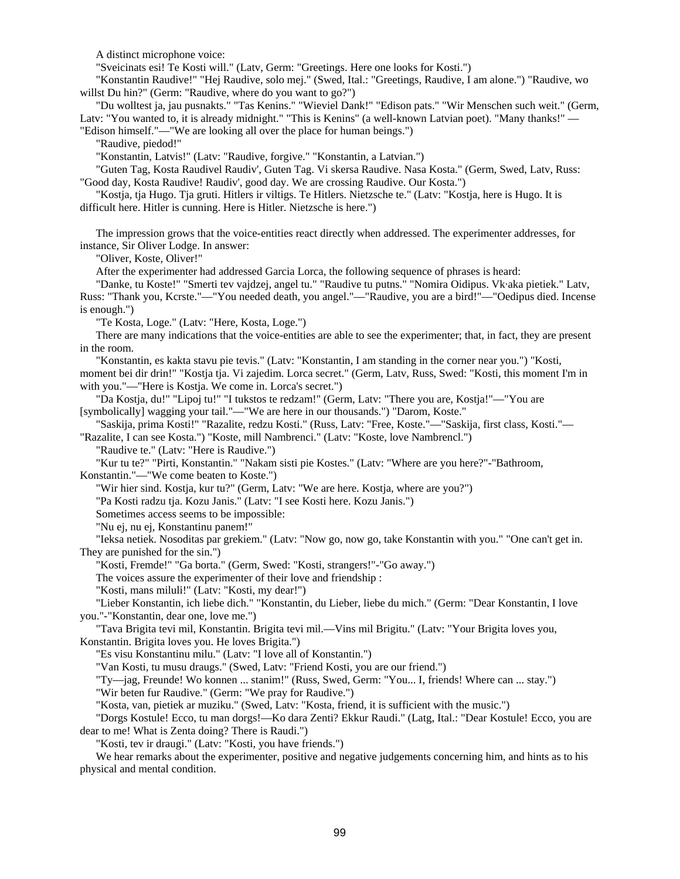A distinct microphone voice:

"Sveicinats esi! Te Kosti will." (Latv, Germ: "Greetings. Here one looks for Kosti.")

"Konstantin Raudive!" "Hej Raudive, solo mej." (Swed, Ital.: "Greetings, Raudive, I am alone.") "Raudive, wo willst Du hin?" (Germ: "Raudive, where do you want to go?")

"Du wolltest ja, jau pusnakts." "Tas Kenins." "Wieviel Dank!" "Edison pats." "Wir Menschen such weit." (Germ, Latv: "You wanted to, it is already midnight." "This is Kenins" (a well-known Latvian poet). "Many thanks!" — "Edison himself."—"We are looking all over the place for human beings.")

"Raudive, piedod!"

"Konstantin, Latvis!" (Latv: "Raudive, forgive." "Konstantin, a Latvian.")

"Guten Tag, Kosta Raudivel Raudiv', Guten Tag. Vi skersa Raudive. Nasa Kosta." (Germ, Swed, Latv, Russ: "Good day, Kosta Raudive! Raudiv', good day. We are crossing Raudive. Our Kosta.")

"Kostja, tja Hugo. Tja gruti. Hitlers ir viltigs. Te Hitlers. Nietzsche te." (Latv: "Kostja, here is Hugo. It is difficult here. Hitler is cunning. Here is Hitler. Nietzsche is here.")

The impression grows that the voice-entities react directly when addressed. The experimenter addresses, for instance, Sir Oliver Lodge. In answer:

"Oliver, Koste, Oliver!"

After the experimenter had addressed Garcia Lorca, the following sequence of phrases is heard:

"Danke, tu Koste!" "Smerti tev vajdzej, angel tu." "Raudive tu putns." "Nomira Oidipus. Vk·aka pietiek." Latv, Russ: "Thank you, Kcrste."—"You needed death, you angel."—"Raudive, you are a bird!"—"Oedipus died. Incense is enough.")

"Te Kosta, Loge." (Latv: "Here, Kosta, Loge.")

There are many indications that the voice-entities are able to see the experimenter; that, in fact, they are present in the room.

"Konstantin, es kakta stavu pie tevis." (Latv: "Konstantin, I am standing in the corner near you.") "Kosti, moment bei dir drin!" "Kostja tja. Vi zajedim. Lorca secret." (Germ, Latv, Russ, Swed: "Kosti, this moment I'm in with you."—"Here is Kostja. We come in. Lorca's secret.")

"Da Kostja, du!" "Lipoj tu!" "I tukstos te redzam!" (Germ, Latv: "There you are, Kostja!"—"You are [symbolically] wagging your tail."—"We are here in our thousands.") "Darom, Koste."

"Saskija, prima Kosti!" "Razalite, redzu Kosti." (Russ, Latv: "Free, Koste."—"Saskija, first class, Kosti."—"Razalite, I can see Kosta.") "Koste, mill Nambrenci." (Latv: "Koste, love Nambrencl.")

"Raudive te." (Latv: "Here is Raudive.")

"Kur tu te?" "Pirti, Konstantin." "Nakam sisti pie Kostes." (Latv: "Where are you here?"-"Bathroom, Konstantin."—"We come beaten to Koste.")

"Wir hier sind. Kostja, kur tu?" (Germ, Latv: "We are here. Kostja, where are you?")

"Pa Kosti radzu tja. Kozu Janis." (Latv: "I see Kosti here. Kozu Janis.")

Sometimes access seems to be impossible:

"Nu ej, nu ej, Konstantinu panem!"

"Ieksa netiek. Nosoditas par grekiem." (Latv: "Now go, now go, take Konstantin with you." "One can't get in. They are punished for the sin.")

"Kosti, Fremde!" "Ga borta." (Germ, Swed: "Kosti, strangers!"-"Go away.")

The voices assure the experimenter of their love and friendship :

"Kosti, mans miluli!" (Latv: "Kosti, my dear!")

"Lieber Konstantin, ich liebe dich." "Konstantin, du Lieber, liebe du mich." (Germ: "Dear Konstantin, I love you."-"Konstantin, dear one, love me.")

"Tava Brigita tevi mil, Konstantin. Brigita tevi mil.—Vins mil Brigitu." (Latv: "Your Brigita loves you, Konstantin. Brigita loves you. He loves Brigita.")

"Es visu Konstantinu milu." (Latv: "I love all of Konstantin.")

"Van Kosti, tu musu draugs." (Swed, Latv: "Friend Kosti, you are our friend.")

"Ty—jag, Freunde! Wo konnen ... stanim!" (Russ, Swed, Germ: "You... I, friends! Where can ... stay.")

"Wir beten fur Raudive." (Germ: "We pray for Raudive.")

"Kosta, van, pietiek ar muziku." (Swed, Latv: "Kosta, friend, it is sufficient with the music.")

"Dorgs Kostule! Ecco, tu man dorgs!—Ko dara Zenti? Ekkur Raudi." (Latg, Ital.: "Dear Kostule! Ecco, you are dear to me! What is Zenta doing? There is Raudi.")

"Kosti, tev ir draugi." (Latv: "Kosti, you have friends.")

We hear remarks about the experimenter, positive and negative judgements concerning him, and hints as to his physical and mental condition.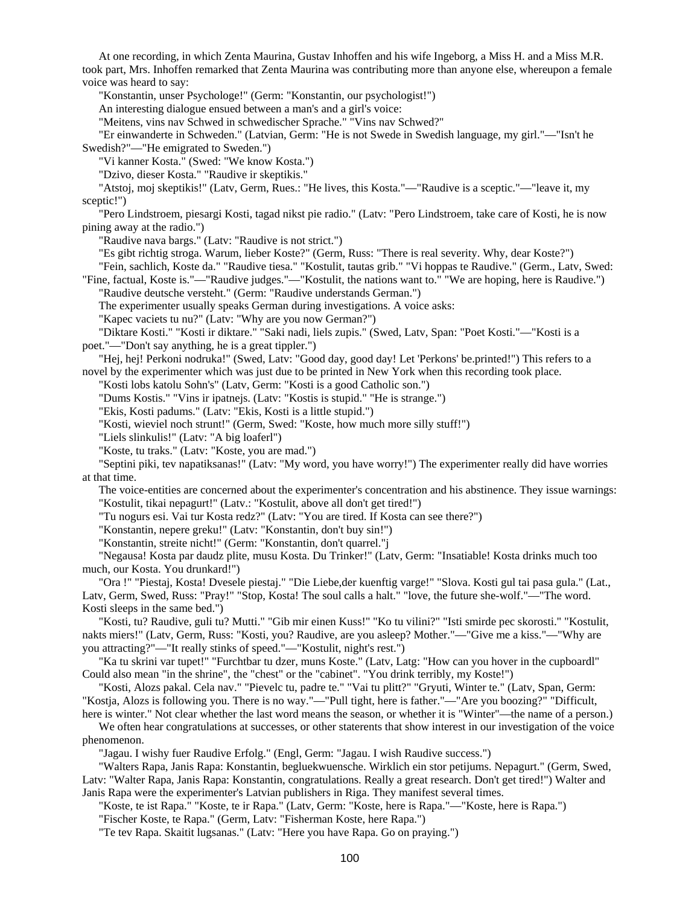At one recording, in which Zenta Maurina, Gustav Inhoffen and his wife Ingeborg, a Miss H. and a Miss M.R. took part, Mrs. Inhoffen remarked that Zenta Maurina was contributing more than anyone else, whereupon a female voice was heard to say:

"Konstantin, unser Psychologe!" (Germ: "Konstantin, our psychologist!")

An interesting dialogue ensued between a man's and a girl's voice:

"Meitens, vins nav Schwed in schwedischer Sprache." "Vins nav Schwed?"

"Er einwanderte in Schweden." (Latvian, Germ: "He is not Swede in Swedish language, my girl."—"Isn't he Swedish?"—"He emigrated to Sweden.")

"Vi kanner Kosta." (Swed: "We know Kosta.")

"Dzivo, dieser Kosta." "Raudive ir skeptikis."

"Atstoj, moj skeptikis!" (Latv, Germ, Rues.: "He lives, this Kosta."—"Raudive is a sceptic."—"leave it, my sceptic!")

"Pero Lindstroem, piesargi Kosti, tagad nikst pie radio." (Latv: "Pero Lindstroem, take care of Kosti, he is now pining away at the radio.")

"Raudive nava bargs." (Latv: "Raudive is not strict.")

"Es gibt richtig stroga. Warum, lieber Koste?" (Germ, Russ: "There is real severity. Why, dear Koste?")

"Fein, sachlich, Koste da." "Raudive tiesa." "Kostulit, tautas grib." "Vi hoppas te Raudive." (Germ., Latv, Swed: "Fine, factual, Koste is."—"Raudive judges."—"Kostulit, the nations want to." "We are hoping, here is Raudive.")

"Raudive deutsche versteht." (Germ: "Raudive understands German.")

The experimenter usually speaks German during investigations. A voice asks:

"Kapec vaciets tu nu?" (Latv: "Why are you now German?")

"Diktare Kosti." "Kosti ir diktare." "Saki nadi, liels zupis." (Swed, Latv, Span: "Poet Kosti."—"Kosti is a poet."—"Don't say anything, he is a great tippler.")

"Hej, hej! Perkoni nodruka!" (Swed, Latv: "Good day, good day! Let 'Perkons' be.printed!") This refers to a novel by the experimenter which was just due to be printed in New York when this recording took place.

"Kosti lobs katolu Sohn's" (Latv, Germ: "Kosti is a good Catholic son.")

"Dums Kostis." "Vins ir ipatnejs. (Latv: "Kostis is stupid." "He is strange.")

"Ekis, Kosti padums." (Latv: "Ekis, Kosti is a little stupid.")

"Kosti, wieviel noch strunt!" (Germ, Swed: "Koste, how much more silly stuff!")

"Liels slinkulis!" (Latv: "A big loaferl")

"Koste, tu traks." (Latv: "Koste, you are mad.")

"Septini piki, tev napatiksanas!" (Latv: "My word, you have worry!") The experimenter really did have worries at that time.

The voice-entities are concerned about the experimenter's concentration and his abstinence. They issue warnings:

"Kostulit, tikai nepagurt!" (Latv.: "Kostulit, above all don't get tired!")

"Tu nogurs esi. Vai tur Kosta redz?" (Latv: "You are tired. If Kosta can see there?")

"Konstantin, nepere greku!" (Latv: "Konstantin, don't buy sin!")

"Konstantin, streite nicht!" (Germ: "Konstantin, don't quarrel."j

"Negausa! Kosta par daudz plite, musu Kosta. Du Trinker!" (Latv, Germ: "Insatiable! Kosta drinks much too much, our Kosta. You drunkard!")

"Ora !" "Piestaj, Kosta! Dvesele piestaj." "Die Liebe,der kuenftig varge!" "Slova. Kosti gul tai pasa gula." (Lat., Latv, Germ, Swed, Russ: "Pray!" "Stop, Kosta! The soul calls a halt." "love, the future she-wolf."—"The word. Kosti sleeps in the same bed.")

"Kosti, tu? Raudive, guli tu? Mutti." "Gib mir einen Kuss!" "Ko tu vilini?" "Isti smirde pec skorosti." "Kostulit, nakts miers!" (Latv, Germ, Russ: "Kosti, you? Raudive, are you asleep? Mother."—"Give me a kiss."—"Why are you attracting?"—"It really stinks of speed."—"Kostulit, night's rest.")

"Ka tu skrini var tupet!" "Furchtbar tu dzer, muns Koste." (Latv, Latg: "How can you hover in the cupboardl" Could also mean "in the shrine", the "chest" or the "cabinet". "You drink terribly, my Koste!")

"Kosti, Alozs pakal. Cela nav." "Pievelc tu, padre te." "Vai tu plitt?" "Gryuti, Winter te." (Latv, Span, Germ: "Kostja, Alozs is following you. There is no way."—"Pull tight, here is father."—"Are you boozing?" "Difficult, here is winter." Not clear whether the last word means the season, or whether it is "Winter"—the name of a person.)

We often hear congratulations at successes, or other staterents that show interest in our investigation of the voice phenomenon.

"Jagau. I wishy fuer Raudive Erfolg." (Engl, Germ: "Jagau. I wish Raudive success.")

"Walters Rapa, Janis Rapa: Konstantin, begluekwuensche. Wirklich ein stor petijums. Nepagurt." (Germ, Swed, Latv: "Walter Rapa, Janis Rapa: Konstantin, congratulations. Really a great research. Don't get tired!") Walter and Janis Rapa were the experimenter's Latvian publishers in Riga. They manifest several times.

"Koste, te ist Rapa." "Koste, te ir Rapa." (Latv, Germ: "Koste, here is Rapa."—"Koste, here is Rapa.")

"Fischer Koste, te Rapa." (Germ, Latv: "Fisherman Koste, here Rapa.")

"Te tev Rapa. Skaitit lugsanas." (Latv: "Here you have Rapa. Go on praying.")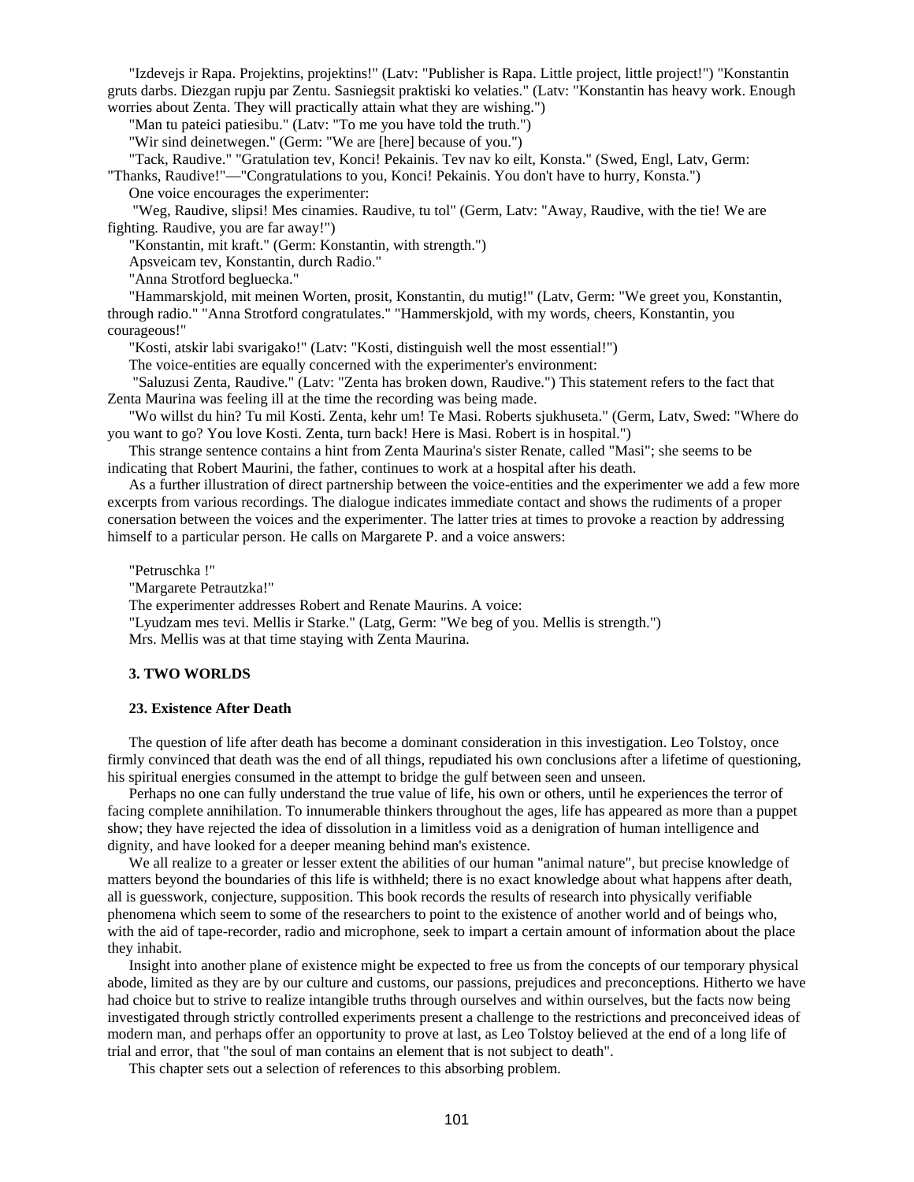"Izdevejs ir Rapa. Projektins, projektins!" (Latv: "Publisher is Rapa. Little project, little project!") "Konstantin gruts darbs. Diezgan rupju par Zentu. Sasniegsit praktiski ko velaties." (Latv: "Konstantin has heavy work. Enough worries about Zenta. They will practically attain what they are wishing.")

"Man tu pateici patiesibu." (Latv: "To me you have told the truth.")

"Wir sind deinetwegen." (Germ: "We are [here] because of you.")

"Tack, Raudive." "Gratulation tev, Konci! Pekainis. Tev nav ko eilt, Konsta." (Swed, Engl, Latv, Germ: "Thanks, Raudive!"—"Congratulations to you, Konci! Pekainis. You don't have to hurry, Konsta.")

One voice encourages the experimenter:

"Weg, Raudive, slipsi! Mes cinamies. Raudive, tu tol" (Germ, Latv: "Away, Raudive, with the tie! We are fighting. Raudive, you are far away!")

"Konstantin, mit kraft." (Germ: Konstantin, with strength.")

Apsveicam tev, Konstantin, durch Radio."

"Anna Strotford begluecka."

"Hammarskjold, mit meinen Worten, prosit, Konstantin, du mutig!" (Latv, Germ: "We greet you, Konstantin, through radio." "Anna Strotford congratulates." "Hammerskjold, with my words, cheers, Konstantin, you courageous!"

"Kosti, atskir labi svarigako!" (Latv: "Kosti, distinguish well the most essential!")

The voice-entities are equally concerned with the experimenter's environment:

"Saluzusi Zenta, Raudive." (Latv: "Zenta has broken down, Raudive.") This statement refers to the fact that Zenta Maurina was feeling ill at the time the recording was being made.

"Wo willst du hin? Tu mil Kosti. Zenta, kehr um! Te Masi. Roberts sjukhuseta." (Germ, Latv, Swed: "Where do you want to go? You love Kosti. Zenta, turn back! Here is Masi. Robert is in hospital.")

This strange sentence contains a hint from Zenta Maurina's sister Renate, called "Masi"; she seems to be indicating that Robert Maurini, the father, continues to work at a hospital after his death.

As a further illustration of direct partnership between the voice-entities and the experimenter we add a few more excerpts from various recordings. The dialogue indicates immediate contact and shows the rudiments of a proper conersation between the voices and the experimenter. The latter tries at times to provoke a reaction by addressing himself to a particular person. He calls on Margarete P. and a voice answers:

"Petruschka !"

"Margarete Petrautzka!"

The experimenter addresses Robert and Renate Maurins. A voice:

"Lyudzam mes tevi. Mellis ir Starke." (Latg, Germ: "We beg of you. Mellis is strength.")

Mrs. Mellis was at that time staying with Zenta Maurina.

## 3. TWO WORLDS

### 23. Existence After Death

The question of life after death has become a dominant consideration in this investigation. Leo Tolstoy, once firmly convinced that death was the end of all things, repudiated his own conclusions after a lifetime of questioning, his spiritual energies consumed in the attempt to bridge the gulf between seen and unseen.

Perhaps no one can fully understand the true value of life, his own or others, until he experiences the terror of facing complete annihilation. To innumerable thinkers throughout the ages, life has appeared as more than a puppet show; they have rejected the idea of dissolution in a limitless void as a denigration of human intelligence and dignity, and have looked for a deeper meaning behind man's existence.

We all realize to a greater or lesser extent the abilities of our human "animal nature", but precise knowledge of matters beyond the boundaries of this life is withheld; there is no exact knowledge about what happens after death, all is guesswork, conjecture, supposition. This book records the results of research into physically verifiable phenomena which seem to some of the researchers to point to the existence of another world and of beings who, with the aid of tape-recorder, radio and microphone, seek to impart a certain amount of information about the place they inhabit.

Insight into another plane of existence might be expected to free us from the concepts of our temporary physical abode, limited as they are by our culture and customs, our passions, prejudices and preconceptions. Hitherto we have had choice but to strive to realize intangible truths through ourselves and within ourselves, but the facts now being investigated through strictly controlled experiments present a challenge to the restrictions and preconceived ideas of modern man, and perhaps offer an opportunity to prove at last, as Leo Tolstoy believed at the end of a long life of trial and error, that "the soul of man contains an element that is not subject to death".

This chapter sets out a selection of references to this absorbing problem.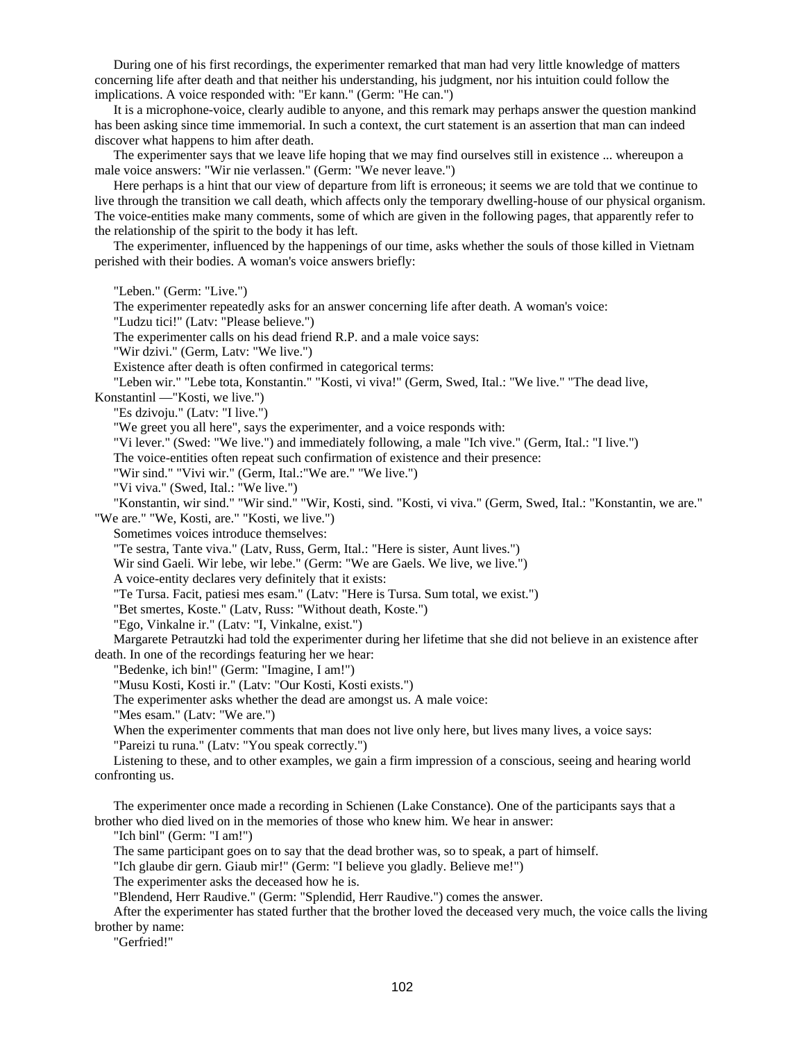During one of his first recordings, the experimenter remarked that man had very little knowledge of matters concerning life after death and that neither his understanding, his judgment, nor his intuition could follow the implications. A voice responded with: "Er kann." (Germ: "He can.")

It is a microphone-voice, clearly audible to anyone, and this remark may perhaps answer the question mankind has been asking since time immemorial. In such a context, the curt statement is an assertion that man can indeed discover what happens to him after death.

The experimenter says that we leave life hoping that we may find ourselves still in existence ... whereupon a male voice answers: "Wir nie verlassen." (Germ: "We never leave.")

Here perhaps is a hint that our view of departure from lift is erroneous; it seems we are told that we continue to live through the transition we call death, which affects only the temporary dwelling-house of our physical organism. The voice-entities make many comments, some of which are given in the following pages, that apparently refer to the relationship of the spirit to the body it has left.

The experimenter, influenced by the happenings of our time, asks whether the souls of those killed in Vietnam perished with their bodies. A woman's voice answers briefly:

"Leben." (Germ: "Live.")

The experimenter repeatedly asks for an answer concerning life after death. A woman's voice:

"Ludzu tici!" (Latv: "Please believe.")

The experimenter calls on his dead friend R.P. and a male voice says:

"Wir dzivi." (Germ, Latv: "We live.")

Existence after death is often confirmed in categorical terms:

"Leben wir." "Lebe tota, Konstantin." "Kosti, vi viva!" (Germ, Swed, Ital.: "We live." "The dead live, Konstantinl —"Kosti, we live.")

"Es dzivoju." (Latv: "I live.")

"We greet you all here", says the experimenter, and a voice responds with:

"Vi lever." (Swed: "We live.") and immediately following, a male "Ich vive." (Germ, Ital.: "I live.")

The voice-entities often repeat such confirmation of existence and their presence:

"Wir sind." "Vivi wir." (Germ, Ital.:"We are." "We live.")

"Vi viva." (Swed, Ital.: "We live.")

"Konstantin, wir sind." "Wir sind." "Wir, Kosti, sind. "Kosti, vi viva." (Germ, Swed, Ital.: "Konstantin, we are." "We are." "We, Kosti, are." "Kosti, we live.")

Sometimes voices introduce themselves:

"Te sestra, Tante viva." (Latv, Russ, Germ, Ital.: "Here is sister, Aunt lives.")

Wir sind Gaeli. Wir lebe, wir lebe." (Germ: "We are Gaels. We live, we live.")

A voice-entity declares very definitely that it exists:

"Te Tursa. Facit, patiesi mes esam." (Latv: "Here is Tursa. Sum total, we exist.")

"Bet smertes, Koste." (Latv, Russ: "Without death, Koste.")

"Ego, Vinkalne ir." (Latv: "I, Vinkalne, exist.")

Margarete Petrautzki had told the experimenter during her lifetime that she did not believe in an existence after death. In one of the recordings featuring her we hear:

"Bedenke, ich bin!" (Germ: "Imagine, I am!")

"Musu Kosti, Kosti ir." (Latv: "Our Kosti, Kosti exists.")

The experimenter asks whether the dead are amongst us. A male voice:

"Mes esam." (Latv: "We are.")

When the experimenter comments that man does not live only here, but lives many lives, a voice says:

"Pareizi tu runa." (Latv: "You speak correctly.")

Listening to these, and to other examples, we gain a firm impression of a conscious, seeing and hearing world confronting us.

The experimenter once made a recording in Schienen (Lake Constance). One of the participants says that a brother who died lived on in the memories of those who knew him. We hear in answer:

"Ich binl" (Germ: "I am!")

The same participant goes on to say that the dead brother was, so to speak, a part of himself.

"Ich glaube dir gern. Giaub mir!" (Germ: "I believe you gladly. Believe me!")

The experimenter asks the deceased how he is.

"Blendend, Herr Raudive." (Germ: "Splendid, Herr Raudive.") comes the answer.

After the experimenter has stated further that the brother loved the deceased very much, the voice calls the living brother by name:

"Gerfried!"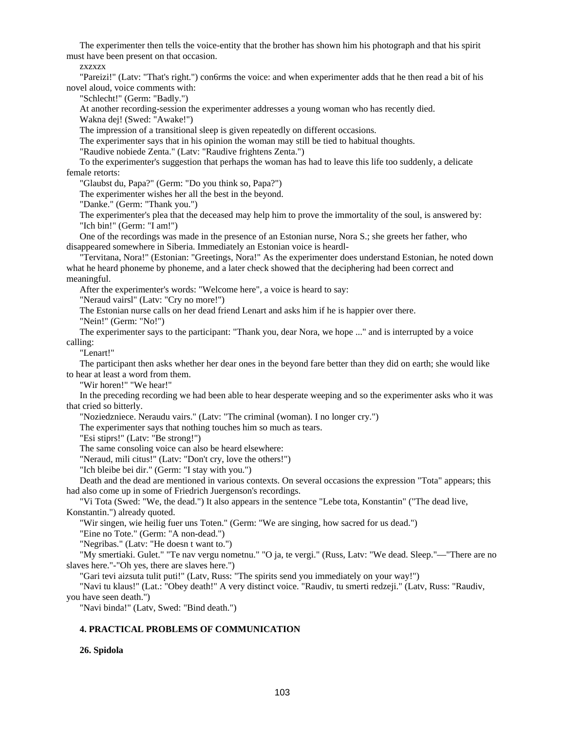The experimenter then tells the voice-entity that the brother has shown him his photograph and that his spirit must have been present on that occasion.

zxzxzx

"Pareizi!" (Latv: "That's right.") con6rms the voice: and when experimenter adds that he then read a bit of his novel aloud, voice comments with:

"Schlecht!" (Germ: "Badly.")

At another recording-session the experimenter addresses a young woman who has recently died.

Wakna dej! (Swed: "Awake!")

The impression of a transitional sleep is given repeatedly on different occasions.

The experimenter says that in his opinion the woman may still be tied to habitual thoughts.

"Raudive nobiede Zenta." (Latv: "Raudive frightens Zenta.")

To the experimenter's suggestion that perhaps the woman has had to leave this life too suddenly, a delicate female retorts:

"Glaubst du, Papa?" (Germ: "Do you think so, Papa?")

The experimenter wishes her all the best in the beyond.

"Danke." (Germ: "Thank you.")

The experimenter's plea that the deceased may help him to prove the immortality of the soul, is answered by:

"Ich bin!" (Germ: "I am!")

One of the recordings was made in the presence of an Estonian nurse, Nora S.; she greets her father, who disappeared somewhere in Siberia. Immediately an Estonian voice is heardl-

"Tervitana, Nora!" (Estonian: "Greetings, Nora!" As the experimenter does understand Estonian, he noted down what he heard phoneme by phoneme, and a later check showed that the deciphering had been correct and meaningful.

After the experimenter's words: "Welcome here", a voice is heard to say:

"Neraud vairsl" (Latv: "Cry no more!")

The Estonian nurse calls on her dead friend Lenart and asks him if he is happier over there.

"Nein!" (Germ: "No!")

The experimenter says to the participant: "Thank you, dear Nora, we hope ..." and is interrupted by a voice calling:

"Lenart!"

The participant then asks whether her dear ones in the beyond fare better than they did on earth; she would like to hear at least a word from them.

"Wir horen!" "We hear!"

In the preceding recording we had been able to hear desperate weeping and so the experimenter asks who it was that cried so bitterly.

"Noziedzniece. Neraudu vairs." (Latv: "The criminal (woman). I no longer cry.")

The experimenter says that nothing touches him so much as tears.

"Esi stiprs!" (Latv: "Be strong!")

The same consoling voice can also be heard elsewhere:

"Neraud, mili citus!" (Latv: "Don't cry, love the others!")

"Ich bleibe bei dir." (Germ: "I stay with you.")

Death and the dead are mentioned in various contexts. On several occasions the expression "Tota" appears; this had also come up in some of Friedrich Juergenson's recordings.

"Vi Tota (Swed: "We, the dead.") It also appears in the sentence "Lebe tota, Konstantin" ("The dead live, Konstantin.") already quoted.

"Wir singen, wie heilig fuer uns Toten." (Germ: "We are singing, how sacred for us dead.")

"Eine no Tote." (Germ: "A non-dead.")

"Negribas." (Latv: "He doesn t want to.")

"My smertiaki. Gulet." "Te nav vergu nometnu." "O ja, te vergi." (Russ, Latv: "We dead. Sleep."—"There are no slaves here."-"Oh yes, there are slaves here.")

"Gari tevi aizsuta tulit puti!" (Latv, Russ: "The spirits send you immediately on your way!")

"Navi tu klaus!" (Lat.: "Obey death!" A very distinct voice. "Raudiv, tu smerti redzeji." (Latv, Russ: "Raudiv, you have seen death.")

"Navi binda!" (Latv, Swed: "Bind death.")

**4. PRACTICAL PROBLEMS OF COMMUNICATION**

**26. Spidola**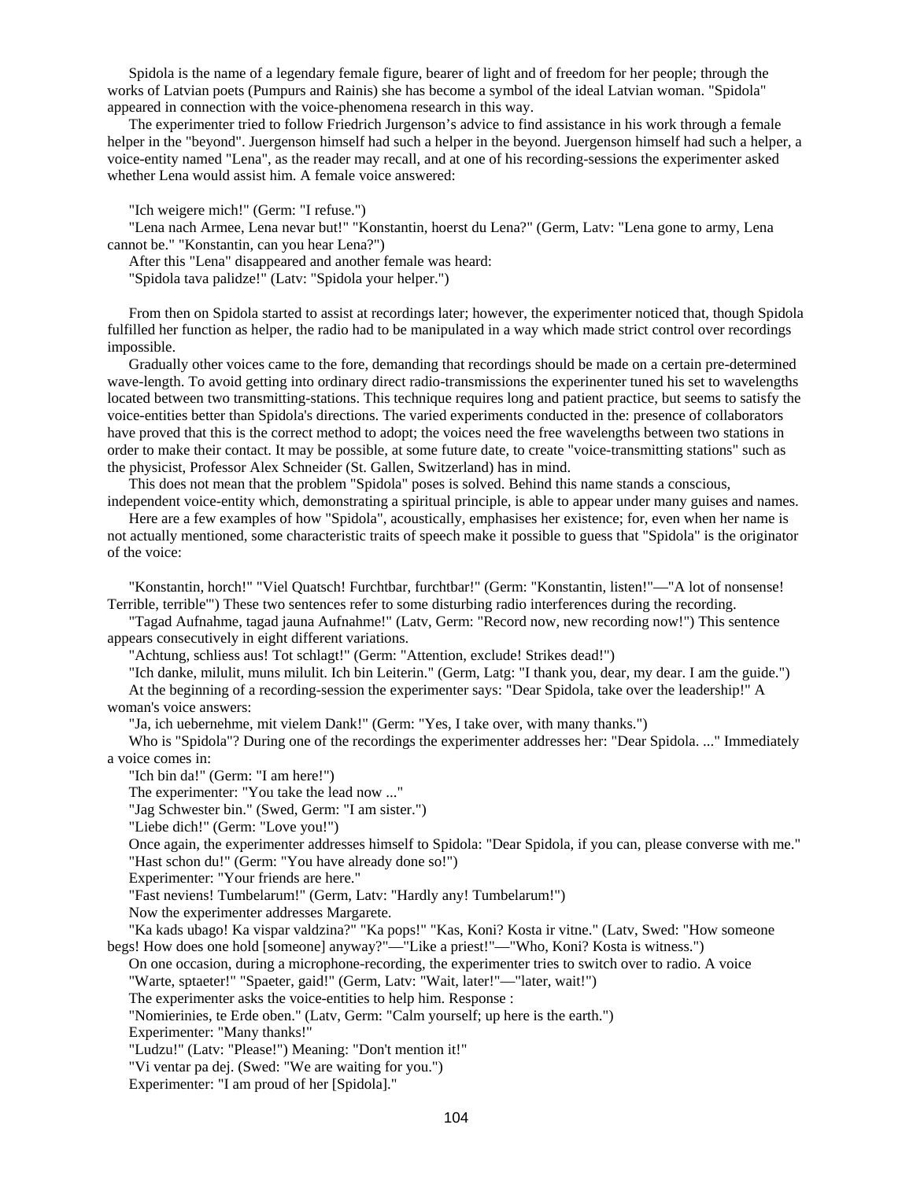Spidola is the name of a legendary female figure, bearer of light and of freedom for her people; through the works of Latvian poets (Pumpurs and Rainis) she has become a symbol of the ideal Latvian woman. "Spidola" appeared in connection with the voice-phenomena research in this way.

The experimenter tried to follow Friedrich Jurgenson's advice to find assistance in his work through a female helper in the "beyond". Juergenson himself had such a helper in the beyond. Juergenson himself had such a helper, a voice-entity named "Lena", as the reader may recall, and at one of his recording-sessions the experimenter asked whether Lena would assist him. A female voice answered:

"Ich weigere mich!" (Germ: "I refuse.")

"Lena nach Armee, Lena nevar but!" "Konstantin, hoerst du Lena?" (Germ, Latv: "Lena gone to army, Lena cannot be." "Konstantin, can you hear Lena?")

After this "Lena" disappeared and another female was heard:

"Spidola tava palidze!" (Latv: "Spidola your helper.")

From then on Spidola started to assist at recordings later; however, the experimenter noticed that, though Spidola fulfilled her function as helper, the radio had to be manipulated in a way which made strict control over recordings impossible.

Gradually other voices came to the fore, demanding that recordings should be made on a certain pre-determined wave-length. To avoid getting into ordinary direct radio-transmissions the experinenter tuned his set to wavelengths located between two transmitting-stations. This technique requires long and patient practice, but seems to satisfy the voice-entities better than Spidola's directions. The varied experiments conducted in the: presence of collaborators have proved that this is the correct method to adopt; the voices need the free wavelengths between two stations in order to make their contact. It may be possible, at some future date, to create "voice-transmitting stations" such as the physicist, Professor Alex Schneider (St. Gallen, Switzerland) has in mind.

This does not mean that the problem "Spidola" poses is solved. Behind this name stands a conscious, independent voice-entity which, demonstrating a spiritual principle, is able to appear under many guises and names.

Here are a few examples of how "Spidola", acoustically, emphasises her existence; for, even when her name is not actually mentioned, some characteristic traits of speech make it possible to guess that "Spidola" is the originator of the voice:

"Konstantin, horch!" "Viel Quatsch! Furchtbar, furchtbar!" (Germ: "Konstantin, listen!"—"A lot of nonsense! Terrible, terrible'") These two sentences refer to some disturbing radio interferences during the recording.

"Tagad Aufnahme, tagad jauna Aufnahme!" (Latv, Germ: "Record now, new recording now!") This sentence appears consecutively in eight different variations.

"Achtung, schliess aus! Tot schlagt!" (Germ: "Attention, exclude! Strikes dead!")

"Ich danke, milulit, muns milulit. Ich bin Leiterin." (Germ, Latg: "I thank you, dear, my dear. I am the guide.")

At the beginning of a recording-session the experimenter says: "Dear Spidola, take over the leadership!" A woman's voice answers:

"Ja, ich uebernehme, mit vielem Dank!" (Germ: "Yes, I take over, with many thanks.")

Who is "Spidola"? During one of the recordings the experimenter addresses her: "Dear Spidola. ..." Immediately a voice comes in:

"Ich bin da!" (Germ: "I am here!")

The experimenter: "You take the lead now ..."

"Jag Schwester bin." (Swed, Germ: "I am sister.")

"Liebe dich!" (Germ: "Love you!")

Once again, the experimenter addresses himself to Spidola: "Dear Spidola, if you can, please converse with me."

"Hast schon du!" (Germ: "You have already done so!")

Experimenter: "Your friends are here."

"Fast neviens! Tumbelarum!" (Germ, Latv: "Hardly any! Tumbelarum!")

Now the experimenter addresses Margarete.

"Ka kads ubago! Ka vispar valdzina?" "Ka pops!" "Kas, Koni? Kosta ir vitne." (Latv, Swed: "How someone begs! How does one hold [someone] anyway?"—"Like a priest!"—"Who, Koni? Kosta is witness.")

On one occasion, during a microphone-recording, the experimenter tries to switch over to radio. A voice

"Warte, sptaeter!" "Spaeter, gaid!" (Germ, Latv: "Wait, later!"—"later, wait!")

The experimenter asks the voice-entities to help him. Response :

"Nomierinies, te Erde oben." (Latv, Germ: "Calm yourself; up here is the earth.")

Experimenter: "Many thanks!"

"Ludzu!" (Latv: "Please!") Meaning: "Don't mention it!"

"Vi ventar pa dej. (Swed: "We are waiting for you.")

Experimenter: "I am proud of her [Spidola]."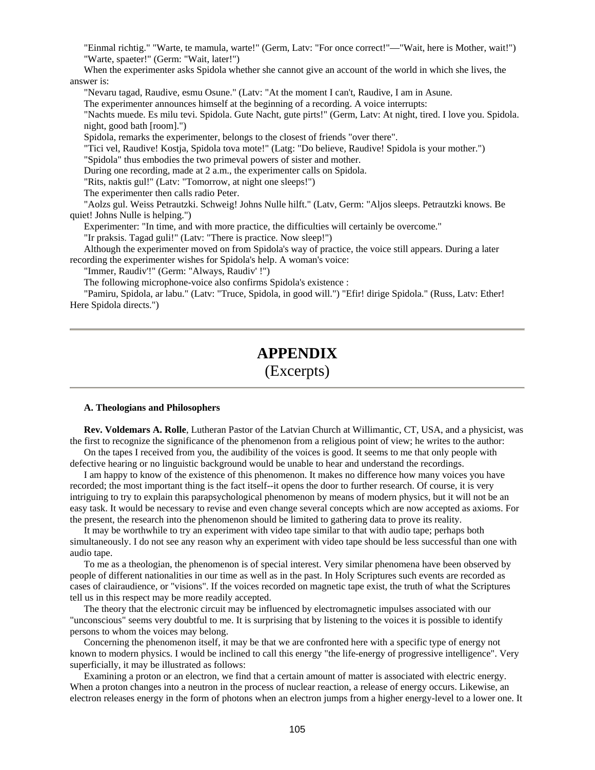"Einmal richtig." "Warte, te mamula, warte!" (Germ, Latv: "For once correct!"—"Wait, here is Mother, wait!") "Warte, spaeter!" (Germ: "Wait, later!")

When the experimenter asks Spidola whether she cannot give an account of the world in which she lives, the answer is:

"Nevaru tagad, Raudive, esmu Osune." (Latv: "At the moment I can't, Raudive, I am in Asune.

The experimenter announces himself at the beginning of a recording. A voice interrupts:

"Nachts muede. Es milu tevi. Spidola. Gute Nacht, gute pirts!" (Germ, Latv: At night, tired. I love you. Spidola. night, good bath [room].")

Spidola, remarks the experimenter, belongs to the closest of friends "over there".

"Tici vel, Raudive! Kostja, Spidola tova mote!" (Latg: "Do believe, Raudive! Spidola is your mother.")

"Spidola" thus embodies the two primeval powers of sister and mother.

During one recording, made at 2 a.m., the experimenter calls on Spidola.

"Rits, naktis gul!" (Latv: "Tomorrow, at night one sleeps!")

The experimenter then calls radio Peter.

"Aolzs gul. Weiss Petrautzki. Schweig! Johns Nulle hilft." (Latv, Germ: "Aljos sleeps. Petrautzki knows. Be quiet! Johns Nulle is helping.")

Experimenter: "In time, and with more practice, the difficulties will certainly be overcome."

"Ir praksis. Tagad guli!" (Latv: "There is practice. Now sleep!")

Although the experimenter moved on from Spidola's way of practice, the voice still appears. During a later recording the experimenter wishes for Spidola's help. A woman's voice:

"Immer, Raudiv'!" (Germ: "Always, Raudiv' !")

The following microphone-voice also confirms Spidola's existence :

"Pamiru, Spidola, ar labu." (Latv: "Truce, Spidola, in good will.") "Efir! dirige Spidola." (Russ, Latv: Ether! Here Spidola directs.")

---

# APPENDIX
(Excerpts)

---

### A. Theologians and Philosophers

**Rev. Voldemars A. Rolle**, Lutheran Pastor of the Latvian Church at Willimantic, CT, USA, and a physicist, was the first to recognize the significance of the phenomenon from a religious point of view; he writes to the author:

On the tapes I received from you, the audibility of the voices is good. It seems to me that only people with defective hearing or no linguistic background would be unable to hear and understand the recordings.

I am happy to know of the existence of this phenomenon. It makes no difference how many voices you have recorded; the most important thing is the fact itself--it opens the door to further research. Of course, it is very intriguing to try to explain this parapsychological phenomenon by means of modern physics, but it will not be an easy task. It would be necessary to revise and even change several concepts which are now accepted as axioms. For the present, the research into the phenomenon should be limited to gathering data to prove its reality.

It may be worthwhile to try an experiment with video tape similar to that with audio tape; perhaps both simultaneously. I do not see any reason why an experiment with video tape should be less successful than one with audio tape.

To me as a theologian, the phenomenon is of special interest. Very similar phenomena have been observed by people of different nationalities in our time as well as in the past. In Holy Scriptures such events are recorded as cases of clairaudience, or "visions". If the voices recorded on magnetic tape exist, the truth of what the Scriptures tell us in this respect may be more readily accepted.

The theory that the electronic circuit may be influenced by electromagnetic impulses associated with our "unconscious" seems very doubtful to me. It is surprising that by listening to the voices it is possible to identify persons to whom the voices may belong.

Concerning the phenomenon itself, it may be that we are confronted here with a specific type of energy not known to modern physics. I would be inclined to call this energy "the life-energy of progressive intelligence". Very superficially, it may be illustrated as follows:

Examining a proton or an electron, we find that a certain amount of matter is associated with electric energy. When a proton changes into a neutron in the process of nuclear reaction, a release of energy occurs. Likewise, an electron releases energy in the form of photons when an electron jumps from a higher energy-level to a lower one. It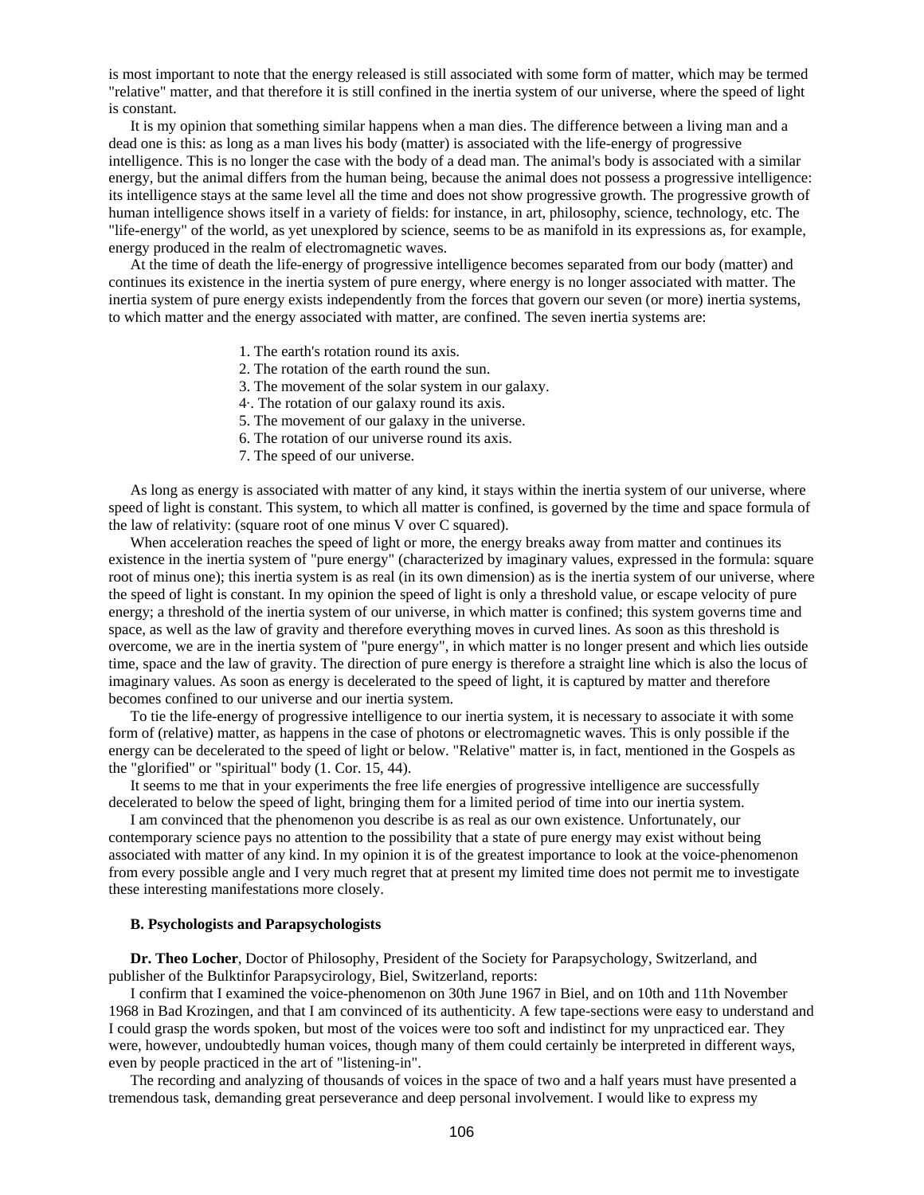is most important to note that the energy released is still associated with some form of matter, which may be termed "relative" matter, and that therefore it is still confined in the inertia system of our universe, where the speed of light is constant.

It is my opinion that something similar happens when a man dies. The difference between a living man and a dead one is this: as long as a man lives his body (matter) is associated with the life-energy of progressive intelligence. This is no longer the case with the body of a dead man. The animal's body is associated with a similar energy, but the animal differs from the human being, because the animal does not possess a progressive intelligence: its intelligence stays at the same level all the time and does not show progressive growth. The progressive growth of human intelligence shows itself in a variety of fields: for instance, in art, philosophy, science, technology, etc. The "life-energy" of the world, as yet unexplored by science, seems to be as manifold in its expressions as, for example, energy produced in the realm of electromagnetic waves.

At the time of death the life-energy of progressive intelligence becomes separated from our body (matter) and continues its existence in the inertia system of pure energy, where energy is no longer associated with matter. The inertia system of pure energy exists independently from the forces that govern our seven (or more) inertia systems, to which matter and the energy associated with matter, are confined. The seven inertia systems are:

1. The earth's rotation round its axis.
2. The rotation of the earth round the sun.
3. The movement of the solar system in our galaxy.
4. The rotation of our galaxy round its axis.
5. The movement of our galaxy in the universe.
6. The rotation of our universe round its axis.
7. The speed of our universe.

As long as energy is associated with matter of any kind, it stays within the inertia system of our universe, where speed of light is constant. This system, to which all matter is confined, is governed by the time and space formula of the law of relativity: (square root of one minus V over C squared).

When acceleration reaches the speed of light or more, the energy breaks away from matter and continues its existence in the inertia system of "pure energy" (characterized by imaginary values, expressed in the formula: square root of minus one); this inertia system is as real (in its own dimension) as is the inertia system of our universe, where the speed of light is constant. In my opinion the speed of light is only a threshold value, or escape velocity of pure energy; a threshold of the inertia system of our universe, in which matter is confined; this system governs time and space, as well as the law of gravity and therefore everything moves in curved lines. As soon as this threshold is overcome, we are in the inertia system of "pure energy", in which matter is no longer present and which lies outside time, space and the law of gravity. The direction of pure energy is therefore a straight line which is also the locus of imaginary values. As soon as energy is decelerated to the speed of light, it is captured by matter and therefore becomes confined to our universe and our inertia system.

To tie the life-energy of progressive intelligence to our inertia system, it is necessary to associate it with some form of (relative) matter, as happens in the case of photons or electromagnetic waves. This is only possible if the energy can be decelerated to the speed of light or below. "Relative" matter is, in fact, mentioned in the Gospels as the "glorified" or "spiritual" body (1. Cor. 15, 44).

It seems to me that in your experiments the free life energies of progressive intelligence are successfully decelerated to below the speed of light, bringing them for a limited period of time into our inertia system.

I am convinced that the phenomenon you describe is as real as our own existence. Unfortunately, our contemporary science pays no attention to the possibility that a state of pure energy may exist without being associated with matter of any kind. In my opinion it is of the greatest importance to look at the voice-phenomenon from every possible angle and I very much regret that at present my limited time does not permit me to investigate these interesting manifestations more closely.

### B. Psychologists and Parapsychologists

**Dr. Theo Locher**, Doctor of Philosophy, President of the Society for Parapsychology, Switzerland, and publisher of the Bulktinfor Parapsycirology, Biel, Switzerland, reports:

I confirm that I examined the voice-phenomenon on 30th June 1967 in Biel, and on 10th and 11th November 1968 in Bad Krozingen, and that I am convinced of its authenticity. A few tape-sections were easy to understand and I could grasp the words spoken, but most of the voices were too soft and indistinct for my unpracticed ear. They were, however, undoubtedly human voices, though many of them could certainly be interpreted in different ways, even by people practiced in the art of "listening-in".

The recording and analyzing of thousands of voices in the space of two and a half years must have presented a tremendous task, demanding great perseverance and deep personal involvement. I would like to express my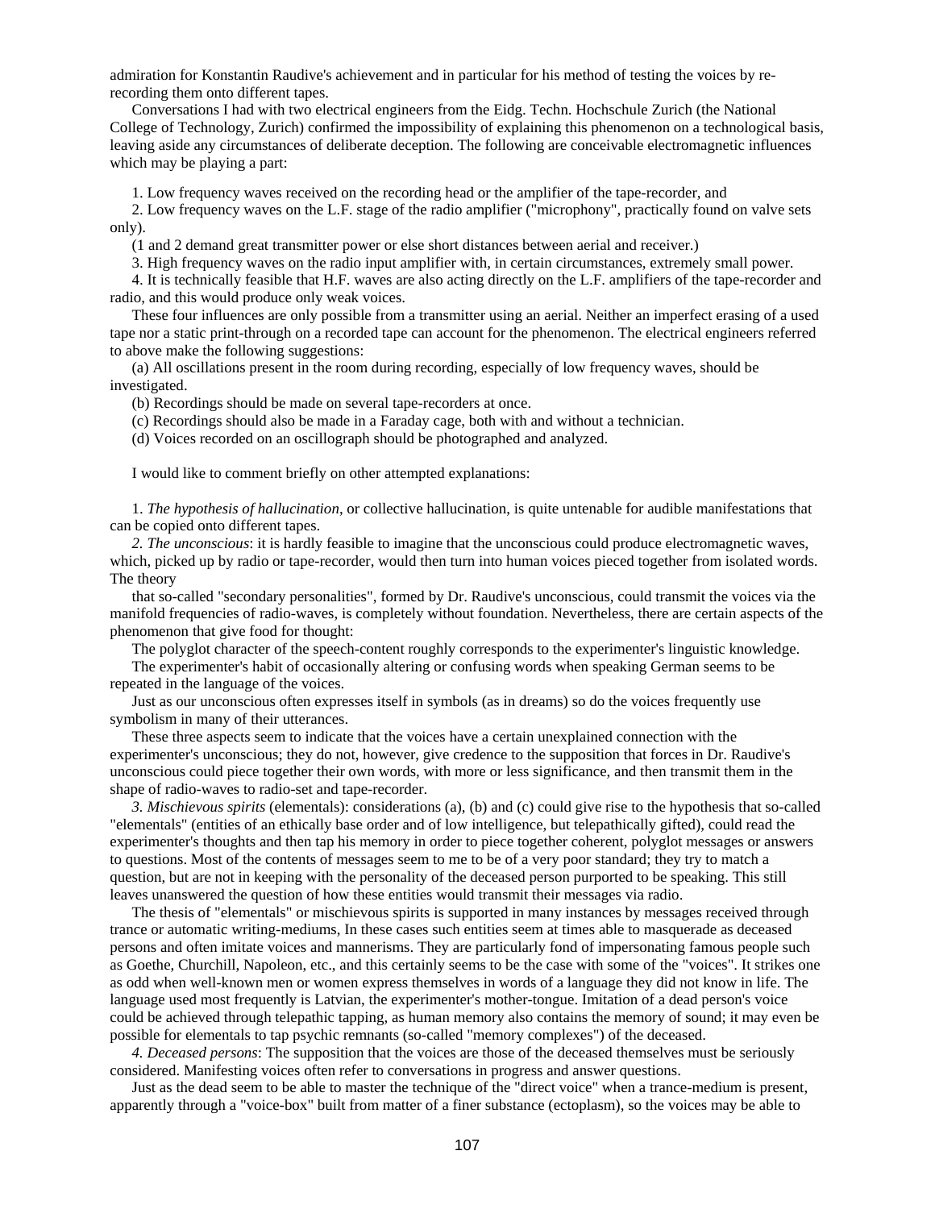admiration for Konstantin Raudive's achievement and in particular for his method of testing the voices by re-recording them onto different tapes.

Conversations I had with two electrical engineers from the Eidg. Techn. Hochschule Zurich (the National College of Technology, Zurich) confirmed the impossibility of explaining this phenomenon on a technological basis, leaving aside any circumstances of deliberate deception. The following are conceivable electromagnetic influences which may be playing a part:

1. Low frequency waves received on the recording head or the amplifier of the tape-recorder, and
2. Low frequency waves on the L.F. stage of the radio amplifier ("microphony", practically found on valve sets only).

(1 and 2 demand great transmitter power or else short distances between aerial and receiver.)

3. High frequency waves on the radio input amplifier with, in certain circumstances, extremely small power.
4. It is technically feasible that H.F. waves are also acting directly on the L.F. amplifiers of the tape-recorder and radio, and this would produce only weak voices.

These four influences are only possible from a transmitter using an aerial. Neither an imperfect erasing of a used tape nor a static print-through on a recorded tape can account for the phenomenon. The electrical engineers referred to above make the following suggestions:

(a) All oscillations present in the room during recording, especially of low frequency waves, should be investigated.

(b) Recordings should be made on several tape-recorders at once.

(c) Recordings should also be made in a Faraday cage, both with and without a technician.

(d) Voices recorded on an oscillograph should be photographed and analyzed.

I would like to comment briefly on other attempted explanations:

1. *The hypothesis of hallucination*, or collective hallucination, is quite untenable for audible manifestations that can be copied onto different tapes.

*2. The unconscious*: it is hardly feasible to imagine that the unconscious could produce electromagnetic waves, which, picked up by radio or tape-recorder, would then turn into human voices pieced together from isolated words. The theory that so-called "secondary personalities", formed by Dr. Raudive's unconscious, could transmit the voices via the manifold frequencies of radio-waves, is completely without foundation. Nevertheless, there are certain aspects of the phenomenon that give food for thought:

The polyglot character of the speech-content roughly corresponds to the experimenter's linguistic knowledge.

The experimenter's habit of occasionally altering or confusing words when speaking German seems to be repeated in the language of the voices.

Just as our unconscious often expresses itself in symbols (as in dreams) so do the voices frequently use symbolism in many of their utterances.

These three aspects seem to indicate that the voices have a certain unexplained connection with the experimenter's unconscious; they do not, however, give credence to the supposition that forces in Dr. Raudive's unconscious could piece together their own words, with more or less significance, and then transmit them in the shape of radio-waves to radio-set and tape-recorder.

*3. Mischievous spirits* (elementals): considerations (a), (b) and (c) could give rise to the hypothesis that so-called "elementals" (entities of an ethically base order and of low intelligence, but telepathically gifted), could read the experimenter's thoughts and then tap his memory in order to piece together coherent, polyglot messages or answers to questions. Most of the contents of messages seem to me to be of a very poor standard; they try to match a question, but are not in keeping with the personality of the deceased person purported to be speaking. This still leaves unanswered the question of how these entities would transmit their messages via radio.

The thesis of "elementals" or mischievous spirits is supported in many instances by messages received through trance or automatic writing-mediums, In these cases such entities seem at times able to masquerade as deceased persons and often imitate voices and mannerisms. They are particularly fond of impersonating famous people such as Goethe, Churchill, Napoleon, etc., and this certainly seems to be the case with some of the "voices". It strikes one as odd when well-known men or women express themselves in words of a language they did not know in life. The language used most frequently is Latvian, the experimenter's mother-tongue. Imitation of a dead person's voice could be achieved through telepathic tapping, as human memory also contains the memory of sound; it may even be possible for elementals to tap psychic remnants (so-called "memory complexes") of the deceased.

*4. Deceased persons*: The supposition that the voices are those of the deceased themselves must be seriously considered. Manifesting voices often refer to conversations in progress and answer questions.

Just as the dead seem to be able to master the technique of the "direct voice" when a trance-medium is present, apparently through a "voice-box" built from matter of a finer substance (ectoplasm), so the voices may be able to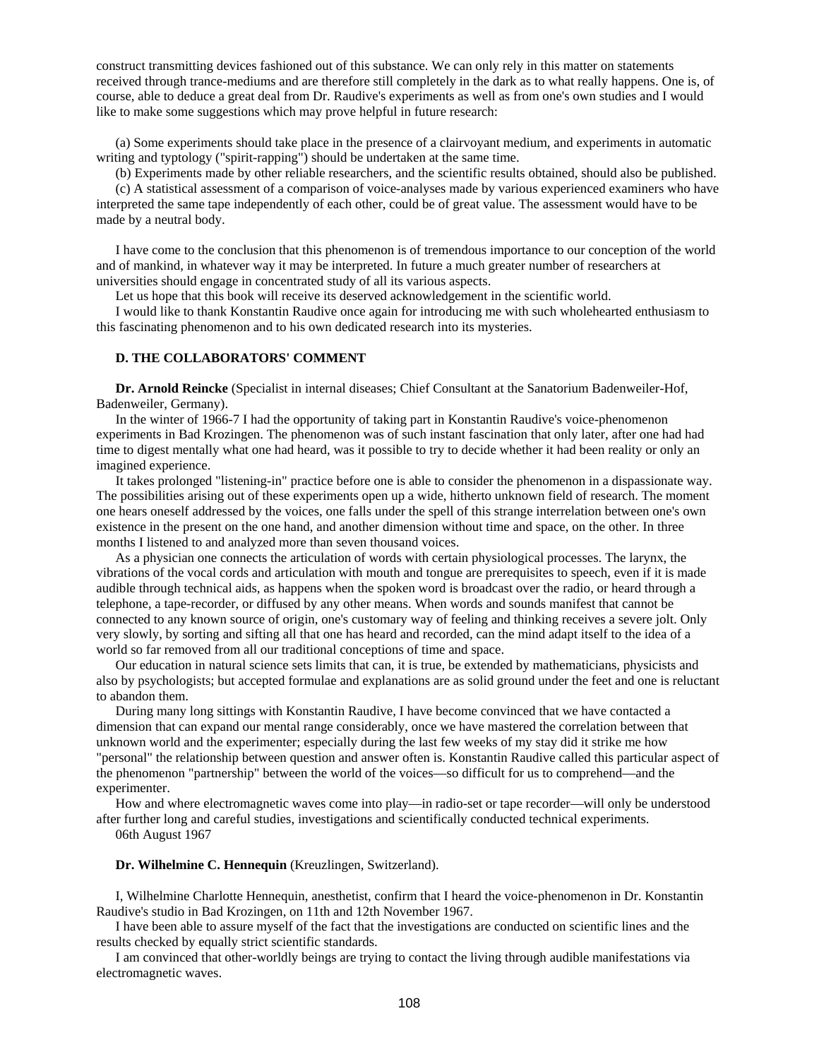construct transmitting devices fashioned out of this substance. We can only rely in this matter on statements received through trance-mediums and are therefore still completely in the dark as to what really happens. One is, of course, able to deduce a great deal from Dr. Raudive's experiments as well as from one's own studies and I would like to make some suggestions which may prove helpful in future research:

(a) Some experiments should take place in the presence of a clairvoyant medium, and experiments in automatic writing and typtology ("spirit-rapping") should be undertaken at the same time.

(b) Experiments made by other reliable researchers, and the scientific results obtained, should also be published.

(c) A statistical assessment of a comparison of voice-analyses made by various experienced examiners who have interpreted the same tape independently of each other, could be of great value. The assessment would have to be made by a neutral body.

I have come to the conclusion that this phenomenon is of tremendous importance to our conception of the world and of mankind, in whatever way it may be interpreted. In future a much greater number of researchers at universities should engage in concentrated study of all its various aspects.

Let us hope that this book will receive its deserved acknowledgement in the scientific world.

I would like to thank Konstantin Raudive once again for introducing me with such wholehearted enthusiasm to this fascinating phenomenon and to his own dedicated research into its mysteries.

### D. THE COLLABORATORS' COMMENT

**Dr. Arnold Reincke** (Specialist in internal diseases; Chief Consultant at the Sanatorium Badenweiler-Hof, Badenweiler, Germany).

In the winter of 1966-7 I had the opportunity of taking part in Konstantin Raudive's voice-phenomenon experiments in Bad Krozingen. The phenomenon was of such instant fascination that only later, after one had had time to digest mentally what one had heard, was it possible to try to decide whether it had been reality or only an imagined experience.

It takes prolonged "listening-in" practice before one is able to consider the phenomenon in a dispassionate way. The possibilities arising out of these experiments open up a wide, hitherto unknown field of research. The moment one hears oneself addressed by the voices, one falls under the spell of this strange interrelation between one's own existence in the present on the one hand, and another dimension without time and space, on the other. In three months I listened to and analyzed more than seven thousand voices.

As a physician one connects the articulation of words with certain physiological processes. The larynx, the vibrations of the vocal cords and articulation with mouth and tongue are prerequisites to speech, even if it is made audible through technical aids, as happens when the spoken word is broadcast over the radio, or heard through a telephone, a tape-recorder, or diffused by any other means. When words and sounds manifest that cannot be connected to any known source of origin, one's customary way of feeling and thinking receives a severe jolt. Only very slowly, by sorting and sifting all that one has heard and recorded, can the mind adapt itself to the idea of a world so far removed from all our traditional conceptions of time and space.

Our education in natural science sets limits that can, it is true, be extended by mathematicians, physicists and also by psychologists; but accepted formulae and explanations are as solid ground under the feet and one is reluctant to abandon them.

During many long sittings with Konstantin Raudive, I have become convinced that we have contacted a dimension that can expand our mental range considerably, once we have mastered the correlation between that unknown world and the experimenter; especially during the last few weeks of my stay did it strike me how "personal" the relationship between question and answer often is. Konstantin Raudive called this particular aspect of the phenomenon "partnership" between the world of the voices—so difficult for us to comprehend—and the experimenter.

How and where electromagnetic waves come into play—in radio-set or tape recorder—will only be understood after further long and careful studies, investigations and scientifically conducted technical experiments.

06th August 1967

**Dr. Wilhelmine C. Hennequin** (Kreuzlingen, Switzerland).

I, Wilhelmine Charlotte Hennequin, anesthetist, confirm that I heard the voice-phenomenon in Dr. Konstantin Raudive's studio in Bad Krozingen, on 11th and 12th November 1967.

I have been able to assure myself of the fact that the investigations are conducted on scientific lines and the results checked by equally strict scientific standards.

I am convinced that other-worldly beings are trying to contact the living through audible manifestations via electromagnetic waves.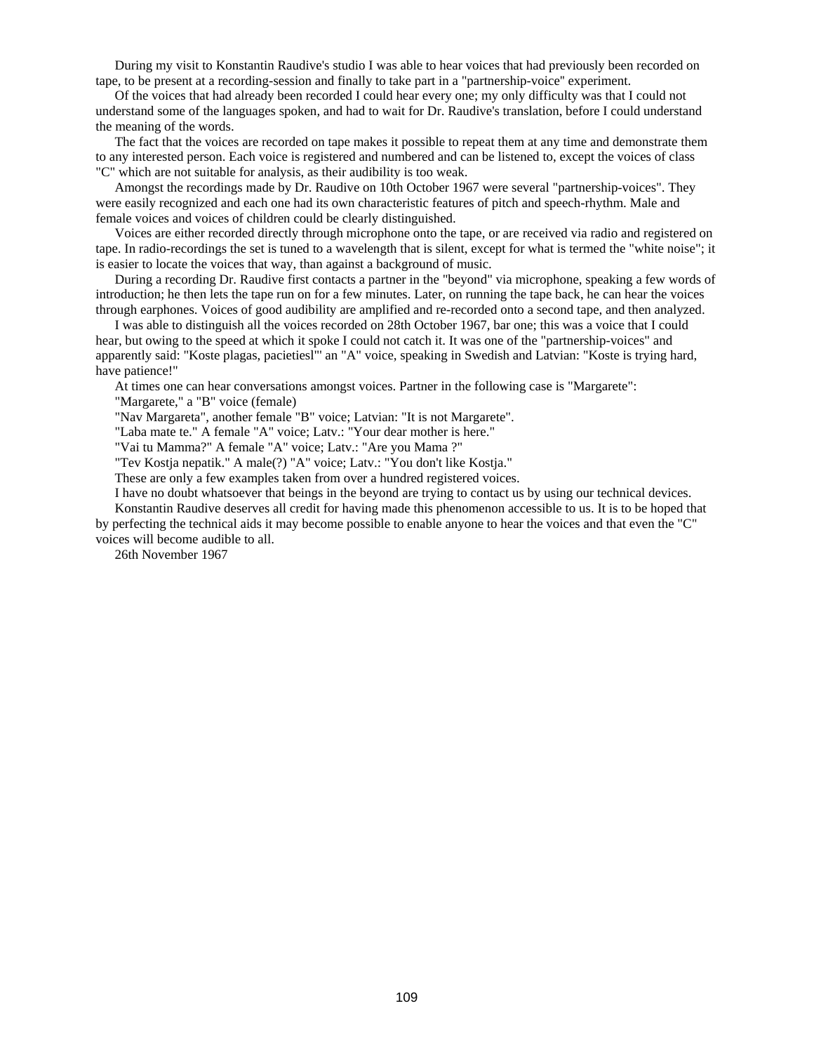During my visit to Konstantin Raudive's studio I was able to hear voices that had previously been recorded on tape, to be present at a recording-session and finally to take part in a "partnership-voice" experiment.

Of the voices that had already been recorded I could hear every one; my only difficulty was that I could not understand some of the languages spoken, and had to wait for Dr. Raudive's translation, before I could understand the meaning of the words.

The fact that the voices are recorded on tape makes it possible to repeat them at any time and demonstrate them to any interested person. Each voice is registered and numbered and can be listened to, except the voices of class "C" which are not suitable for analysis, as their audibility is too weak.

Amongst the recordings made by Dr. Raudive on 10th October 1967 were several "partnership-voices". They were easily recognized and each one had its own characteristic features of pitch and speech-rhythm. Male and female voices and voices of children could be clearly distinguished.

Voices are either recorded directly through microphone onto the tape, or are received via radio and registered on tape. In radio-recordings the set is tuned to a wavelength that is silent, except for what is termed the "white noise"; it is easier to locate the voices that way, than against a background of music.

During a recording Dr. Raudive first contacts a partner in the "beyond" via microphone, speaking a few words of introduction; he then lets the tape run on for a few minutes. Later, on running the tape back, he can hear the voices through earphones. Voices of good audibility are amplified and re-recorded onto a second tape, and then analyzed.

I was able to distinguish all the voices recorded on 28th October 1967, bar one; this was a voice that I could hear, but owing to the speed at which it spoke I could not catch it. It was one of the "partnership-voices" and apparently said: "Koste plagas, pacietiesl'" an "A" voice, speaking in Swedish and Latvian: "Koste is trying hard, have patience!"

At times one can hear conversations amongst voices. Partner in the following case is "Margarete":

"Margarete," a "B" voice (female)

"Nav Margareta", another female "B" voice; Latvian: "It is not Margarete".

"Laba mate te." A female "A" voice; Latv.: "Your dear mother is here."

"Vai tu Mamma?" A female "A" voice; Latv.: "Are you Mama ?"

"Tev Kostja nepatik." A male(?) "A" voice; Latv.: "You don't like Kostja."

These are only a few examples taken from over a hundred registered voices.

I have no doubt whatsoever that beings in the beyond are trying to contact us by using our technical devices.

Konstantin Raudive deserves all credit for having made this phenomenon accessible to us. It is to be hoped that by perfecting the technical aids it may become possible to enable anyone to hear the voices and that even the "C" voices will become audible to all.

26th November 1967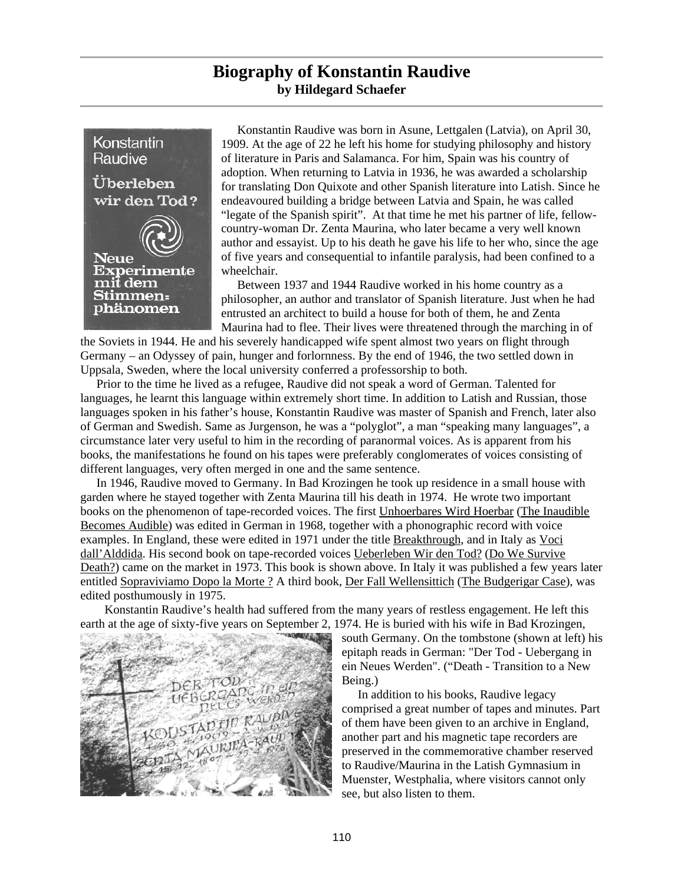# Biography of Konstantin Raudive

**by Hildegard Schaefer**

Konstantin Raudive was born in Asune, Lettgalen (Latvia), on April 30, 1909. At the age of 22 he left his home for studying philosophy and history of literature in Paris and Salamanca. For him, Spain was his country of adoption. When returning to Latvia in 1936, he was awarded a scholarship for translating Don Quixote and other Spanish literature into Latish. Since he endeavoured building a bridge between Latvia and Spain, he was called "legate of the Spanish spirit". At that time he met his partner of life, fellow-country-woman Dr. Zenta Maurina, who later became a very well known author and essayist. Up to his death he gave his life to her who, since the age of five years and consequential to infantile paralysis, had been confined to a wheelchair.

Between 1937 and 1944 Raudive worked in his home country as a philosopher, an author and translator of Spanish literature. Just when he had entrusted an architect to build a house for both of them, he and Zenta Maurina had to flee. Their lives were threatened through the marching in of the Soviets in 1944. He and his severely handicapped wife spent almost two years on flight through Germany – an Odyssey of pain, hunger and forlornness. By the end of 1946, the two settled down in Uppsala, Sweden, where the local university conferred a professorship to both.

Prior to the time he lived as a refugee, Raudive did not speak a word of German. Talented for languages, he learnt this language within extremely short time. In addition to Latish and Russian, those languages spoken in his father's house, Konstantin Raudive was master of Spanish and French, later also of German and Swedish. Same as Jurgenson, he was a "polyglot", a man "speaking many languages", a circumstance later very useful to him in the recording of paranormal voices. As is apparent from his books, the manifestations he found on his tapes were preferably conglomerates of voices consisting of different languages, very often merged in one and the same sentence.

In 1946, Raudive moved to Germany. In Bad Krozingen he took up residence in a small house with garden where he stayed together with Zenta Maurina till his death in 1974. He wrote two important books on the phenomenon of tape-recorded voices. The first Unhoerbares Wird Hoerbar (The Inaudible Becomes Audible) was edited in German in 1968, together with a phonographic record with voice examples. In England, these were edited in 1971 under the title Breakthrough, and in Italy as Voci dall'Alddida. His second book on tape-recorded voices Ueberleben Wir den Tod? (Do We Survive Death?) came on the market in 1973. This book is shown above. In Italy it was published a few years later entitled Sopraviviamo Dopo la Morte ? A third book, Der Fall Wellensittich (The Budgerigar Case), was edited posthumously in 1975.

Konstantin Raudive's health had suffered from the many years of restless engagement. He left this earth at the age of sixty-five years on September 2, 1974. He is buried with his wife in Bad Krozingen, south Germany. On the tombstone (shown at left) his epitaph reads in German: "Der Tod - Uebergang in ein Neues Werden". ("Death - Transition to a New Being.)

In addition to his books, Raudive legacy comprised a great number of tapes and minutes. Part of them have been given to an archive in England, another part and his magnetic tape recorders are preserved in the commemorative chamber reserved to Raudive/Maurina in the Latish Gymnasium in Muenster, Westphalia, where visitors cannot only see, but also listen to them.